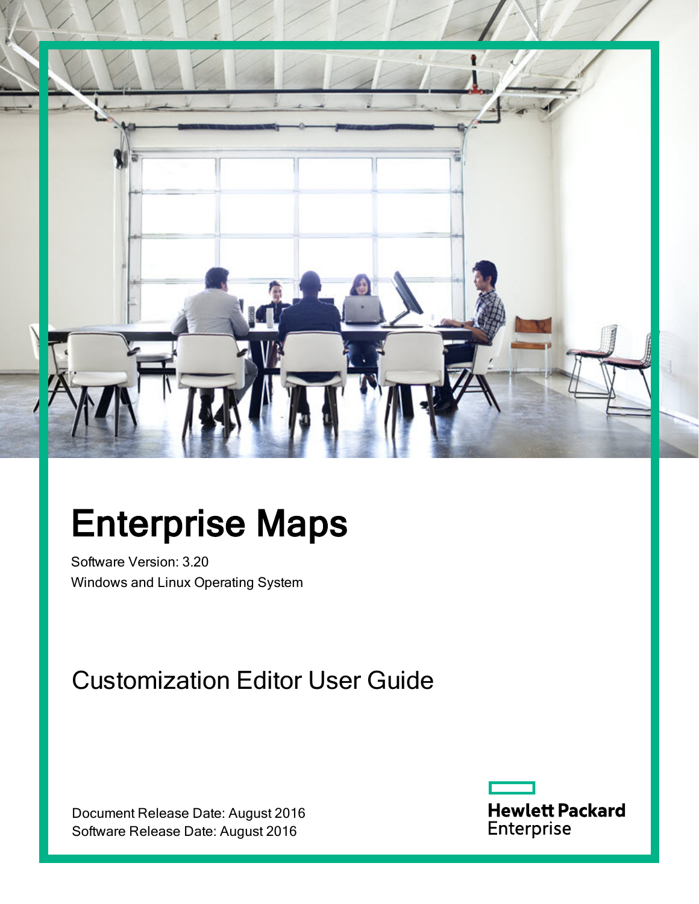# Enterprise Maps

Software Version: 3.20

Windows and Linux Operating System

## Customization Editor User Guide

Document Release Date: August 2016

Software Release Date: August 2016

Hewlett Packard Enterprise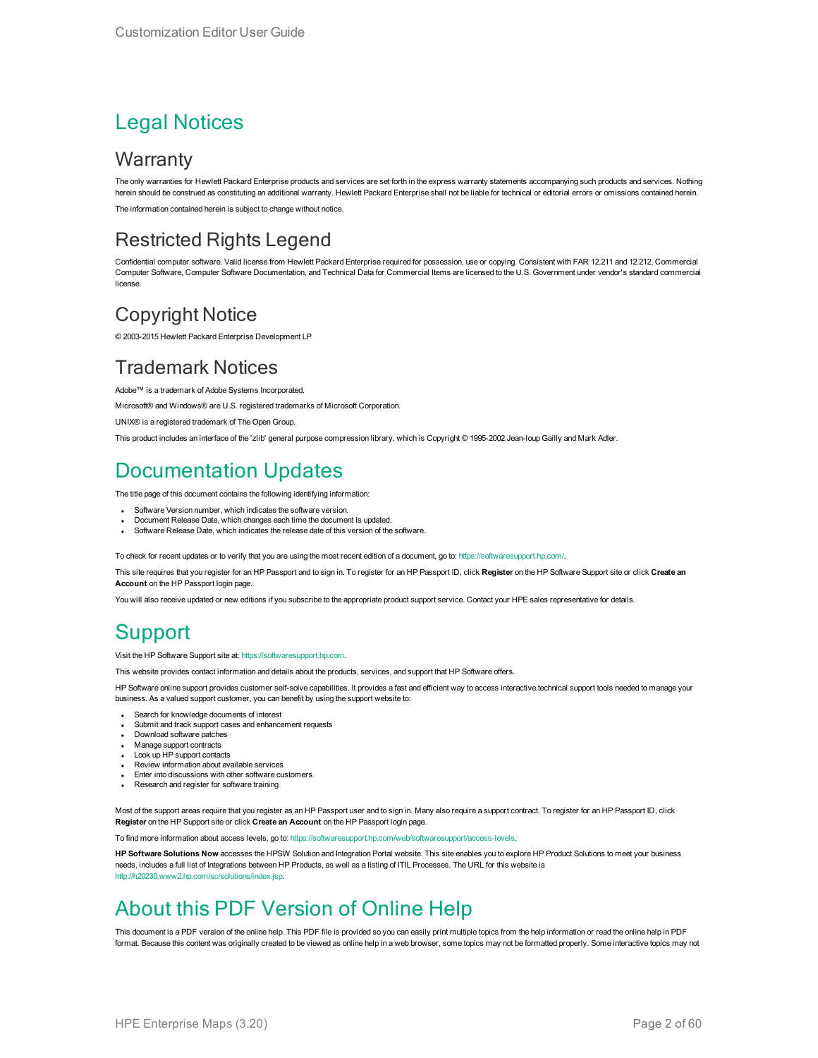# Legal Notices

## Warranty

The only warranties for Hewlett Packard Enterprise products and services are set forth in the express warranty statements accompanying such products and services. Nothing herein should be construed as constituting an additional warranty. Hewlett Packard Enterprise shall not be liable for technical or editorial errors or omissions contained herein.

The information contained herein is subject to change without notice.

## Restricted Rights Legend

Confidential computer software. Valid license from Hewlett Packard Enterprise required for possession, use or copying. Consistent with FAR 12.211 and 12.212, Commercial Computer Software, Computer Software Documentation, and Technical Data for Commercial Items are licensed to the U.S. Government under vendor's standard commercial license.

## Copyright Notice

© 2003-2015 Hewlett Packard Enterprise Development LP

## Trademark Notices

Adobe™ is a trademark of Adobe Systems Incorporated.

Microsoft® and Windows® are U.S. registered trademarks of Microsoft Corporation.

UNIX® is a registered trademark of The Open Group.

This product includes an interface of the 'zlib' general purpose compression library, which is Copyright © 1995-2002 Jean-loup Gailly and Mark Adler.

# Documentation Updates

The title page of this document contains the following identifying information:

- Software Version number, which indicates the software version.
- Document Release Date, which changes each time the document is updated.
- Software Release Date, which indicates the release date of this version of the software.

To check for recent updates or to verify that you are using the most recent edition of a document, go to: https://softwaresupport.hp.com/.

This site requires that you register for an HP Passport and to sign in. To register for an HP Passport ID, click **Register** on the HP Software Support site or click **Create an Account** on the HP Passport login page.

You will also receive updated or new editions if you subscribe to the appropriate product support service. Contact your HPE sales representative for details.

# Support

Visit the HP Software Support site at: https://softwaresupport.hp.com.

This website provides contact information and details about the products, services, and support that HP Software offers.

HP Software online support provides customer self-solve capabilities. It provides a fast and efficient way to access interactive technical support tools needed to manage your business. As a valued support customer, you can benefit by using the support website to:

- Search for knowledge documents of interest
- Submit and track support cases and enhancement requests
- Download software patches
- Manage support contracts
- Look up HP support contacts
- Review information about available services
- Enter into discussions with other software customers
- Research and register for software training

Most of the support areas require that you register as an HP Passport user and to sign in. Many also require a support contract. To register for an HP Passport ID, click **Register** on the HP Support site or click **Create an Account** on the HP Passport login page.

To find more information about access levels, go to: https://softwaresupport.hp.com/web/softwaresupport/access-levels.

**HP Software Solutions Now** accesses the HPSW Solution and Integration Portal website. This site enables you to explore HP Product Solutions to meet your business needs, includes a full list of Integrations between HP Products, as well as a listing of ITIL Processes. The URL for this website is http://h20230.www2.hp.com/sc/solutions/index.jsp.

# About this PDF Version of Online Help

This document is a PDF version of the online help. This PDF file is provided so you can easily print multiple topics from the help information or read the online help in PDF format. Because this content was originally created to be viewed as online help in a web browser, some topics may not be formatted properly. Some interactive topics may not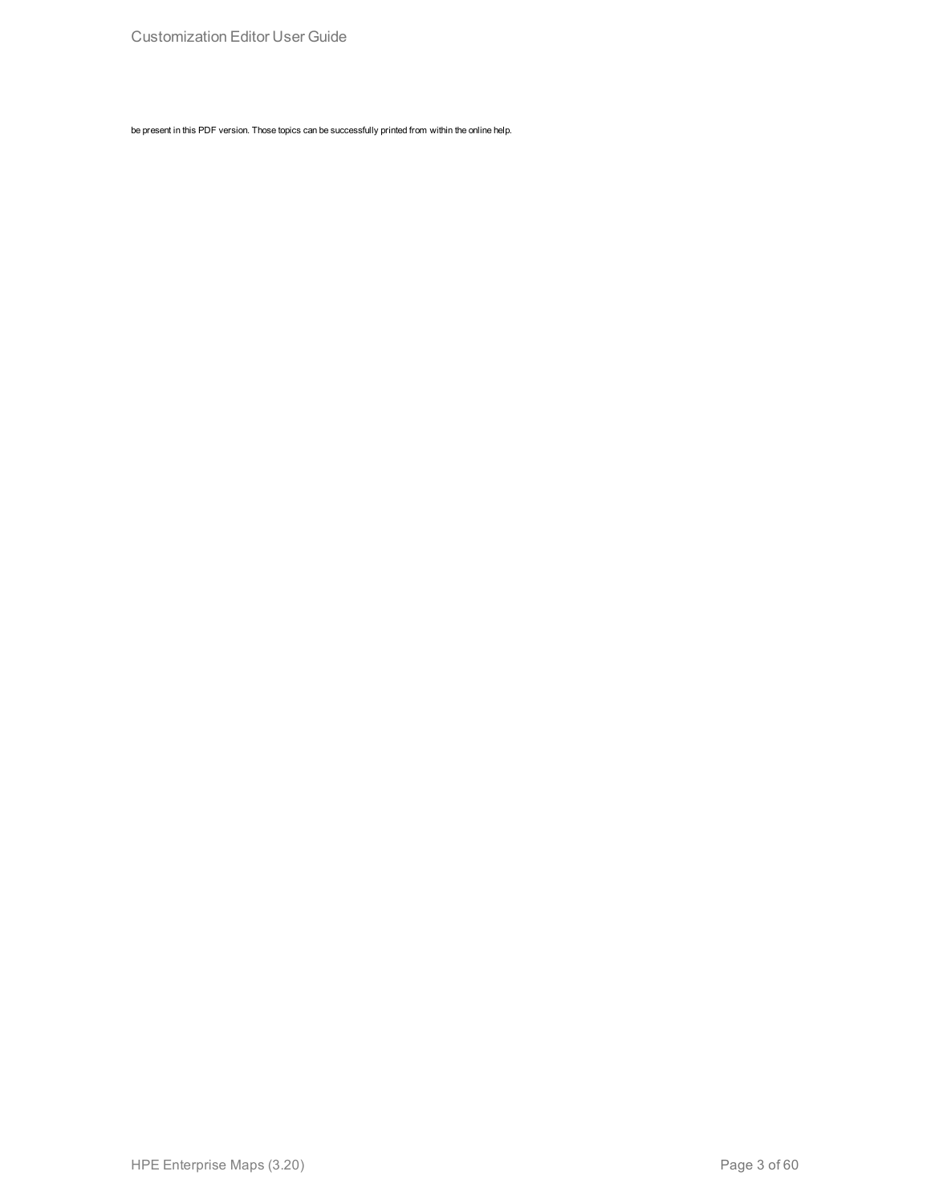be present in this PDF version. Those topics can be successfully printed from within the online help.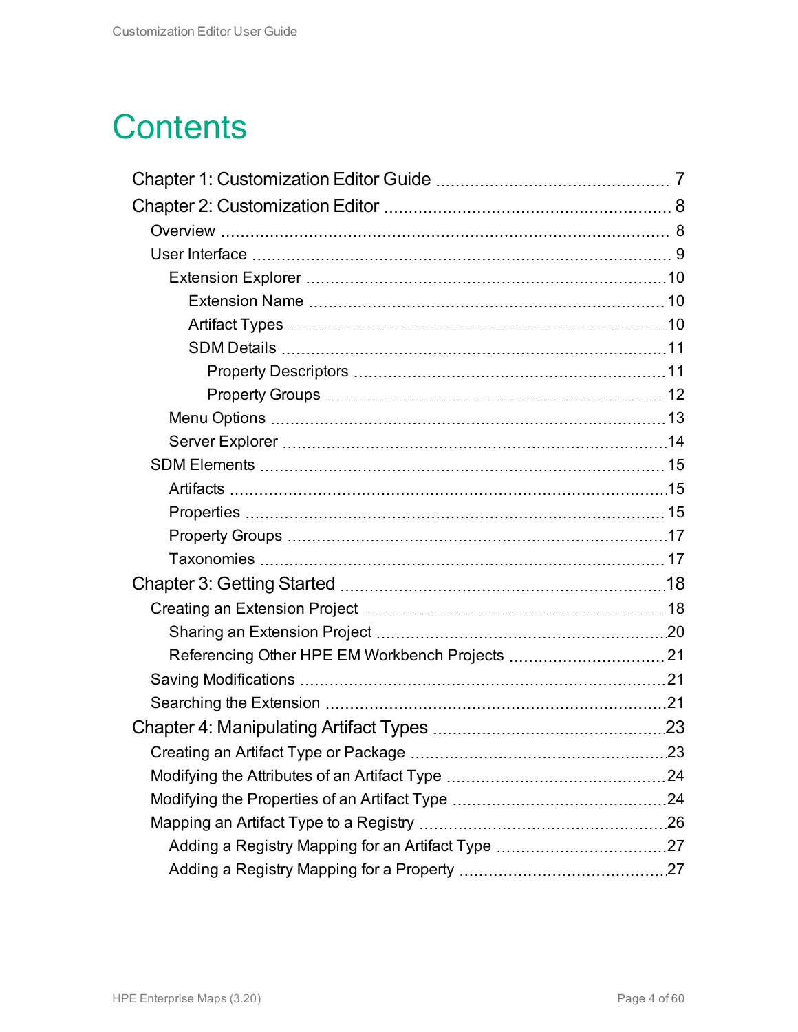# Contents

- Chapter 1: Customization Editor Guide ... 7
- Chapter 2: Customization Editor ... 8
  - Overview ... 8
  - User Interface ... 9
    - Extension Explorer ... 10
      - Extension Name ... 10
      - Artifact Types ... 10
      - SDM Details ... 11
        - Property Descriptors ... 11
        - Property Groups ... 12
    - Menu Options ... 13
    - Server Explorer ... 14
  - SDM Elements ... 15
    - Artifacts ... 15
    - Properties ... 15
    - Property Groups ... 17
    - Taxonomies ... 17
- Chapter 3: Getting Started ... 18
  - Creating an Extension Project ... 18
    - Sharing an Extension Project ... 20
    - Referencing Other HPE EM Workbench Projects ... 21
  - Saving Modifications ... 21
  - Searching the Extension ... 21
- Chapter 4: Manipulating Artifact Types ... 23
  - Creating an Artifact Type or Package ... 23
  - Modifying the Attributes of an Artifact Type ... 24
  - Modifying the Properties of an Artifact Type ... 24
  - Mapping an Artifact Type to a Registry ... 26
    - Adding a Registry Mapping for an Artifact Type ... 27
    - Adding a Registry Mapping for a Property ... 27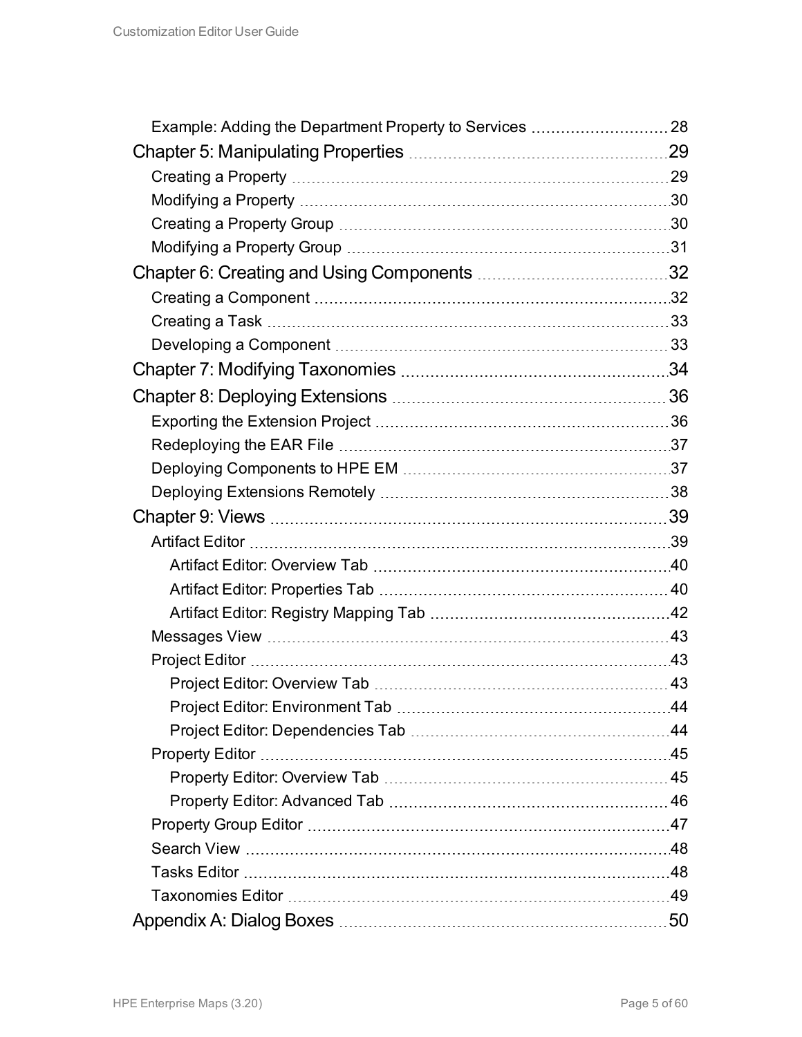- Example: Adding the Department Property to Services 28
- Chapter 5: Manipulating Properties 29
  - Creating a Property 29
  - Modifying a Property 30
  - Creating a Property Group 30
  - Modifying a Property Group 31
- Chapter 6: Creating and Using Components 32
  - Creating a Component 32
  - Creating a Task 33
  - Developing a Component 33
- Chapter 7: Modifying Taxonomies 34
- Chapter 8: Deploying Extensions 36
  - Exporting the Extension Project 36
  - Redeploying the EAR File 37
  - Deploying Components to HPE EM 37
  - Deploying Extensions Remotely 38
- Chapter 9: Views 39
  - Artifact Editor 39
    - Artifact Editor: Overview Tab 40
    - Artifact Editor: Properties Tab 40
    - Artifact Editor: Registry Mapping Tab 42
  - Messages View 43
  - Project Editor 43
    - Project Editor: Overview Tab 43
    - Project Editor: Environment Tab 44
    - Project Editor: Dependencies Tab 44
  - Property Editor 45
    - Property Editor: Overview Tab 45
    - Property Editor: Advanced Tab 46
  - Property Group Editor 47
  - Search View 48
  - Tasks Editor 48
  - Taxonomies Editor 49
- Appendix A: Dialog Boxes 50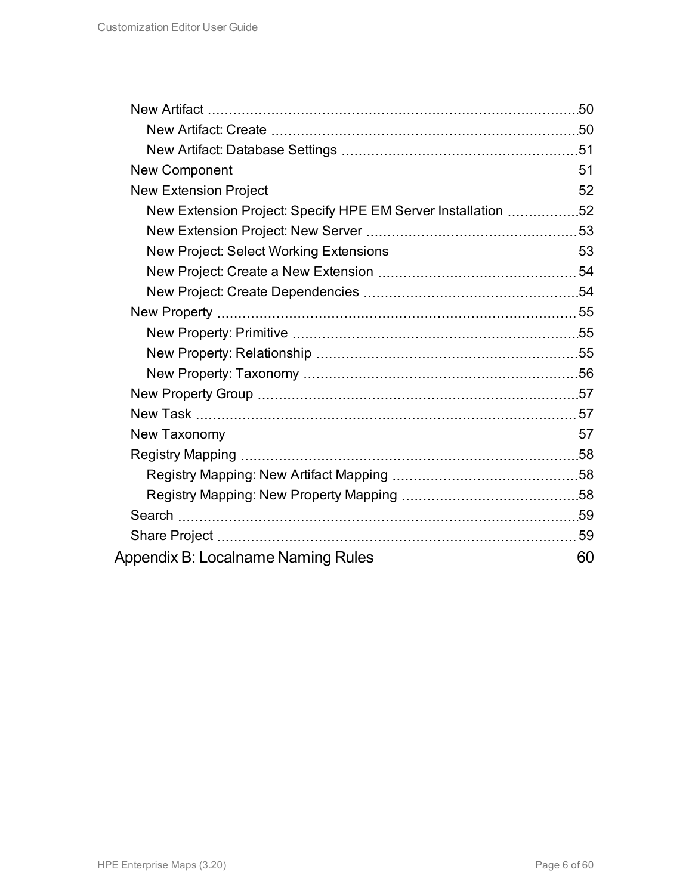- New Artifact 50
  - New Artifact: Create 50
  - New Artifact: Database Settings 51
- New Component 51
- New Extension Project 52
  - New Extension Project: Specify HPE EM Server Installation 52
  - New Extension Project: New Server 53
  - New Project: Select Working Extensions 53
  - New Project: Create a New Extension 54
  - New Project: Create Dependencies 54
- New Property 55
  - New Property: Primitive 55
  - New Property: Relationship 55
  - New Property: Taxonomy 56
- New Property Group 57
- New Task 57
- New Taxonomy 57
- Registry Mapping 58
  - Registry Mapping: New Artifact Mapping 58
  - Registry Mapping: New Property Mapping 58
- Search 59
- Share Project 59

Appendix B: Localname Naming Rules 60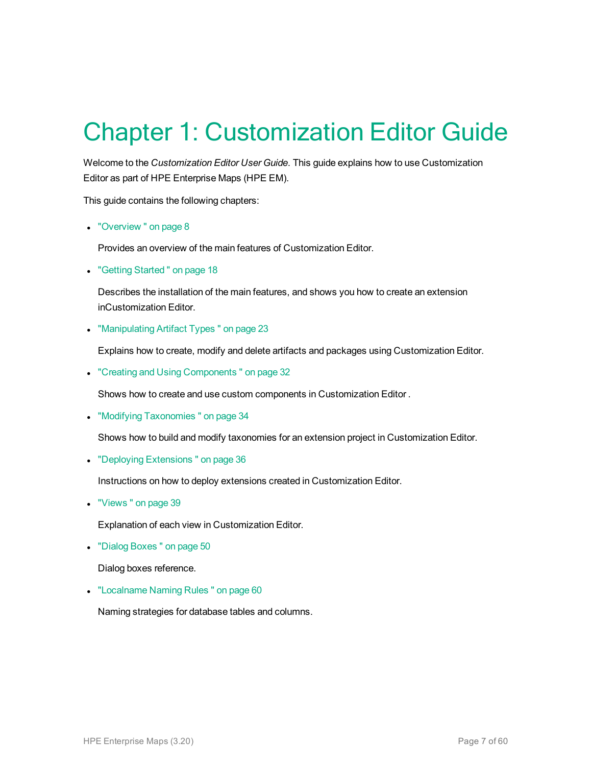# Chapter 1: Customization Editor Guide

Welcome to the *Customization Editor User Guide*. This guide explains how to use Customization Editor as part of HPE Enterprise Maps (HPE EM).

This guide contains the following chapters:

- "Overview " on page 8

  Provides an overview of the main features of Customization Editor.

- "Getting Started " on page 18

  Describes the installation of the main features, and shows you how to create an extension inCustomization Editor.

- "Manipulating Artifact Types " on page 23

  Explains how to create, modify and delete artifacts and packages using Customization Editor.

- "Creating and Using Components " on page 32

  Shows how to create and use custom components in Customization Editor .

- "Modifying Taxonomies " on page 34

  Shows how to build and modify taxonomies for an extension project in Customization Editor.

- "Deploying Extensions " on page 36

  Instructions on how to deploy extensions created in Customization Editor.

- "Views " on page 39

  Explanation of each view in Customization Editor.

- "Dialog Boxes " on page 50

  Dialog boxes reference.

- "Localname Naming Rules " on page 60

  Naming strategies for database tables and columns.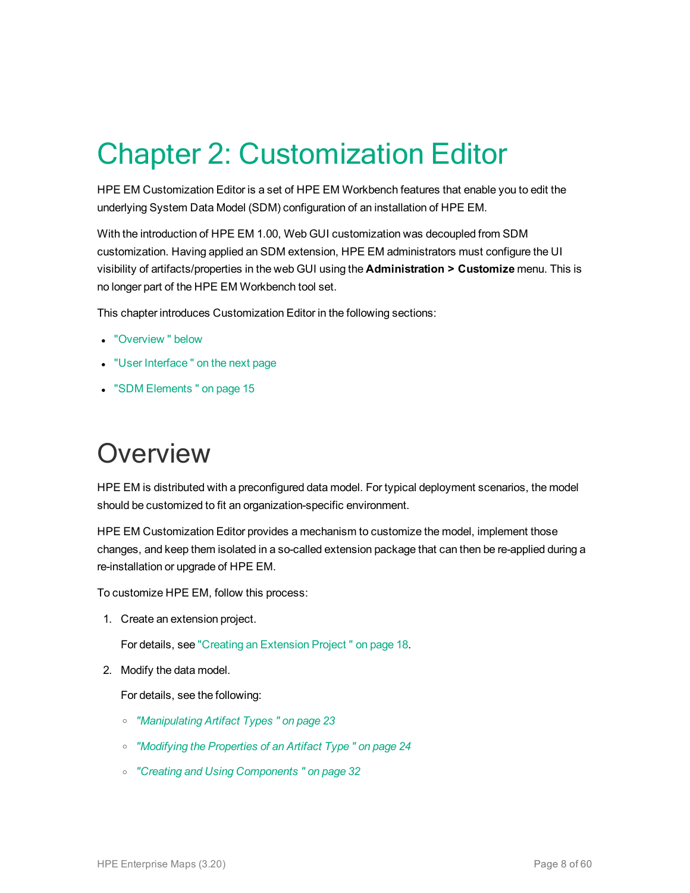# Chapter 2: Customization Editor

HPE EM Customization Editor is a set of HPE EM Workbench features that enable you to edit the underlying System Data Model (SDM) configuration of an installation of HPE EM.

With the introduction of HPE EM 1.00, Web GUI customization was decoupled from SDM customization. Having applied an SDM extension, HPE EM administrators must configure the UI visibility of artifacts/properties in the web GUI using the **Administration > Customize** menu. This is no longer part of the HPE EM Workbench tool set.

This chapter introduces Customization Editor in the following sections:

- "Overview " below
- "User Interface " on the next page
- "SDM Elements " on page 15

## Overview

HPE EM is distributed with a preconfigured data model. For typical deployment scenarios, the model should be customized to fit an organization-specific environment.

HPE EM Customization Editor provides a mechanism to customize the model, implement those changes, and keep them isolated in a so-called extension package that can then be re-applied during a re-installation or upgrade of HPE EM.

To customize HPE EM, follow this process:

1. Create an extension project.

   For details, see "Creating an Extension Project " on page 18.

2. Modify the data model.

   For details, see the following:

   - *"Manipulating Artifact Types " on page 23*
   - *"Modifying the Properties of an Artifact Type " on page 24*
   - *"Creating and Using Components " on page 32*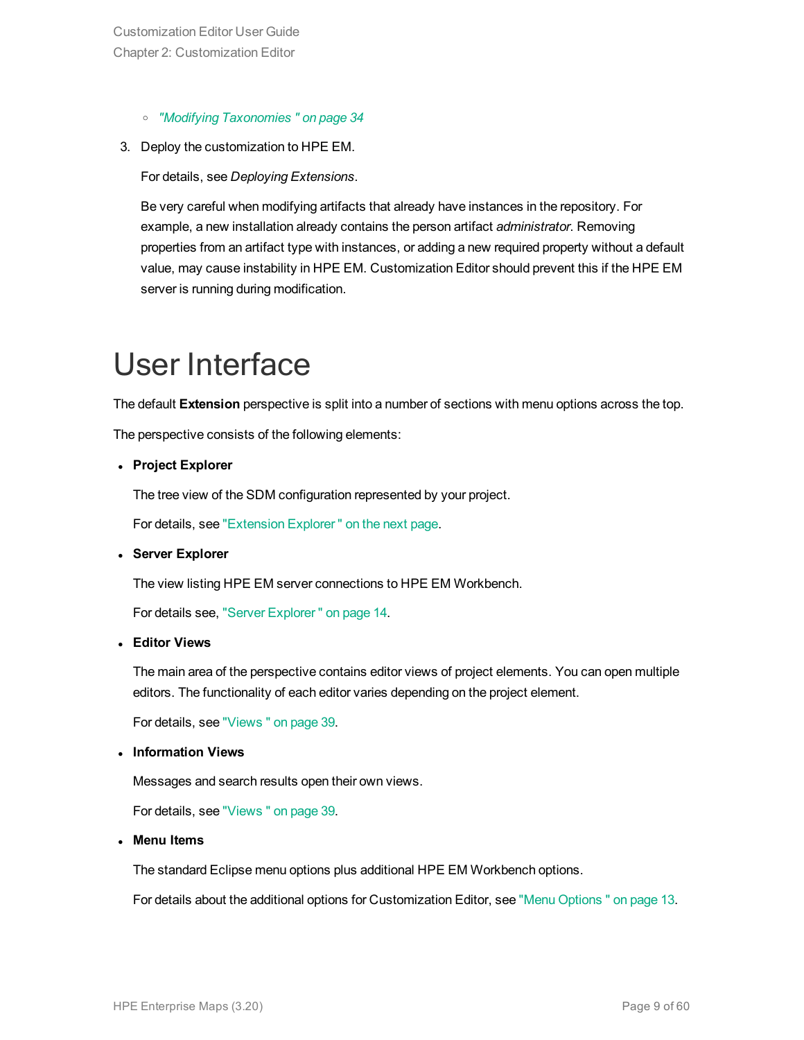- *"Modifying Taxonomies " on page 34*

3. Deploy the customization to HPE EM.

   For details, see *Deploying Extensions*.

   Be very careful when modifying artifacts that already have instances in the repository. For example, a new installation already contains the person artifact *administrator*. Removing properties from an artifact type with instances, or adding a new required property without a default value, may cause instability in HPE EM. Customization Editor should prevent this if the HPE EM server is running during modification.

# User Interface

The default **Extension** perspective is split into a number of sections with menu options across the top.

The perspective consists of the following elements:

- **Project Explorer**

  The tree view of the SDM configuration represented by your project.

  For details, see "Extension Explorer " on the next page.

- **Server Explorer**

  The view listing HPE EM server connections to HPE EM Workbench.

  For details see, "Server Explorer " on page 14.

- **Editor Views**

  The main area of the perspective contains editor views of project elements. You can open multiple editors. The functionality of each editor varies depending on the project element.

  For details, see "Views " on page 39.

- **Information Views**

  Messages and search results open their own views.

  For details, see "Views " on page 39.

- **Menu Items**

  The standard Eclipse menu options plus additional HPE EM Workbench options.

  For details about the additional options for Customization Editor, see "Menu Options " on page 13.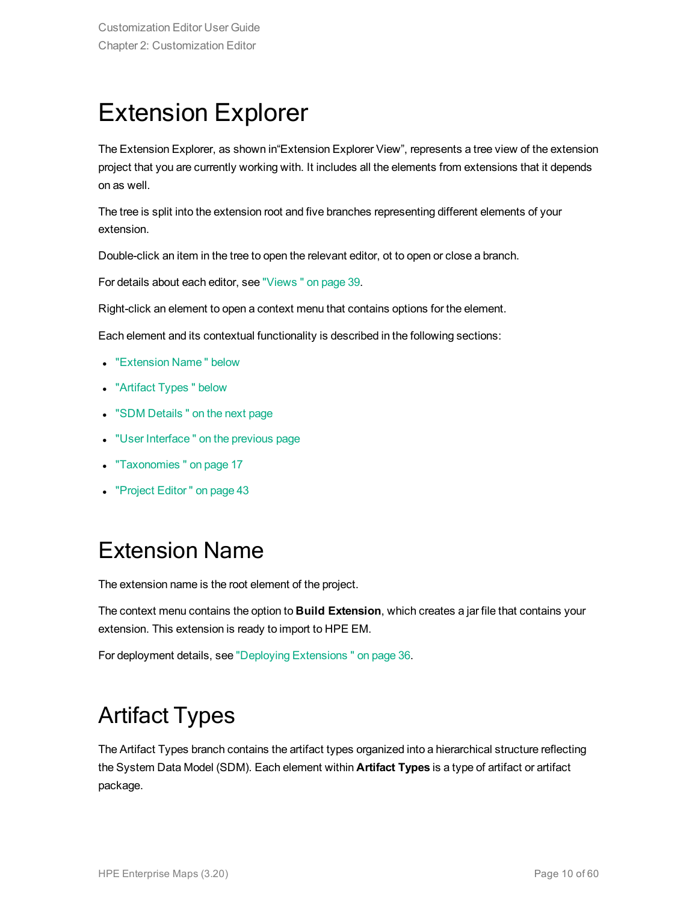# Extension Explorer

The Extension Explorer, as shown in“Extension Explorer View”, represents a tree view of the extension project that you are currently working with. It includes all the elements from extensions that it depends on as well.

The tree is split into the extension root and five branches representing different elements of your extension.

Double-click an item in the tree to open the relevant editor, ot to open or close a branch.

For details about each editor, see "Views " on page 39.

Right-click an element to open a context menu that contains options for the element.

Each element and its contextual functionality is described in the following sections:

- "Extension Name " below
- "Artifact Types " below
- "SDM Details " on the next page
- "User Interface " on the previous page
- "Taxonomies " on page 17
- "Project Editor " on page 43

# Extension Name

The extension name is the root element of the project.

The context menu contains the option to **Build Extension**, which creates a jar file that contains your extension. This extension is ready to import to HPE EM.

For deployment details, see "Deploying Extensions " on page 36.

# Artifact Types

The Artifact Types branch contains the artifact types organized into a hierarchical structure reflecting the System Data Model (SDM). Each element within **Artifact Types** is a type of artifact or artifact package.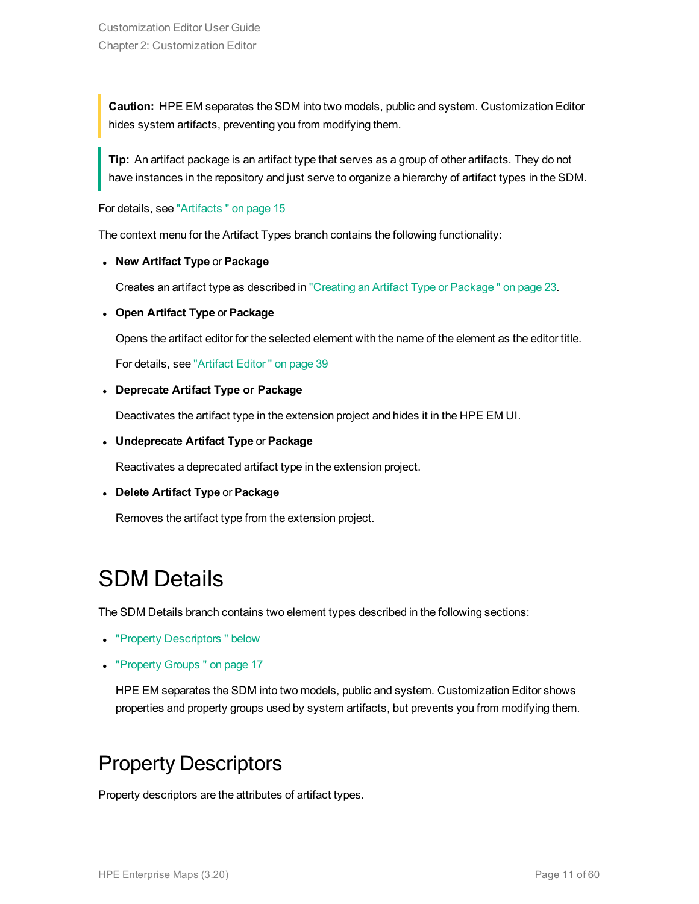> **Caution:** HPE EM separates the SDM into two models, public and system. Customization Editor hides system artifacts, preventing you from modifying them.

> **Tip:** An artifact package is an artifact type that serves as a group of other artifacts. They do not have instances in the repository and just serve to organize a hierarchy of artifact types in the SDM.

For details, see "Artifacts " on page 15

The context menu for the Artifact Types branch contains the following functionality:

- **New Artifact Type** or **Package**

  Creates an artifact type as described in "Creating an Artifact Type or Package " on page 23.

- **Open Artifact Type** or **Package**

  Opens the artifact editor for the selected element with the name of the element as the editor title.

  For details, see "Artifact Editor " on page 39

- **Deprecate Artifact Type or Package**

  Deactivates the artifact type in the extension project and hides it in the HPE EM UI.

- **Undeprecate Artifact Type** or **Package**

  Reactivates a deprecated artifact type in the extension project.

- **Delete Artifact Type** or **Package**

  Removes the artifact type from the extension project.

# SDM Details

The SDM Details branch contains two element types described in the following sections:

- "Property Descriptors " below
- "Property Groups " on page 17

  HPE EM separates the SDM into two models, public and system. Customization Editor shows properties and property groups used by system artifacts, but prevents you from modifying them.

## Property Descriptors

Property descriptors are the attributes of artifact types.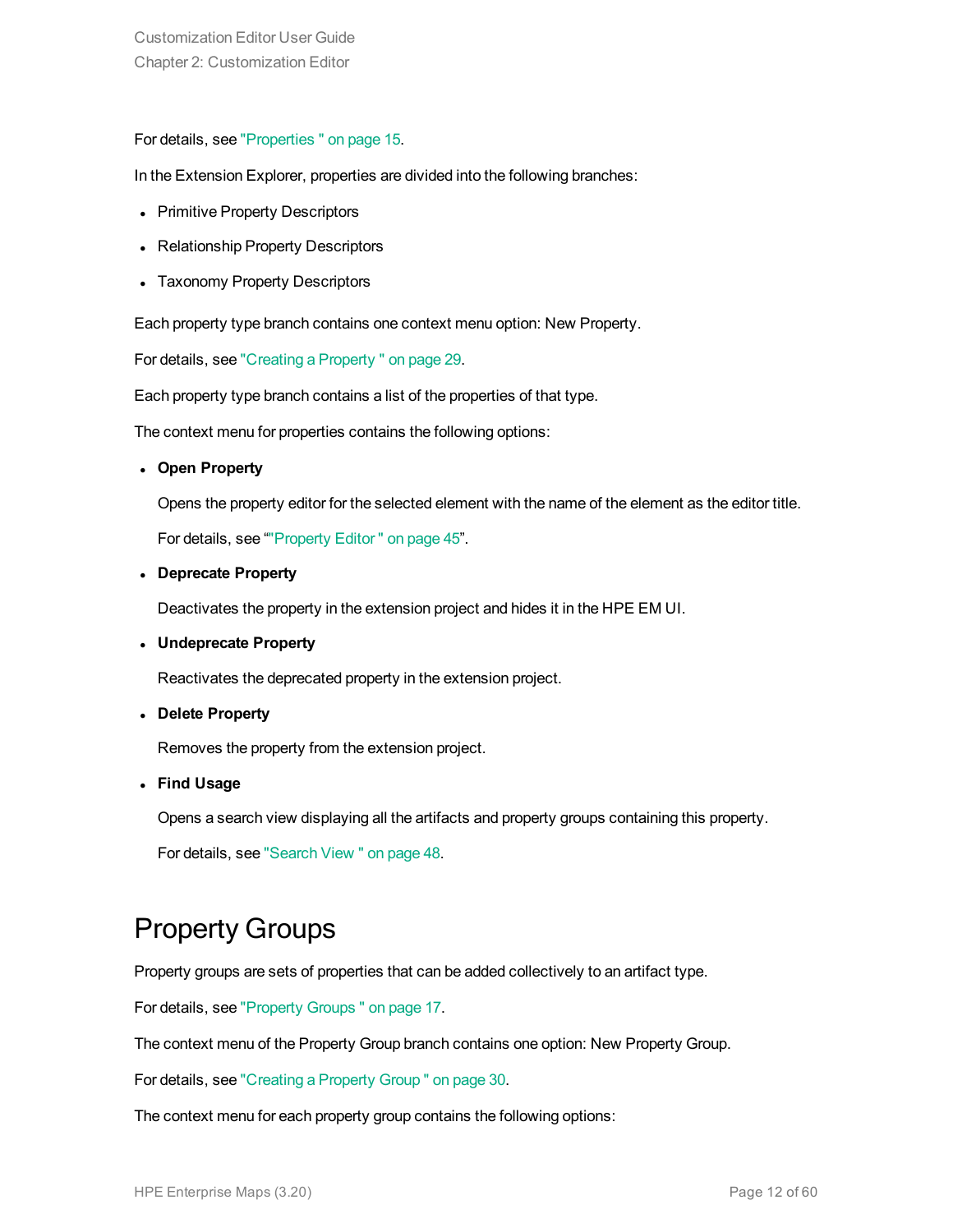For details, see "Properties " on page 15.

In the Extension Explorer, properties are divided into the following branches:

- Primitive Property Descriptors
- Relationship Property Descriptors
- Taxonomy Property Descriptors

Each property type branch contains one context menu option: New Property.

For details, see "Creating a Property " on page 29.

Each property type branch contains a list of the properties of that type.

The context menu for properties contains the following options:

- **Open Property**

  Opens the property editor for the selected element with the name of the element as the editor title.

  For details, see “"Property Editor " on page 45”.

- **Deprecate Property**

  Deactivates the property in the extension project and hides it in the HPE EM UI.

- **Undeprecate Property**

  Reactivates the deprecated property in the extension project.

- **Delete Property**

  Removes the property from the extension project.

- **Find Usage**

  Opens a search view displaying all the artifacts and property groups containing this property.

  For details, see "Search View " on page 48.

# Property Groups

Property groups are sets of properties that can be added collectively to an artifact type.

For details, see "Property Groups " on page 17.

The context menu of the Property Group branch contains one option: New Property Group.

For details, see "Creating a Property Group " on page 30.

The context menu for each property group contains the following options: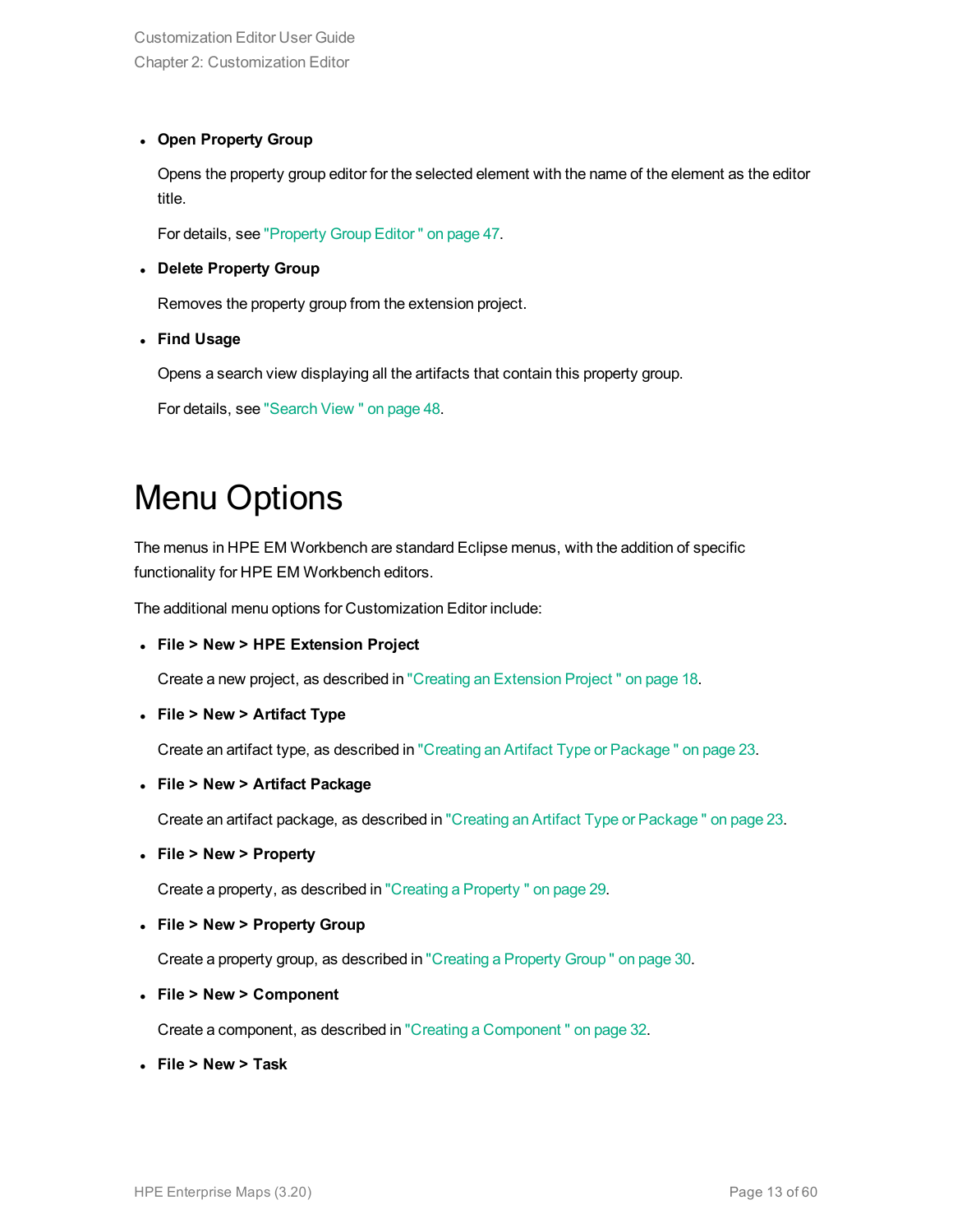- **Open Property Group**

  Opens the property group editor for the selected element with the name of the element as the editor title.

  For details, see "Property Group Editor " on page 47.

- **Delete Property Group**

  Removes the property group from the extension project.

- **Find Usage**

  Opens a search view displaying all the artifacts that contain this property group.

  For details, see "Search View " on page 48.

# Menu Options

The menus in HPE EM Workbench are standard Eclipse menus, with the addition of specific functionality for HPE EM Workbench editors.

The additional menu options for Customization Editor include:

- **File > New > HPE Extension Project**

  Create a new project, as described in "Creating an Extension Project " on page 18.

- **File > New > Artifact Type**

  Create an artifact type, as described in "Creating an Artifact Type or Package " on page 23.

- **File > New > Artifact Package**

  Create an artifact package, as described in "Creating an Artifact Type or Package " on page 23.

- **File > New > Property**

  Create a property, as described in "Creating a Property " on page 29.

- **File > New > Property Group**

  Create a property group, as described in "Creating a Property Group " on page 30.

- **File > New > Component**

  Create a component, as described in "Creating a Component " on page 32.

- **File > New > Task**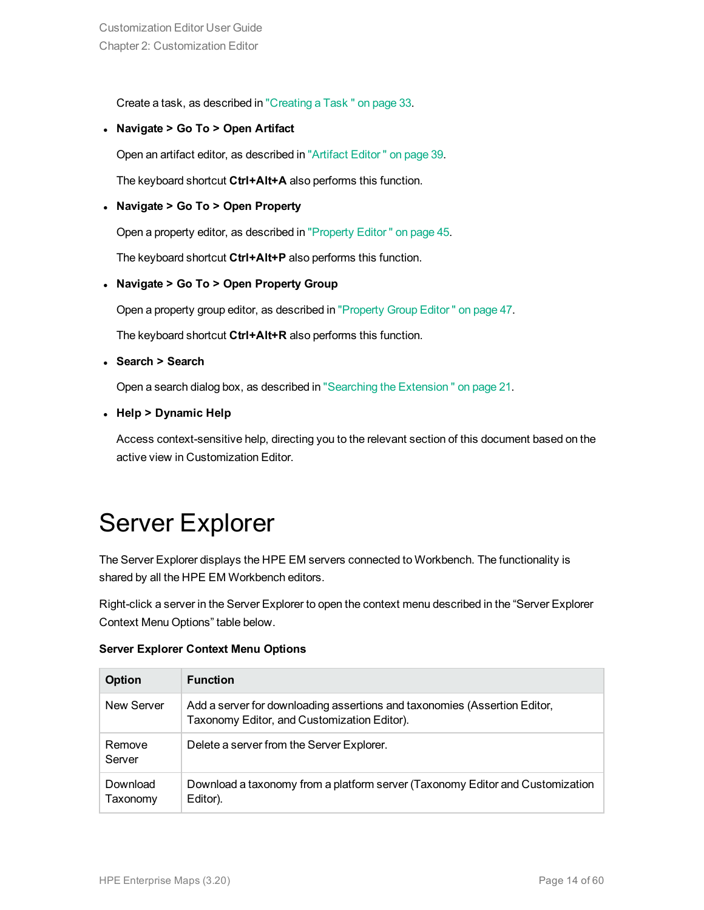Create a task, as described in "Creating a Task " on page 33.

- **Navigate > Go To > Open Artifact**

  Open an artifact editor, as described in "Artifact Editor " on page 39.

  The keyboard shortcut **Ctrl+Alt+A** also performs this function.

- **Navigate > Go To > Open Property**

  Open a property editor, as described in "Property Editor " on page 45.

  The keyboard shortcut **Ctrl+Alt+P** also performs this function.

- **Navigate > Go To > Open Property Group**

  Open a property group editor, as described in "Property Group Editor " on page 47.

  The keyboard shortcut **Ctrl+Alt+R** also performs this function.

- **Search > Search**

  Open a search dialog box, as described in "Searching the Extension " on page 21.

- **Help > Dynamic Help**

  Access context-sensitive help, directing you to the relevant section of this document based on the active view in Customization Editor.

# Server Explorer

The Server Explorer displays the HPE EM servers connected to Workbench. The functionality is shared by all the HPE EM Workbench editors.

Right-click a server in the Server Explorer to open the context menu described in the “Server Explorer Context Menu Options” table below.

**Server Explorer Context Menu Options**

| Option | Function |
|---|---|
| New Server | Add a server for downloading assertions and taxonomies (Assertion Editor, Taxonomy Editor, and Customization Editor). |
| Remove Server | Delete a server from the Server Explorer. |
| Download Taxonomy | Download a taxonomy from a platform server (Taxonomy Editor and Customization Editor). |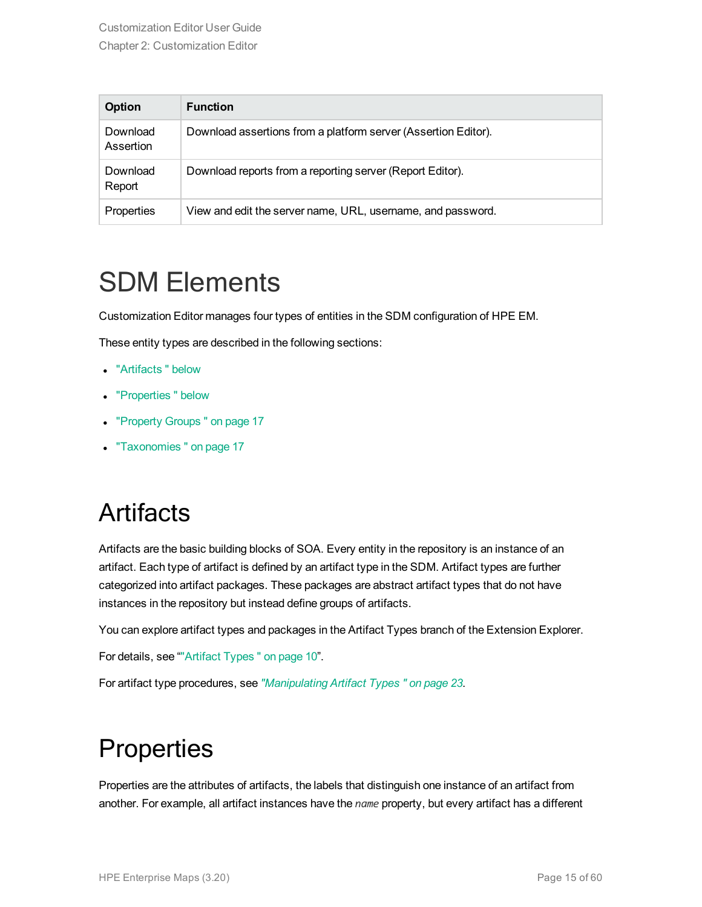| Option | Function |
|---|---|
| Download Assertion | Download assertions from a platform server (Assertion Editor). |
| Download Report | Download reports from a reporting server (Report Editor). |
| Properties | View and edit the server name, URL, username, and password. |

# SDM Elements

Customization Editor manages four types of entities in the SDM configuration of HPE EM.

These entity types are described in the following sections:

- "Artifacts " below
- "Properties " below
- "Property Groups " on page 17
- "Taxonomies " on page 17

# Artifacts

Artifacts are the basic building blocks of SOA. Every entity in the repository is an instance of an artifact. Each type of artifact is defined by an artifact type in the SDM. Artifact types are further categorized into artifact packages. These packages are abstract artifact types that do not have instances in the repository but instead define groups of artifacts.

You can explore artifact types and packages in the Artifact Types branch of the Extension Explorer.

For details, see ""Artifact Types " on page 10".

For artifact type procedures, see *"Manipulating Artifact Types " on page 23*.

# Properties

Properties are the attributes of artifacts, the labels that distinguish one instance of an artifact from another. For example, all artifact instances have the *name* property, but every artifact has a different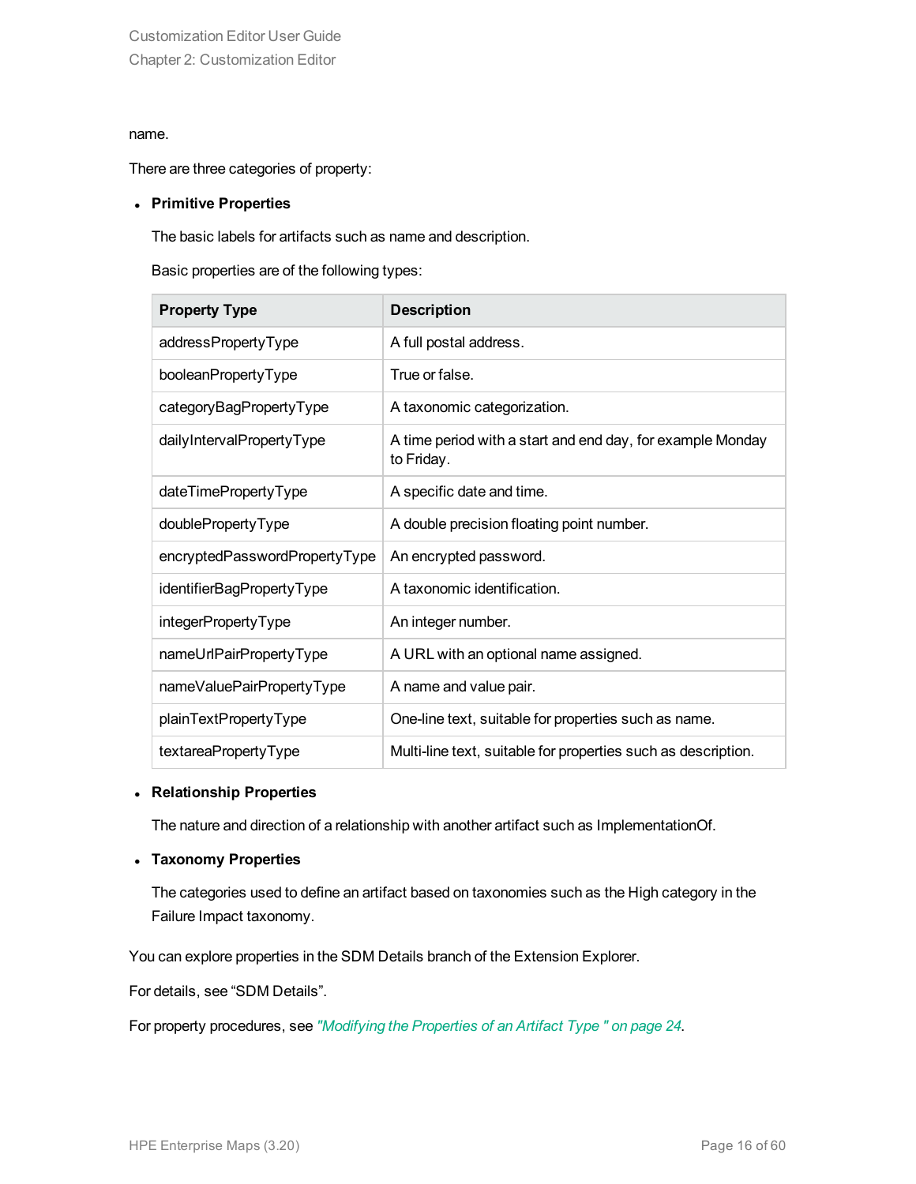name.

There are three categories of property:

- **Primitive Properties**

  The basic labels for artifacts such as name and description.

  Basic properties are of the following types:

| Property Type | Description |
| --- | --- |
| addressPropertyType | A full postal address. |
| booleanPropertyType | True or false. |
| categoryBagPropertyType | A taxonomic categorization. |
| dailyIntervalPropertyType | A time period with a start and end day, for example Monday to Friday. |
| dateTimePropertyType | A specific date and time. |
| doublePropertyType | A double precision floating point number. |
| encryptedPasswordPropertyType | An encrypted password. |
| identifierBagPropertyType | A taxonomic identification. |
| integerPropertyType | An integer number. |
| nameUrlPairPropertyType | A URL with an optional name assigned. |
| nameValuePairPropertyType | A name and value pair. |
| plainTextPropertyType | One-line text, suitable for properties such as name. |
| textareaPropertyType | Multi-line text, suitable for properties such as description. |

- **Relationship Properties**

  The nature and direction of a relationship with another artifact such as ImplementationOf.

- **Taxonomy Properties**

  The categories used to define an artifact based on taxonomies such as the High category in the Failure Impact taxonomy.

You can explore properties in the SDM Details branch of the Extension Explorer.

For details, see “SDM Details”.

For property procedures, see *"Modifying the Properties of an Artifact Type " on page 24*.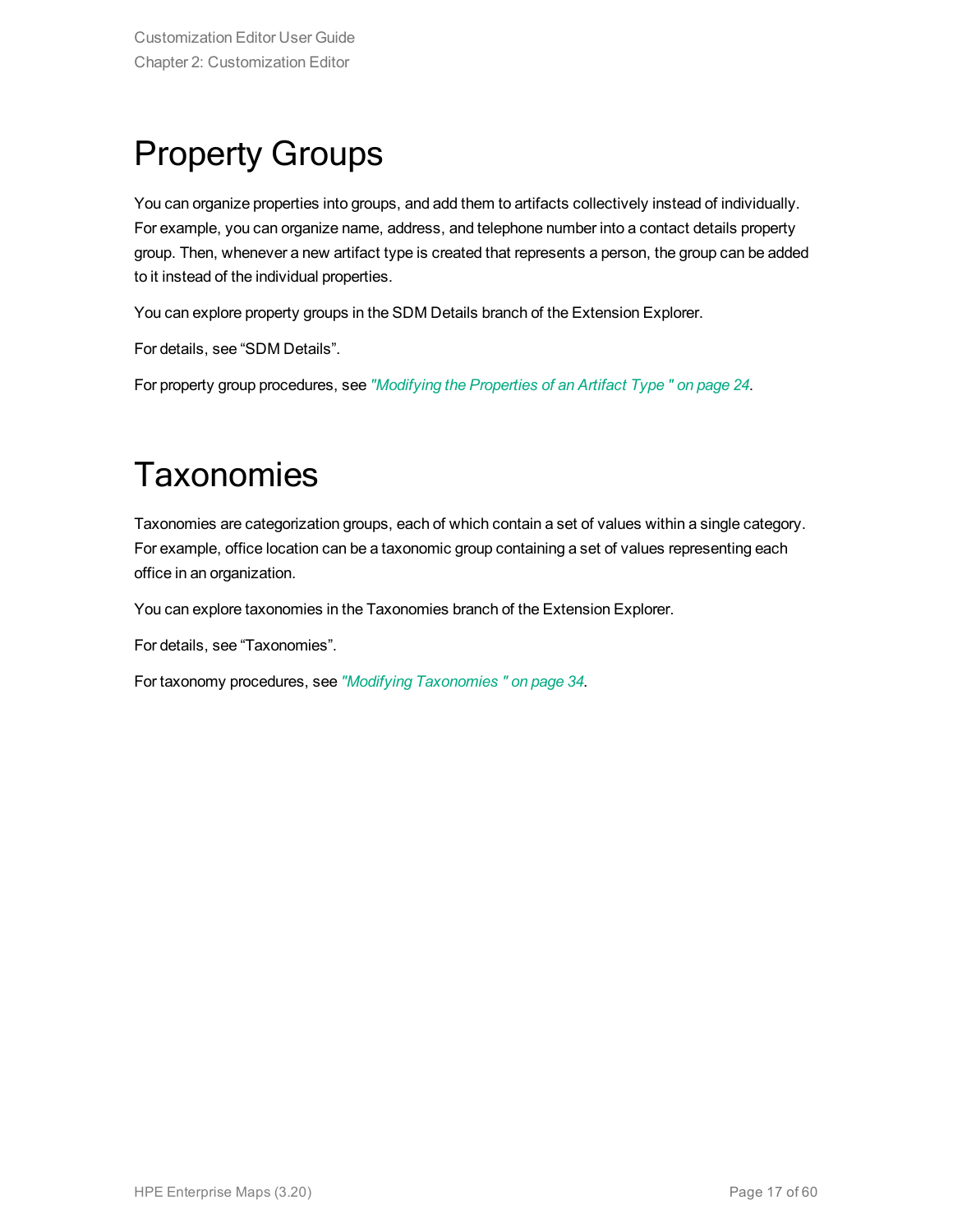# Property Groups

You can organize properties into groups, and add them to artifacts collectively instead of individually. For example, you can organize name, address, and telephone number into a contact details property group. Then, whenever a new artifact type is created that represents a person, the group can be added to it instead of the individual properties.

You can explore property groups in the SDM Details branch of the Extension Explorer.

For details, see “SDM Details”.

For property group procedures, see *"Modifying the Properties of an Artifact Type " on page 24*.

# Taxonomies

Taxonomies are categorization groups, each of which contain a set of values within a single category. For example, office location can be a taxonomic group containing a set of values representing each office in an organization.

You can explore taxonomies in the Taxonomies branch of the Extension Explorer.

For details, see “Taxonomies”.

For taxonomy procedures, see *"Modifying Taxonomies " on page 34*.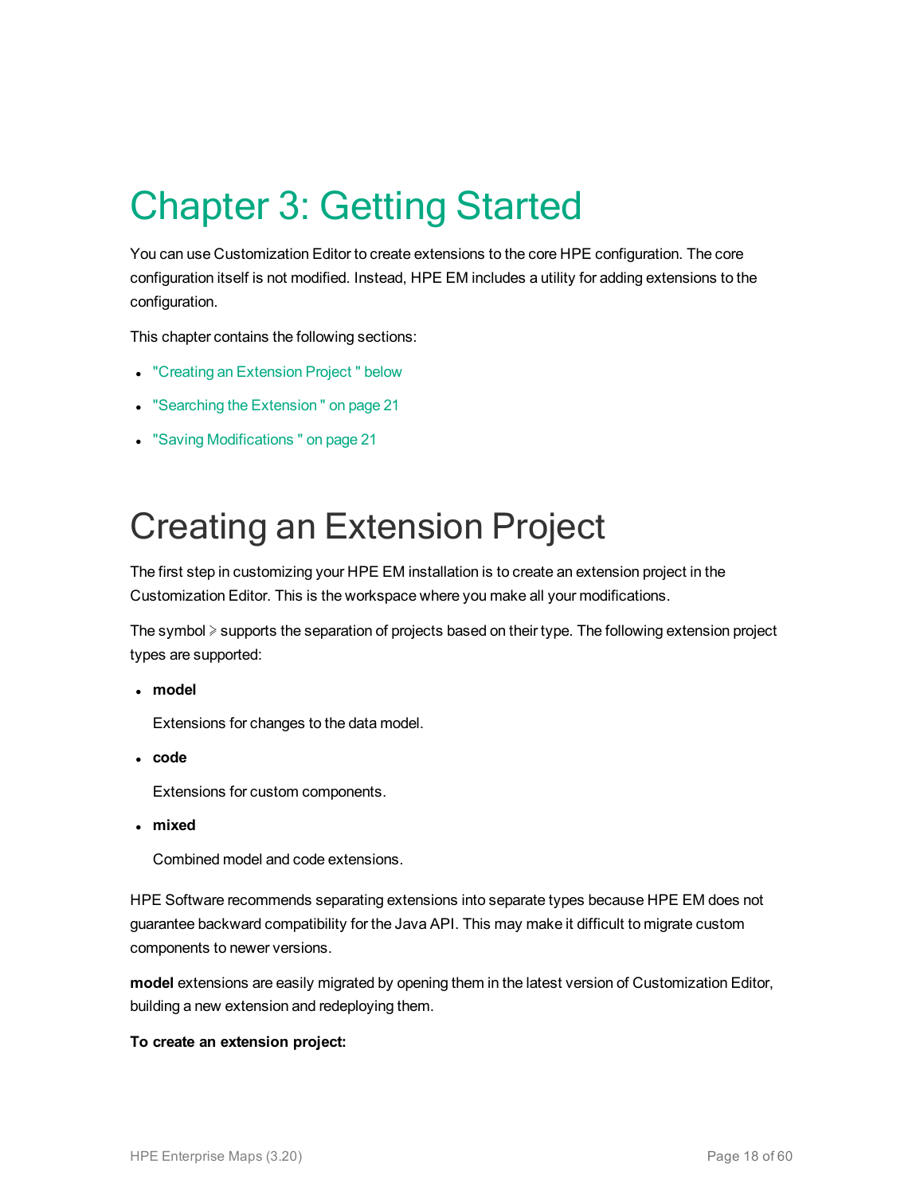# Chapter 3: Getting Started

You can use Customization Editor to create extensions to the core HPE configuration. The core configuration itself is not modified. Instead, HPE EM includes a utility for adding extensions to the configuration.

This chapter contains the following sections:

- "Creating an Extension Project " below
- "Searching the Extension " on page 21
- "Saving Modifications " on page 21

# Creating an Extension Project

The first step in customizing your HPE EM installation is to create an extension project in the Customization Editor. This is the workspace where you make all your modifications.

The symbol ⫸ supports the separation of projects based on their type. The following extension project types are supported:

- **model**

  Extensions for changes to the data model.

- **code**

  Extensions for custom components.

- **mixed**

  Combined model and code extensions.

HPE Software recommends separating extensions into separate types because HPE EM does not guarantee backward compatibility for the Java API. This may make it difficult to migrate custom components to newer versions.

**model** extensions are easily migrated by opening them in the latest version of Customization Editor, building a new extension and redeploying them.

**To create an extension project:**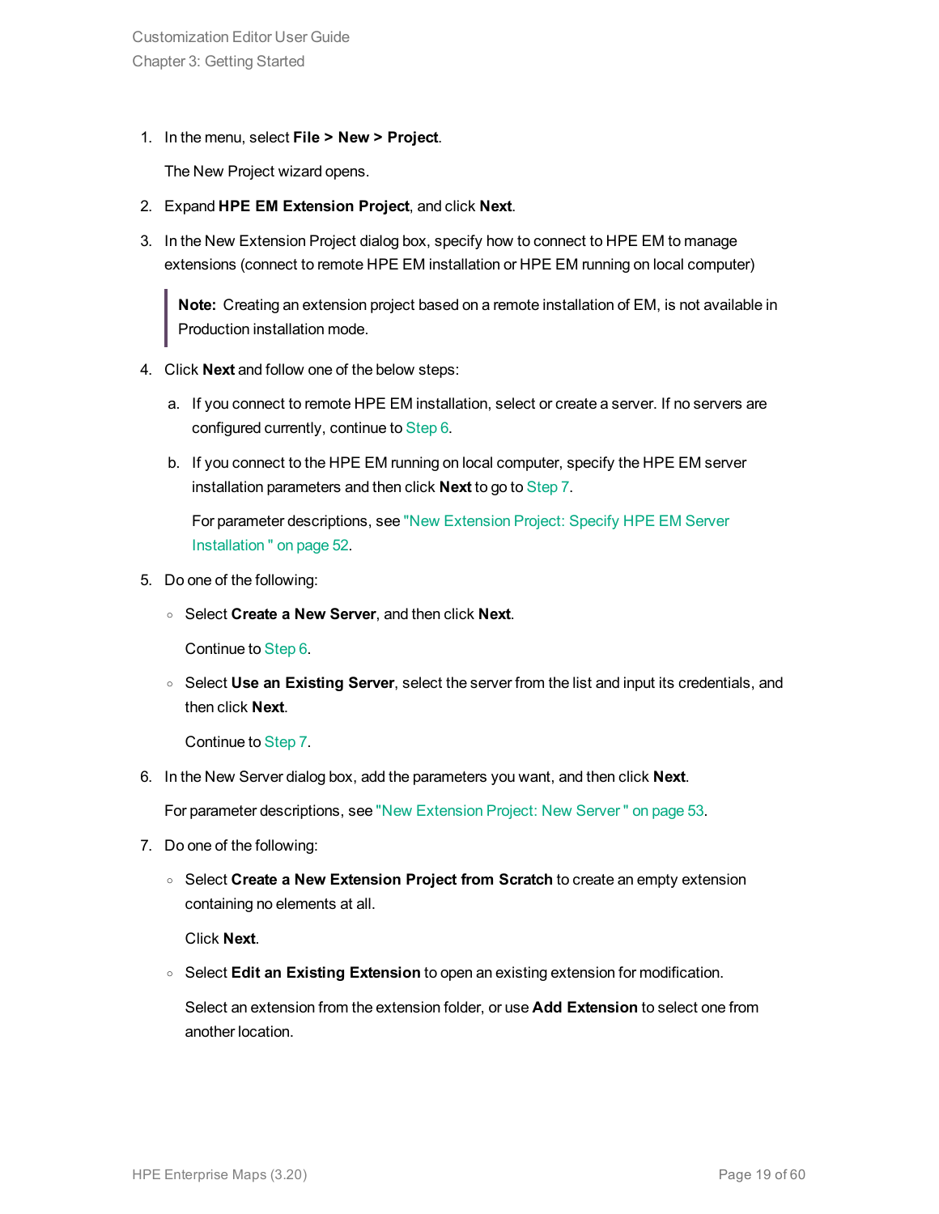1. In the menu, select **File > New > Project**.

   The New Project wizard opens.

2. Expand **HPE EM Extension Project**, and click **Next**.

3. In the New Extension Project dialog box, specify how to connect to HPE EM to manage extensions (connect to remote HPE EM installation or HPE EM running on local computer)

   > **Note:** Creating an extension project based on a remote installation of EM, is not available in Production installation mode.

4. Click **Next** and follow one of the below steps:

   a. If you connect to remote HPE EM installation, select or create a server. If no servers are configured currently, continue to Step 6.

   b. If you connect to the HPE EM running on local computer, specify the HPE EM server installation parameters and then click **Next** to go to Step 7.

      For parameter descriptions, see "New Extension Project: Specify HPE EM Server Installation " on page 52.

5. Do one of the following:

   - Select **Create a New Server**, and then click **Next**.

     Continue to Step 6.

   - Select **Use an Existing Server**, select the server from the list and input its credentials, and then click **Next**.

     Continue to Step 7.

6. In the New Server dialog box, add the parameters you want, and then click **Next**.

   For parameter descriptions, see "New Extension Project: New Server " on page 53.

7. Do one of the following:

   - Select **Create a New Extension Project from Scratch** to create an empty extension containing no elements at all.

     Click **Next**.

   - Select **Edit an Existing Extension** to open an existing extension for modification.

     Select an extension from the extension folder, or use **Add Extension** to select one from another location.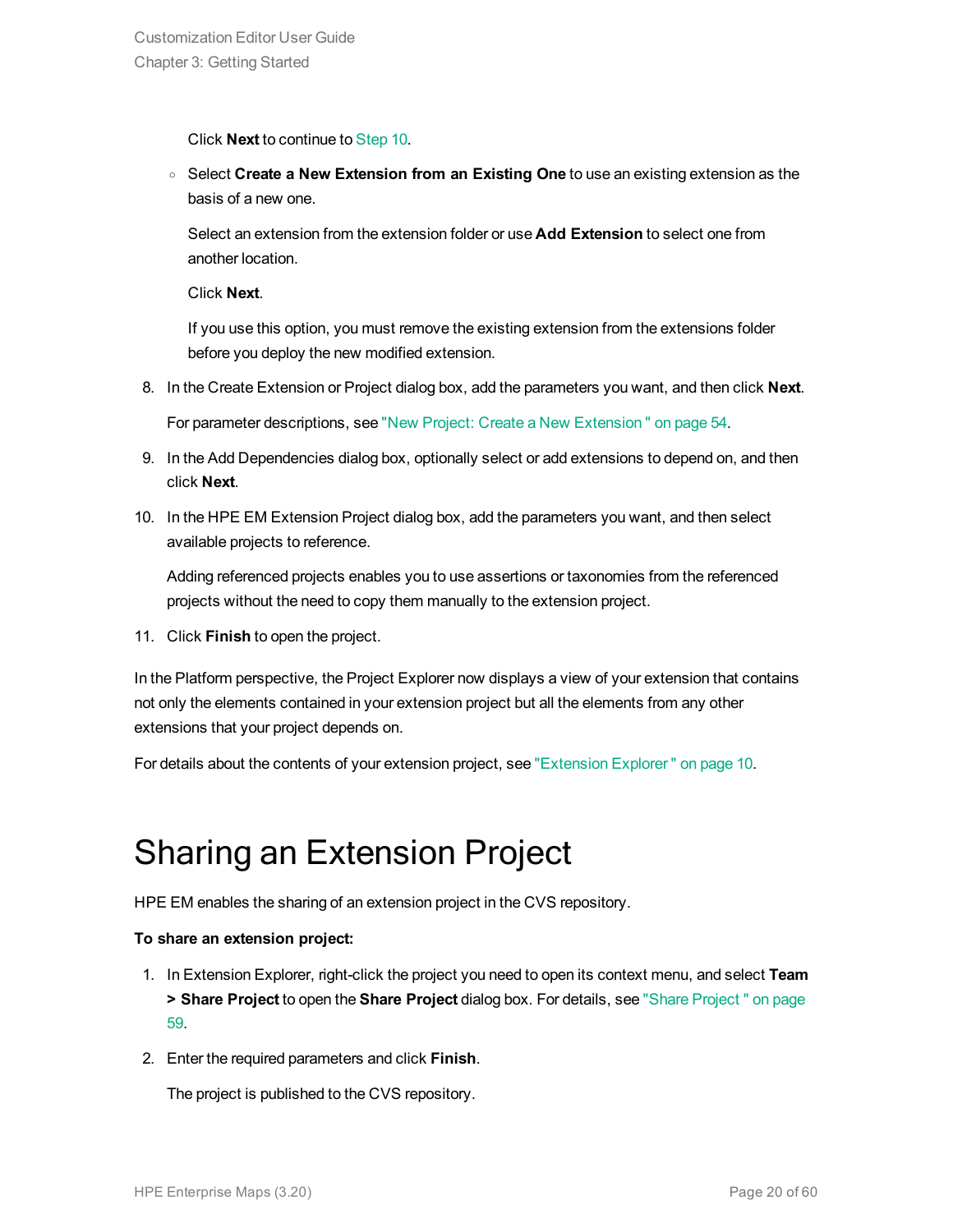Click **Next** to continue to Step 10.

- Select **Create a New Extension from an Existing One** to use an existing extension as the basis of a new one.

  Select an extension from the extension folder or use **Add Extension** to select one from another location.

  Click **Next**.

  If you use this option, you must remove the existing extension from the extensions folder before you deploy the new modified extension.

8. In the Create Extension or Project dialog box, add the parameters you want, and then click **Next**.

   For parameter descriptions, see "New Project: Create a New Extension " on page 54.

9. In the Add Dependencies dialog box, optionally select or add extensions to depend on, and then click **Next**.

10. In the HPE EM Extension Project dialog box, add the parameters you want, and then select available projects to reference.

    Adding referenced projects enables you to use assertions or taxonomies from the referenced projects without the need to copy them manually to the extension project.

11. Click **Finish** to open the project.

In the Platform perspective, the Project Explorer now displays a view of your extension that contains not only the elements contained in your extension project but all the elements from any other extensions that your project depends on.

For details about the contents of your extension project, see "Extension Explorer " on page 10.

# Sharing an Extension Project

HPE EM enables the sharing of an extension project in the CVS repository.

**To share an extension project:**

1. In Extension Explorer, right-click the project you need to open its context menu, and select **Team > Share Project** to open the **Share Project** dialog box. For details, see "Share Project " on page 59.

2. Enter the required parameters and click **Finish**.

   The project is published to the CVS repository.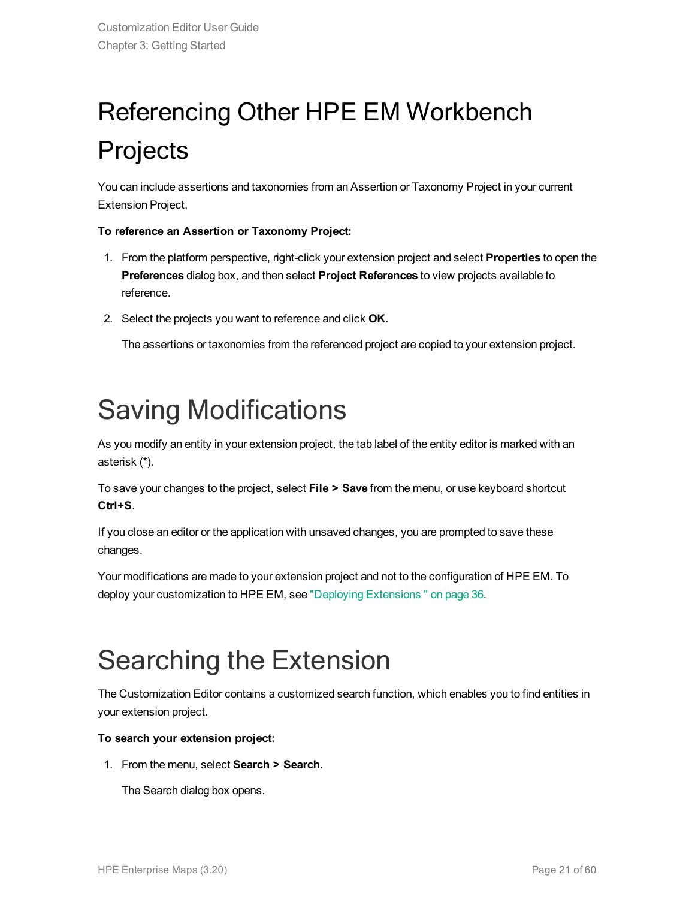# Referencing Other HPE EM Workbench Projects

You can include assertions and taxonomies from an Assertion or Taxonomy Project in your current Extension Project.

**To reference an Assertion or Taxonomy Project:**

1. From the platform perspective, right-click your extension project and select **Properties** to open the **Preferences** dialog box, and then select **Project References** to view projects available to reference.
2. Select the projects you want to reference and click **OK**.

   The assertions or taxonomies from the referenced project are copied to your extension project.

# Saving Modifications

As you modify an entity in your extension project, the tab label of the entity editor is marked with an asterisk (*).

To save your changes to the project, select **File > Save** from the menu, or use keyboard shortcut **Ctrl+S**.

If you close an editor or the application with unsaved changes, you are prompted to save these changes.

Your modifications are made to your extension project and not to the configuration of HPE EM. To deploy your customization to HPE EM, see "Deploying Extensions " on page 36.

# Searching the Extension

The Customization Editor contains a customized search function, which enables you to find entities in your extension project.

**To search your extension project:**

1. From the menu, select **Search > Search**.

   The Search dialog box opens.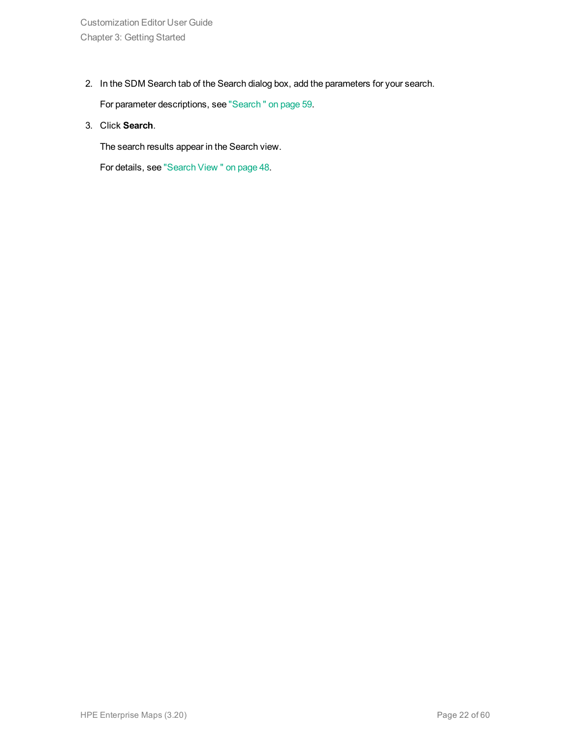2. In the SDM Search tab of the Search dialog box, add the parameters for your search.

   For parameter descriptions, see "Search " on page 59.

3. Click **Search**.

   The search results appear in the Search view.

   For details, see "Search View " on page 48.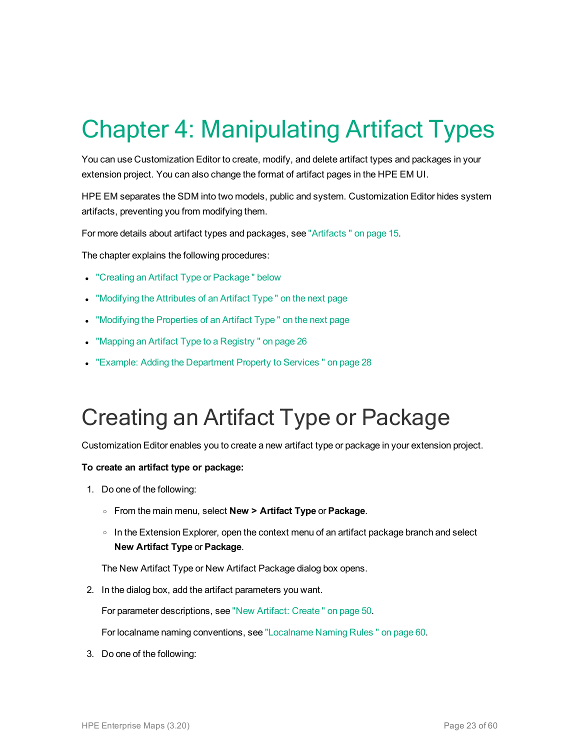# Chapter 4: Manipulating Artifact Types

You can use Customization Editor to create, modify, and delete artifact types and packages in your extension project. You can also change the format of artifact pages in the HPE EM UI.

HPE EM separates the SDM into two models, public and system. Customization Editor hides system artifacts, preventing you from modifying them.

For more details about artifact types and packages, see "Artifacts " on page 15.

The chapter explains the following procedures:

- "Creating an Artifact Type or Package " below
- "Modifying the Attributes of an Artifact Type " on the next page
- "Modifying the Properties of an Artifact Type " on the next page
- "Mapping an Artifact Type to a Registry " on page 26
- "Example: Adding the Department Property to Services " on page 28

# Creating an Artifact Type or Package

Customization Editor enables you to create a new artifact type or package in your extension project.

**To create an artifact type or package:**

1. Do one of the following:
   - From the main menu, select **New > Artifact Type** or **Package**.
   - In the Extension Explorer, open the context menu of an artifact package branch and select **New Artifact Type** or **Package**.

   The New Artifact Type or New Artifact Package dialog box opens.

2. In the dialog box, add the artifact parameters you want.

   For parameter descriptions, see "New Artifact: Create " on page 50.

   For localname naming conventions, see "Localname Naming Rules " on page 60.

3. Do one of the following: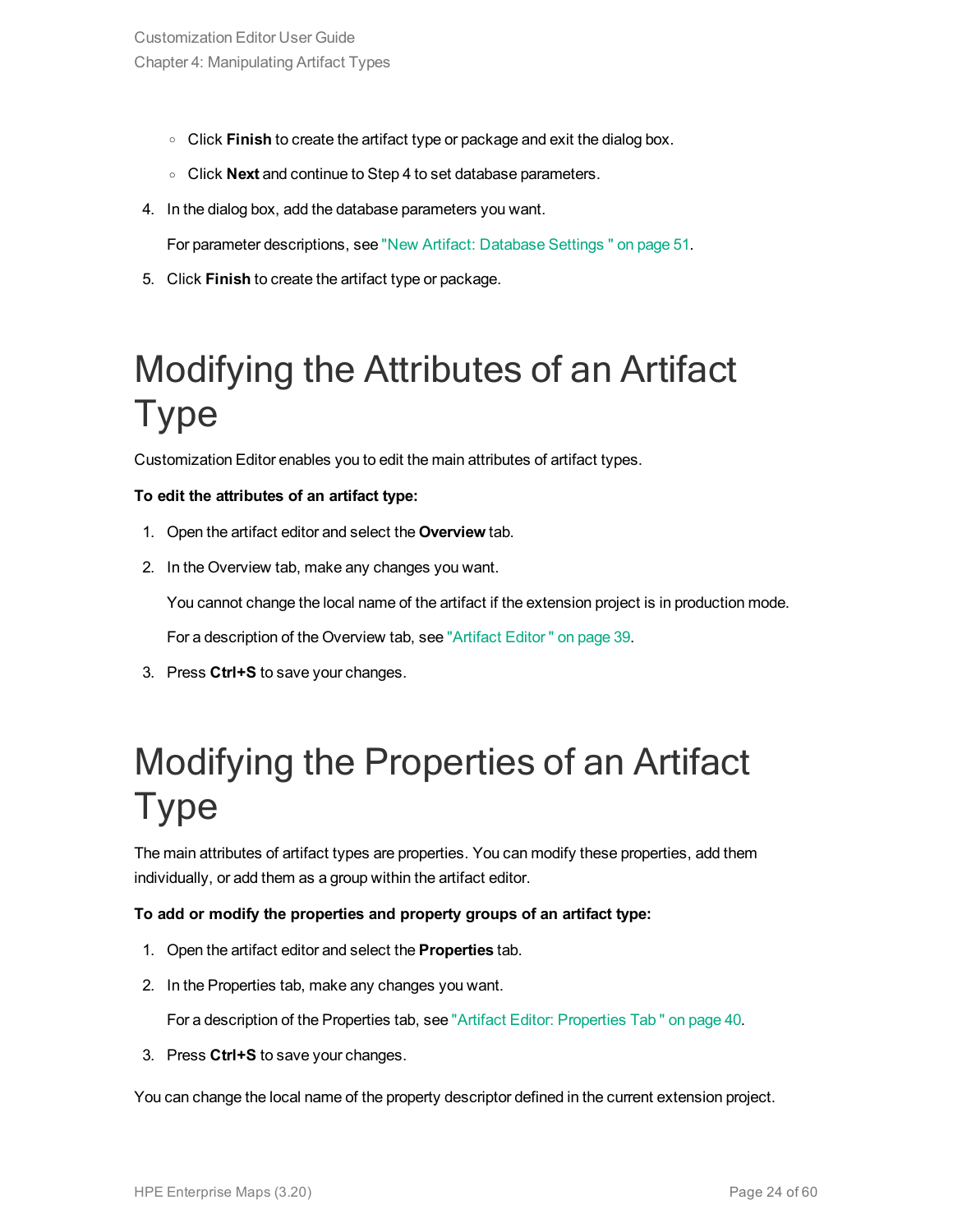- Click **Finish** to create the artifact type or package and exit the dialog box.
   - Click **Next** and continue to Step 4 to set database parameters.

4. In the dialog box, add the database parameters you want.

   For parameter descriptions, see "New Artifact: Database Settings " on page 51.

5. Click **Finish** to create the artifact type or package.

# Modifying the Attributes of an Artifact Type

Customization Editor enables you to edit the main attributes of artifact types.

**To edit the attributes of an artifact type:**

1. Open the artifact editor and select the **Overview** tab.
2. In the Overview tab, make any changes you want.

   You cannot change the local name of the artifact if the extension project is in production mode.

   For a description of the Overview tab, see "Artifact Editor " on page 39.

3. Press **Ctrl+S** to save your changes.

# Modifying the Properties of an Artifact Type

The main attributes of artifact types are properties. You can modify these properties, add them individually, or add them as a group within the artifact editor.

**To add or modify the properties and property groups of an artifact type:**

1. Open the artifact editor and select the **Properties** tab.
2. In the Properties tab, make any changes you want.

   For a description of the Properties tab, see "Artifact Editor: Properties Tab " on page 40.

3. Press **Ctrl+S** to save your changes.

You can change the local name of the property descriptor defined in the current extension project.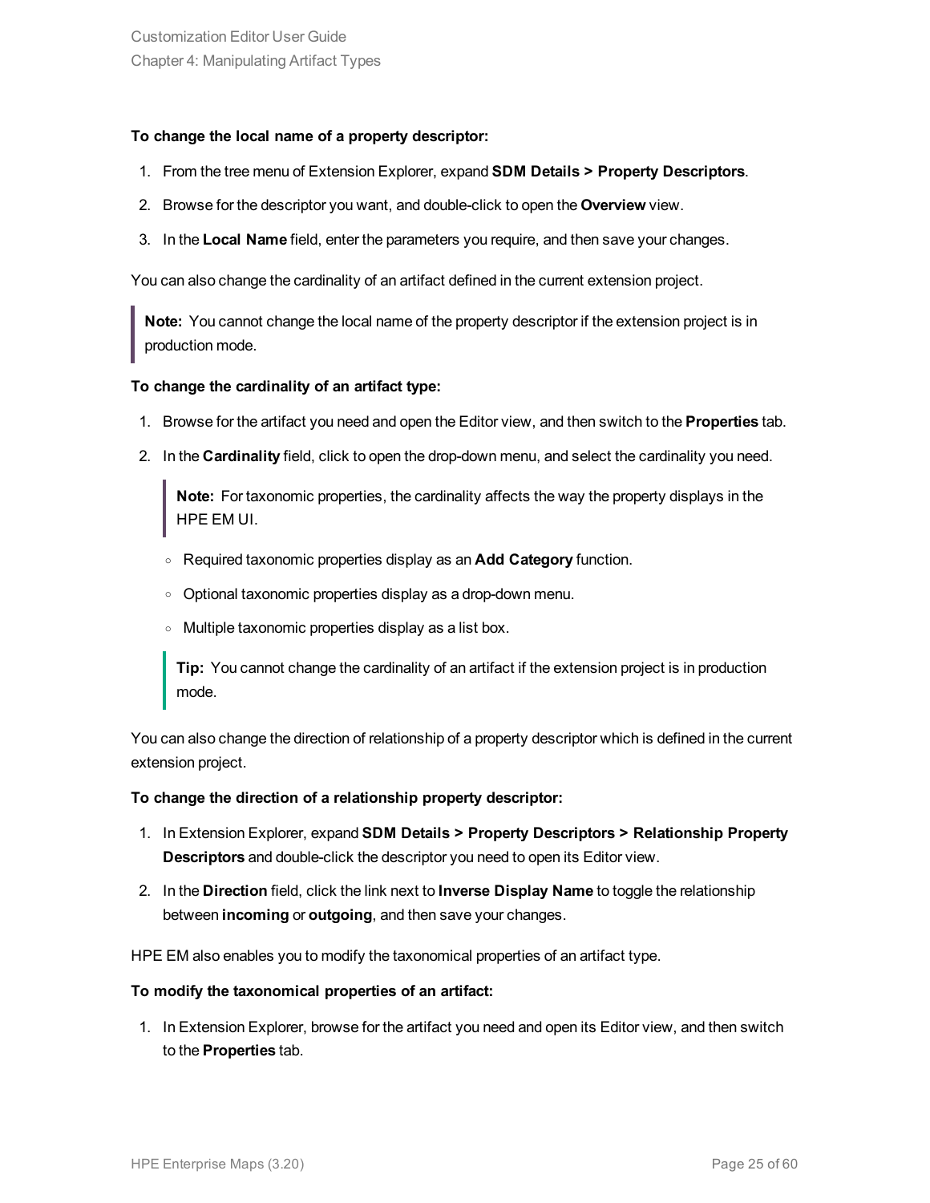**To change the local name of a property descriptor:**

1. From the tree menu of Extension Explorer, expand **SDM Details > Property Descriptors**.
2. Browse for the descriptor you want, and double-click to open the **Overview** view.
3. In the **Local Name** field, enter the parameters you require, and then save your changes.

You can also change the cardinality of an artifact defined in the current extension project.

> **Note:** You cannot change the local name of the property descriptor if the extension project is in production mode.

**To change the cardinality of an artifact type:**

1. Browse for the artifact you need and open the Editor view, and then switch to the **Properties** tab.
2. In the **Cardinality** field, click to open the drop-down menu, and select the cardinality you need.

   > **Note:** For taxonomic properties, the cardinality affects the way the property displays in the HPE EM UI.

   - Required taxonomic properties display as an **Add Category** function.
   - Optional taxonomic properties display as a drop-down menu.
   - Multiple taxonomic properties display as a list box.

   > **Tip:** You cannot change the cardinality of an artifact if the extension project is in production mode.

You can also change the direction of relationship of a property descriptor which is defined in the current extension project.

**To change the direction of a relationship property descriptor:**

1. In Extension Explorer, expand **SDM Details > Property Descriptors > Relationship Property Descriptors** and double-click the descriptor you need to open its Editor view.
2. In the **Direction** field, click the link next to **Inverse Display Name** to toggle the relationship between **incoming** or **outgoing**, and then save your changes.

HPE EM also enables you to modify the taxonomical properties of an artifact type.

**To modify the taxonomical properties of an artifact:**

1. In Extension Explorer, browse for the artifact you need and open its Editor view, and then switch to the **Properties** tab.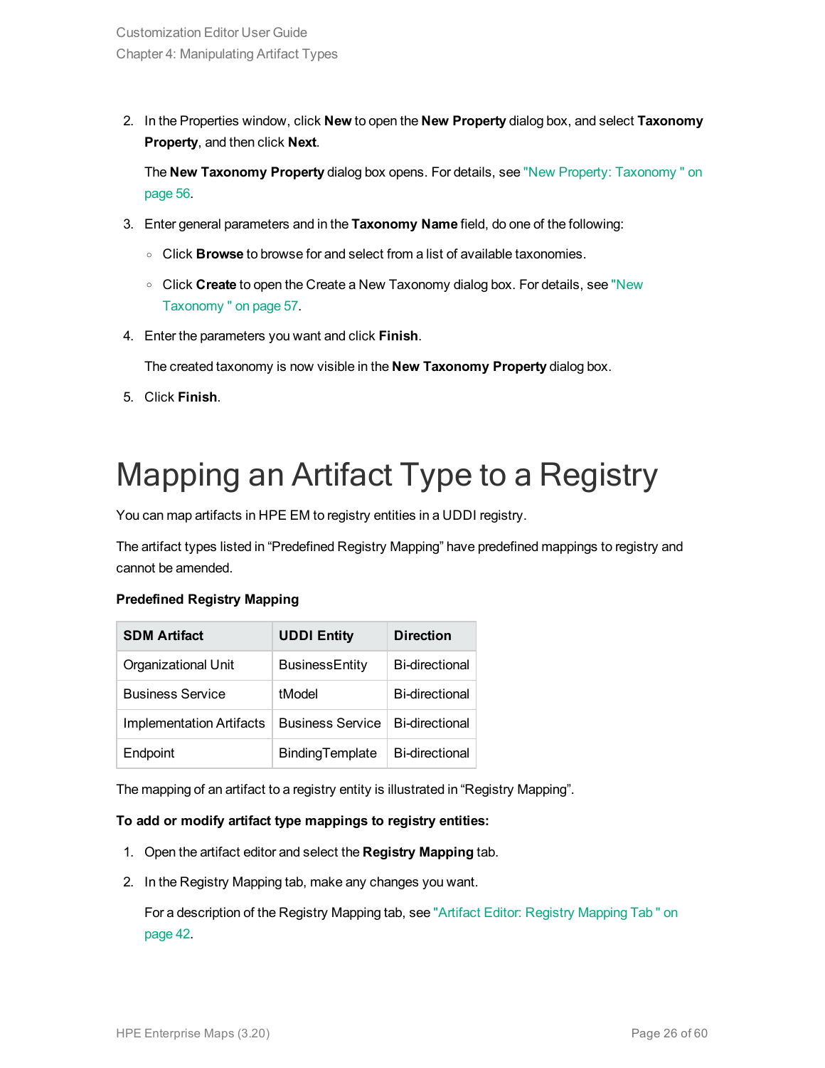2. In the Properties window, click **New** to open the **New Property** dialog box, and select **Taxonomy Property**, and then click **Next**.

   The **New Taxonomy Property** dialog box opens. For details, see "New Property: Taxonomy " on page 56.

3. Enter general parameters and in the **Taxonomy Name** field, do one of the following:

   - Click **Browse** to browse for and select from a list of available taxonomies.
   - Click **Create** to open the Create a New Taxonomy dialog box. For details, see "New Taxonomy " on page 57.

4. Enter the parameters you want and click **Finish**.

   The created taxonomy is now visible in the **New Taxonomy Property** dialog box.

5. Click **Finish**.

# Mapping an Artifact Type to a Registry

You can map artifacts in HPE EM to registry entities in a UDDI registry.

The artifact types listed in “Predefined Registry Mapping” have predefined mappings to registry and cannot be amended.

**Predefined Registry Mapping**

| SDM Artifact | UDDI Entity | Direction |
|---|---|---|
| Organizational Unit | BusinessEntity | Bi-directional |
| Business Service | tModel | Bi-directional |
| Implementation Artifacts | Business Service | Bi-directional |
| Endpoint | BindingTemplate | Bi-directional |

The mapping of an artifact to a registry entity is illustrated in “Registry Mapping”.

**To add or modify artifact type mappings to registry entities:**

1. Open the artifact editor and select the **Registry Mapping** tab.
2. In the Registry Mapping tab, make any changes you want.

   For a description of the Registry Mapping tab, see "Artifact Editor: Registry Mapping Tab " on page 42.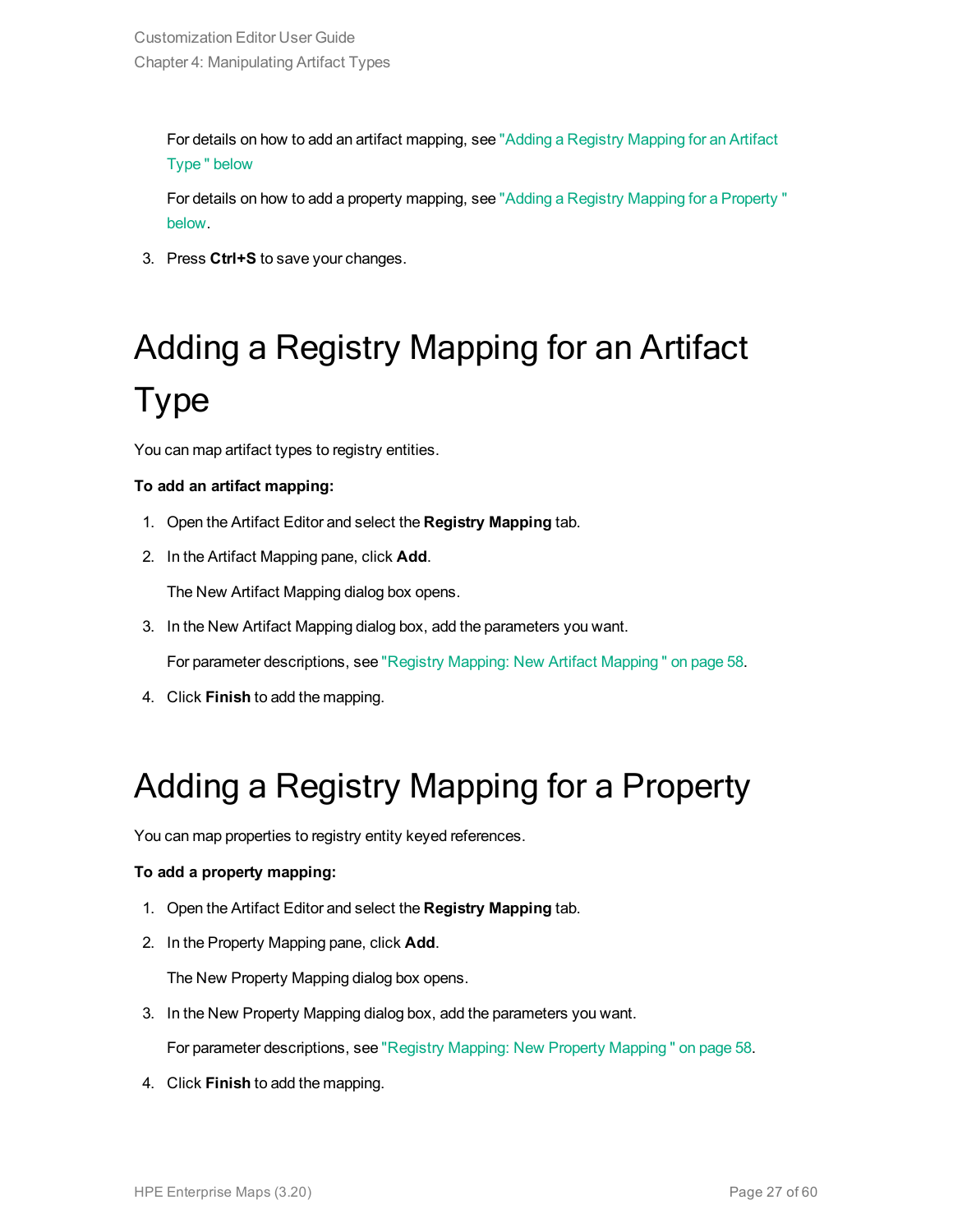For details on how to add an artifact mapping, see "Adding a Registry Mapping for an Artifact Type " below

For details on how to add a property mapping, see "Adding a Registry Mapping for a Property " below.

3. Press **Ctrl+S** to save your changes.

# Adding a Registry Mapping for an Artifact Type

You can map artifact types to registry entities.

**To add an artifact mapping:**

1. Open the Artifact Editor and select the **Registry Mapping** tab.
2. In the Artifact Mapping pane, click **Add**.

   The New Artifact Mapping dialog box opens.

3. In the New Artifact Mapping dialog box, add the parameters you want.

   For parameter descriptions, see "Registry Mapping: New Artifact Mapping " on page 58.

4. Click **Finish** to add the mapping.

# Adding a Registry Mapping for a Property

You can map properties to registry entity keyed references.

**To add a property mapping:**

1. Open the Artifact Editor and select the **Registry Mapping** tab.
2. In the Property Mapping pane, click **Add**.

   The New Property Mapping dialog box opens.

3. In the New Property Mapping dialog box, add the parameters you want.

   For parameter descriptions, see "Registry Mapping: New Property Mapping " on page 58.

4. Click **Finish** to add the mapping.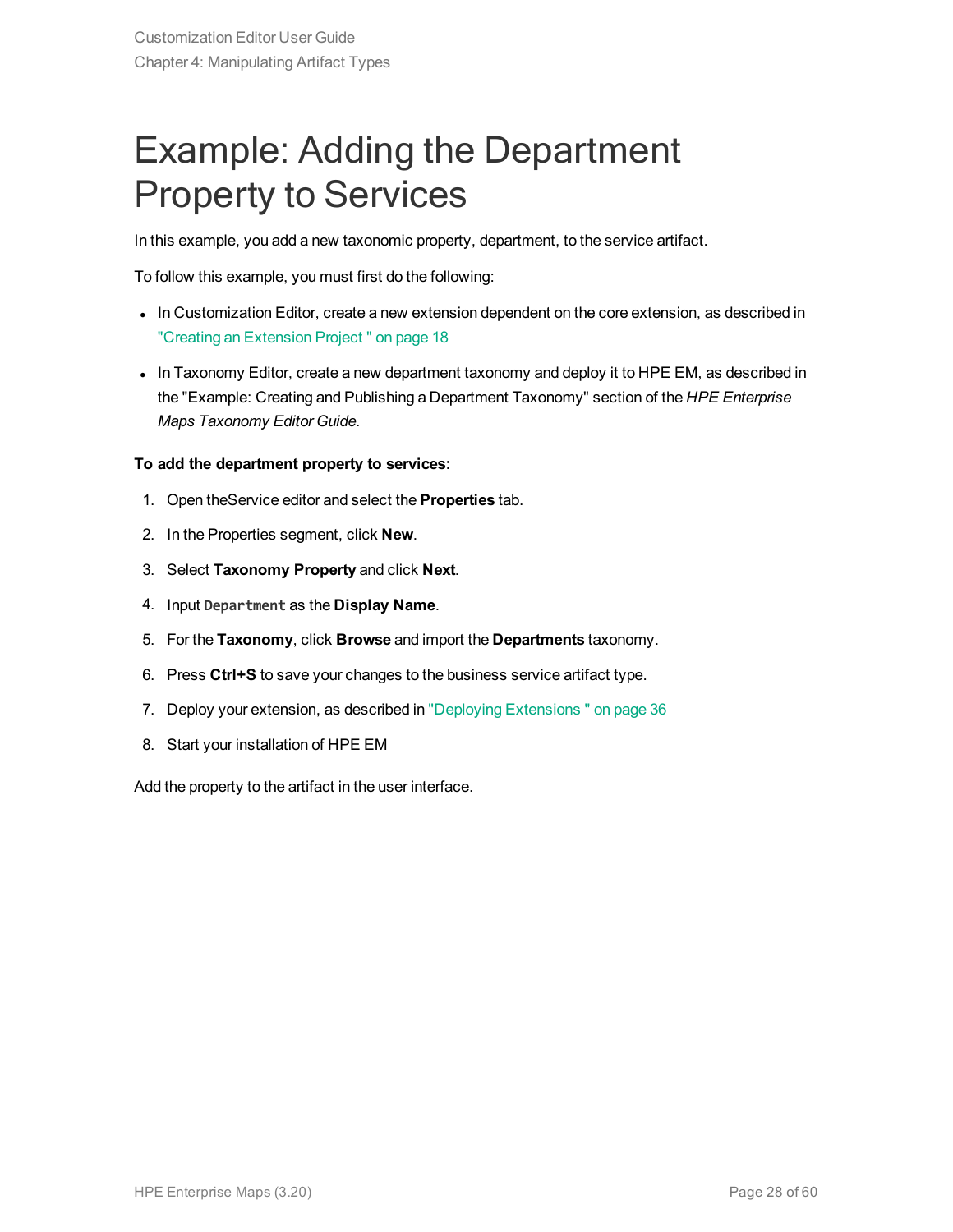# Example: Adding the Department Property to Services

In this example, you add a new taxonomic property, department, to the service artifact.

To follow this example, you must first do the following:

- In Customization Editor, create a new extension dependent on the core extension, as described in "Creating an Extension Project " on page 18
- In Taxonomy Editor, create a new department taxonomy and deploy it to HPE EM, as described in the "Example: Creating and Publishing a Department Taxonomy" section of the *HPE Enterprise Maps Taxonomy Editor Guide*.

**To add the department property to services:**

1. Open theService editor and select the **Properties** tab.
2. In the Properties segment, click **New**.
3. Select **Taxonomy Property** and click **Next**.
4. Input `Department` as the **Display Name**.
5. For the **Taxonomy**, click **Browse** and import the **Departments** taxonomy.
6. Press **Ctrl+S** to save your changes to the business service artifact type.
7. Deploy your extension, as described in "Deploying Extensions " on page 36
8. Start your installation of HPE EM

Add the property to the artifact in the user interface.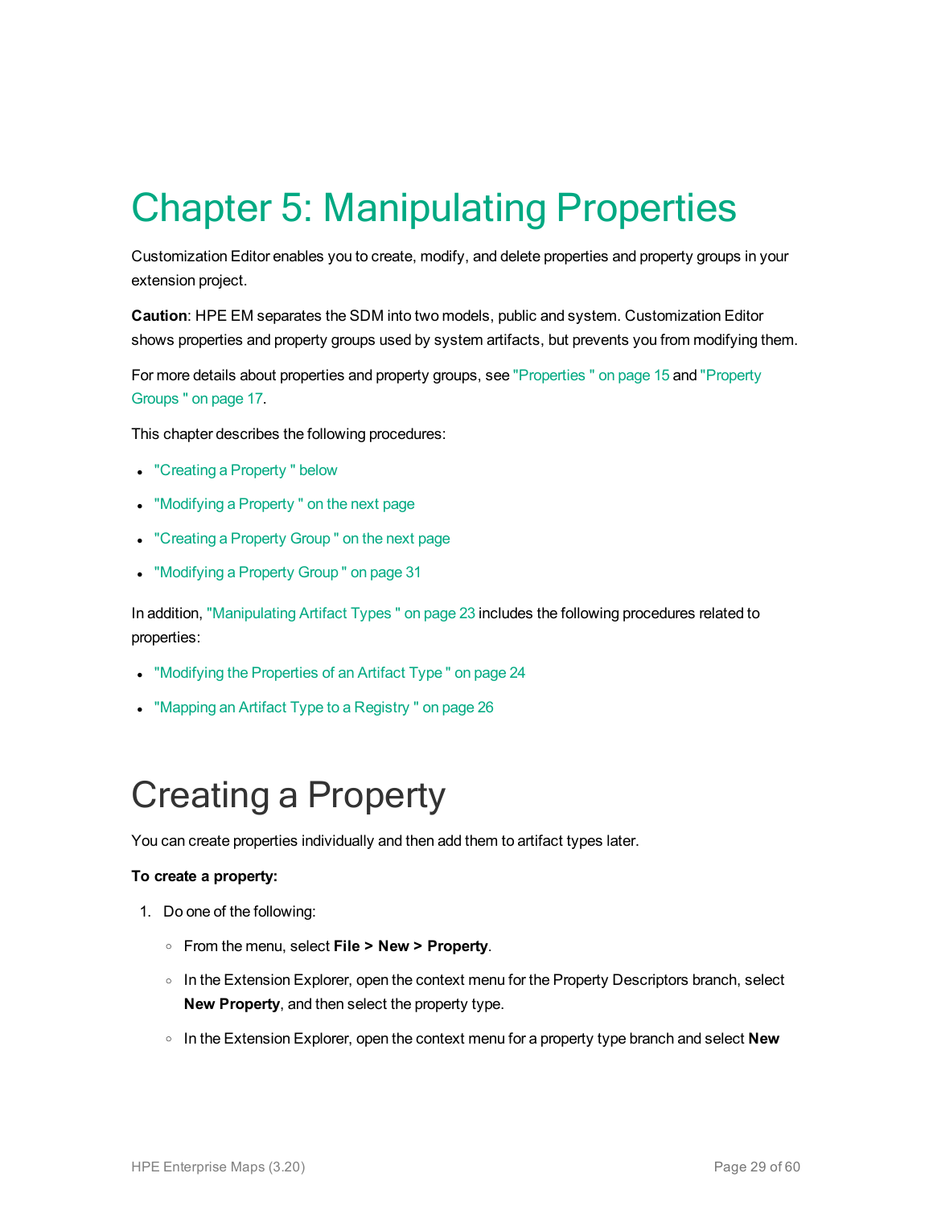# Chapter 5: Manipulating Properties

Customization Editor enables you to create, modify, and delete properties and property groups in your extension project.

**Caution**: HPE EM separates the SDM into two models, public and system. Customization Editor shows properties and property groups used by system artifacts, but prevents you from modifying them.

For more details about properties and property groups, see "Properties " on page 15 and "Property Groups " on page 17.

This chapter describes the following procedures:

- "Creating a Property " below
- "Modifying a Property " on the next page
- "Creating a Property Group " on the next page
- "Modifying a Property Group " on page 31

In addition, "Manipulating Artifact Types " on page 23 includes the following procedures related to properties:

- "Modifying the Properties of an Artifact Type " on page 24
- "Mapping an Artifact Type to a Registry " on page 26

## Creating a Property

You can create properties individually and then add them to artifact types later.

**To create a property:**

1. Do one of the following:
   - From the menu, select **File > New > Property**.
   - In the Extension Explorer, open the context menu for the Property Descriptors branch, select **New Property**, and then select the property type.
   - In the Extension Explorer, open the context menu for a property type branch and select **New**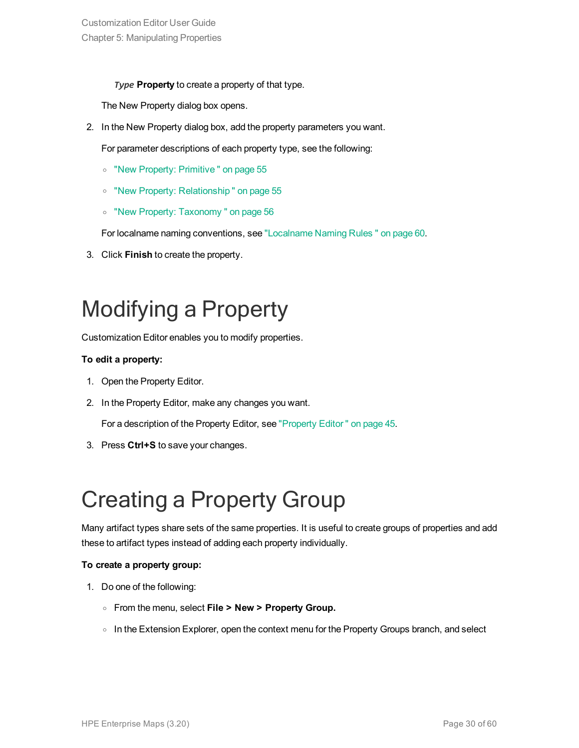*Type* **Property** to create a property of that type.

The New Property dialog box opens.

2. In the New Property dialog box, add the property parameters you want.

   For parameter descriptions of each property type, see the following:

   - "New Property: Primitive " on page 55
   - "New Property: Relationship " on page 55
   - "New Property: Taxonomy " on page 56

   For localname naming conventions, see "Localname Naming Rules " on page 60.

3. Click **Finish** to create the property.

# Modifying a Property

Customization Editor enables you to modify properties.

**To edit a property:**

1. Open the Property Editor.
2. In the Property Editor, make any changes you want.

   For a description of the Property Editor, see "Property Editor " on page 45.

3. Press **Ctrl+S** to save your changes.

# Creating a Property Group

Many artifact types share sets of the same properties. It is useful to create groups of properties and add these to artifact types instead of adding each property individually.

**To create a property group:**

1. Do one of the following:
   - From the menu, select **File > New > Property Group.**
   - In the Extension Explorer, open the context menu for the Property Groups branch, and select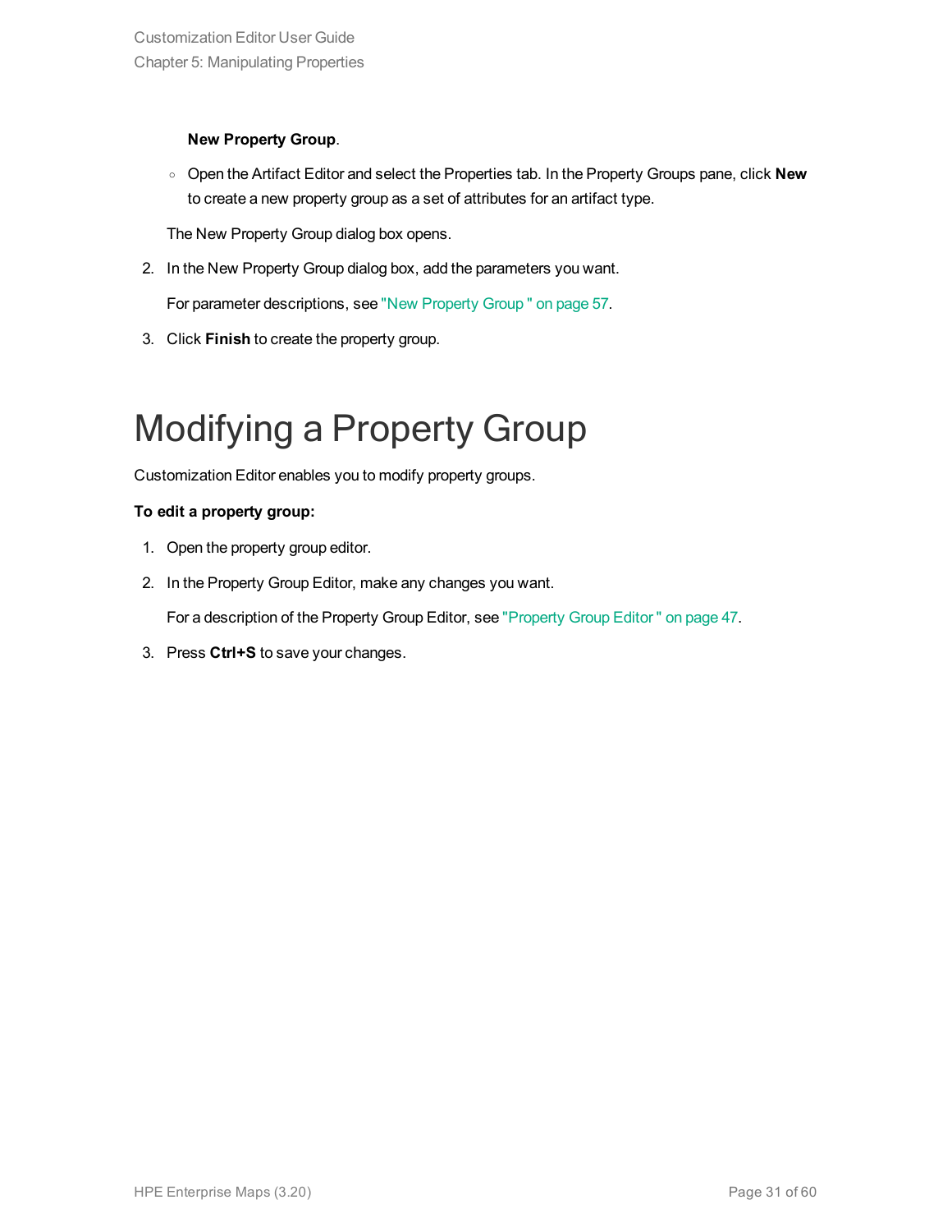**New Property Group**.

  - Open the Artifact Editor and select the Properties tab. In the Property Groups pane, click **New** to create a new property group as a set of attributes for an artifact type.

   The New Property Group dialog box opens.

2. In the New Property Group dialog box, add the parameters you want.

   For parameter descriptions, see "New Property Group " on page 57.

3. Click **Finish** to create the property group.

# Modifying a Property Group

Customization Editor enables you to modify property groups.

**To edit a property group:**

1. Open the property group editor.
2. In the Property Group Editor, make any changes you want.

   For a description of the Property Group Editor, see "Property Group Editor " on page 47.

3. Press **Ctrl+S** to save your changes.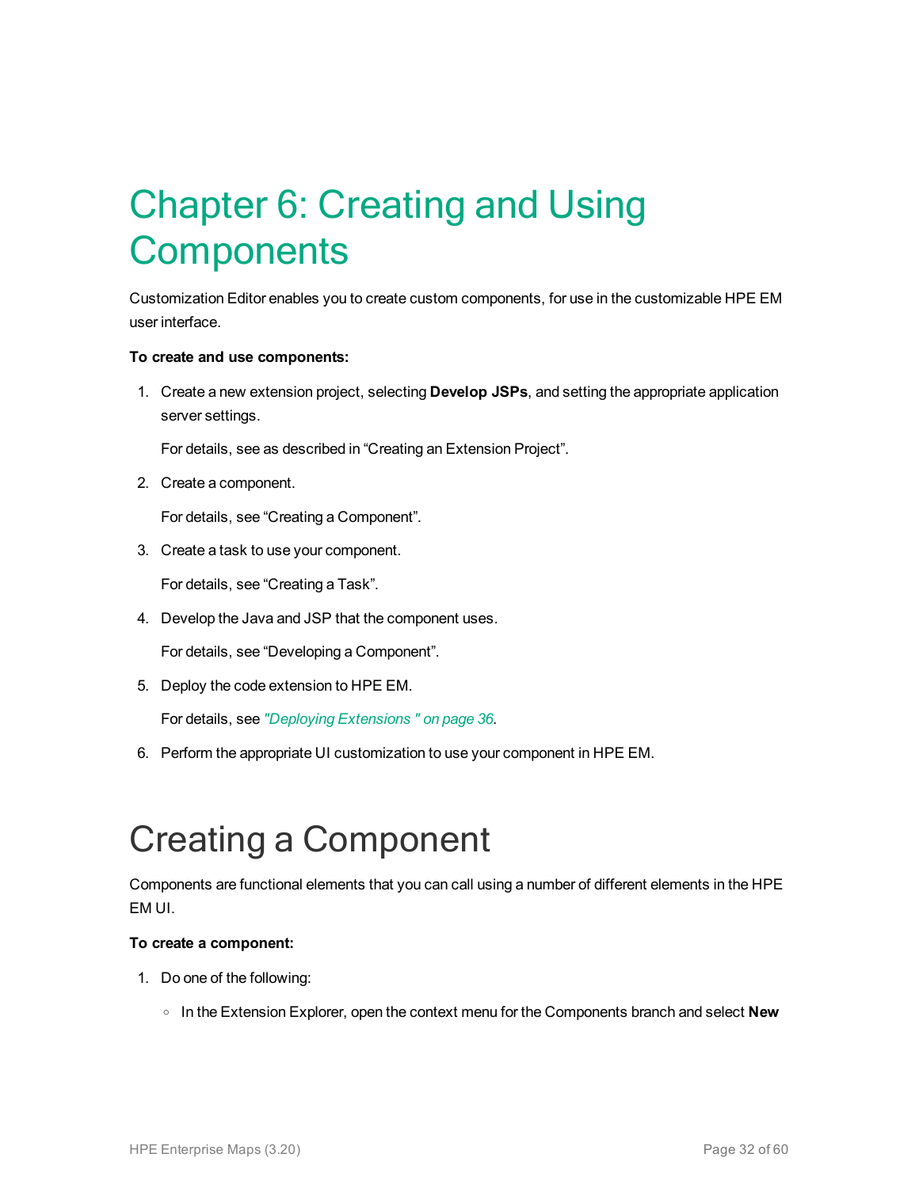# Chapter 6: Creating and Using Components

Customization Editor enables you to create custom components, for use in the customizable HPE EM user interface.

**To create and use components:**

1. Create a new extension project, selecting **Develop JSPs**, and setting the appropriate application server settings.

   For details, see as described in “Creating an Extension Project”.

2. Create a component.

   For details, see “Creating a Component”.

3. Create a task to use your component.

   For details, see “Creating a Task”.

4. Develop the Java and JSP that the component uses.

   For details, see “Developing a Component”.

5. Deploy the code extension to HPE EM.

   For details, see *"Deploying Extensions " on page 36*.

6. Perform the appropriate UI customization to use your component in HPE EM.

# Creating a Component

Components are functional elements that you can call using a number of different elements in the HPE EM UI.

**To create a component:**

1. Do one of the following:

   - In the Extension Explorer, open the context menu for the Components branch and select **New**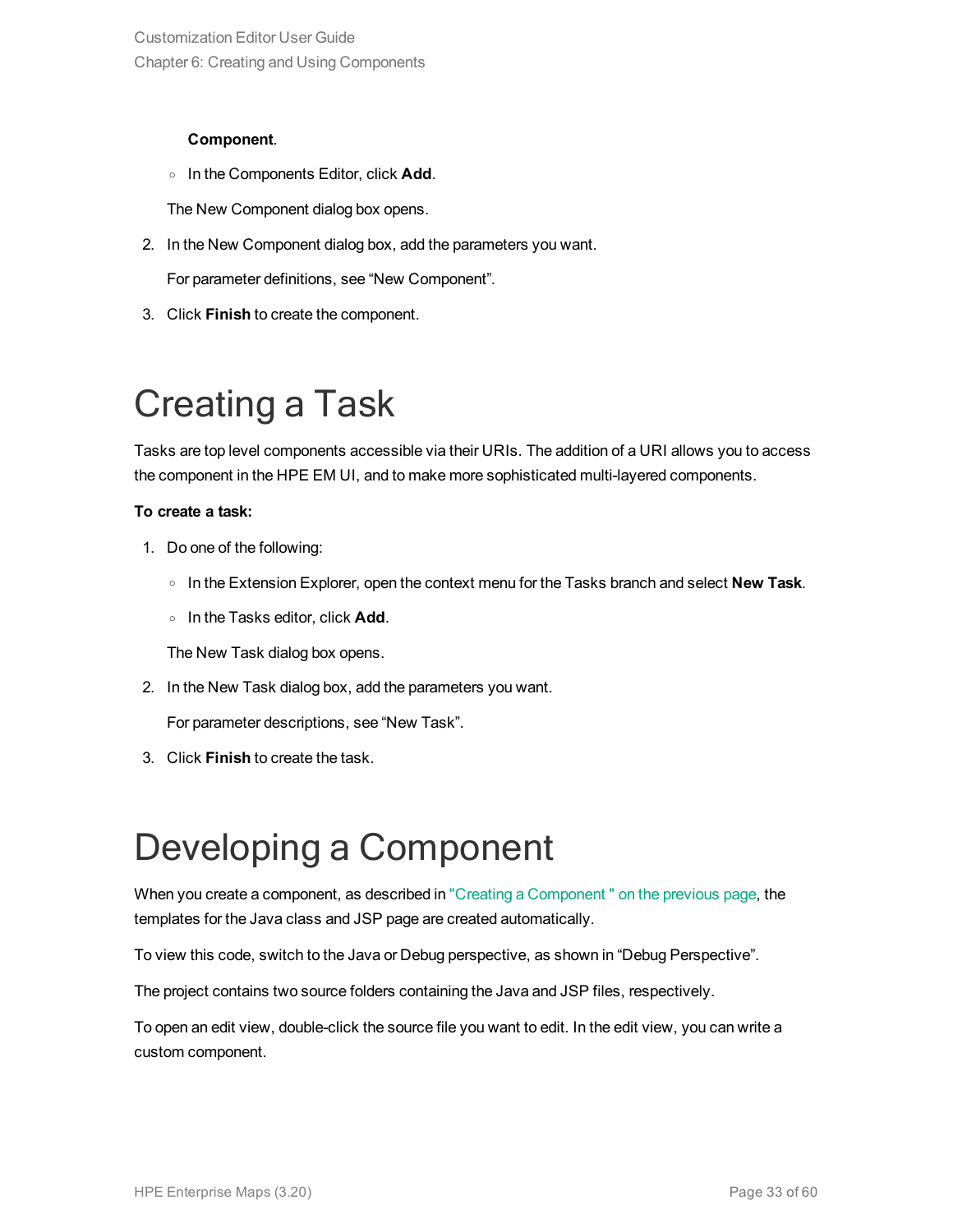**Component**.

  - In the Components Editor, click **Add**.

  The New Component dialog box opens.

2. In the New Component dialog box, add the parameters you want.

   For parameter definitions, see "New Component".

3. Click **Finish** to create the component.

# Creating a Task

Tasks are top level components accessible via their URIs. The addition of a URI allows you to access the component in the HPE EM UI, and to make more sophisticated multi-layered components.

**To create a task:**

1. Do one of the following:

   - In the Extension Explorer, open the context menu for the Tasks branch and select **New Task**.
   - In the Tasks editor, click **Add**.

   The New Task dialog box opens.

2. In the New Task dialog box, add the parameters you want.

   For parameter descriptions, see "New Task".

3. Click **Finish** to create the task.

# Developing a Component

When you create a component, as described in "Creating a Component " on the previous page, the templates for the Java class and JSP page are created automatically.

To view this code, switch to the Java or Debug perspective, as shown in "Debug Perspective".

The project contains two source folders containing the Java and JSP files, respectively.

To open an edit view, double-click the source file you want to edit. In the edit view, you can write a custom component.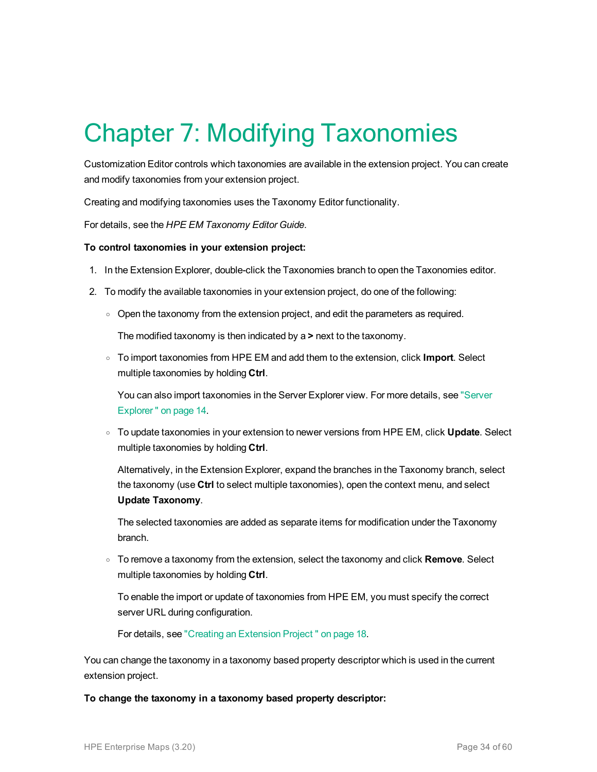# Chapter 7: Modifying Taxonomies

Customization Editor controls which taxonomies are available in the extension project. You can create and modify taxonomies from your extension project.

Creating and modifying taxonomies uses the Taxonomy Editor functionality.

For details, see the *HPE EM Taxonomy Editor Guide*.

**To control taxonomies in your extension project:**

1. In the Extension Explorer, double-click the Taxonomies branch to open the Taxonomies editor.
2. To modify the available taxonomies in your extension project, do one of the following:
   - Open the taxonomy from the extension project, and edit the parameters as required.

     The modified taxonomy is then indicated by a **>** next to the taxonomy.
   - To import taxonomies from HPE EM and add them to the extension, click **Import**. Select multiple taxonomies by holding **Ctrl**.

     You can also import taxonomies in the Server Explorer view. For more details, see "Server Explorer " on page 14.
   - To update taxonomies in your extension to newer versions from HPE EM, click **Update**. Select multiple taxonomies by holding **Ctrl**.

     Alternatively, in the Extension Explorer, expand the branches in the Taxonomy branch, select the taxonomy (use **Ctrl** to select multiple taxonomies), open the context menu, and select **Update Taxonomy**.

     The selected taxonomies are added as separate items for modification under the Taxonomy branch.
   - To remove a taxonomy from the extension, select the taxonomy and click **Remove**. Select multiple taxonomies by holding **Ctrl**.

     To enable the import or update of taxonomies from HPE EM, you must specify the correct server URL during configuration.

     For details, see "Creating an Extension Project " on page 18.

You can change the taxonomy in a taxonomy based property descriptor which is used in the current extension project.

**To change the taxonomy in a taxonomy based property descriptor:**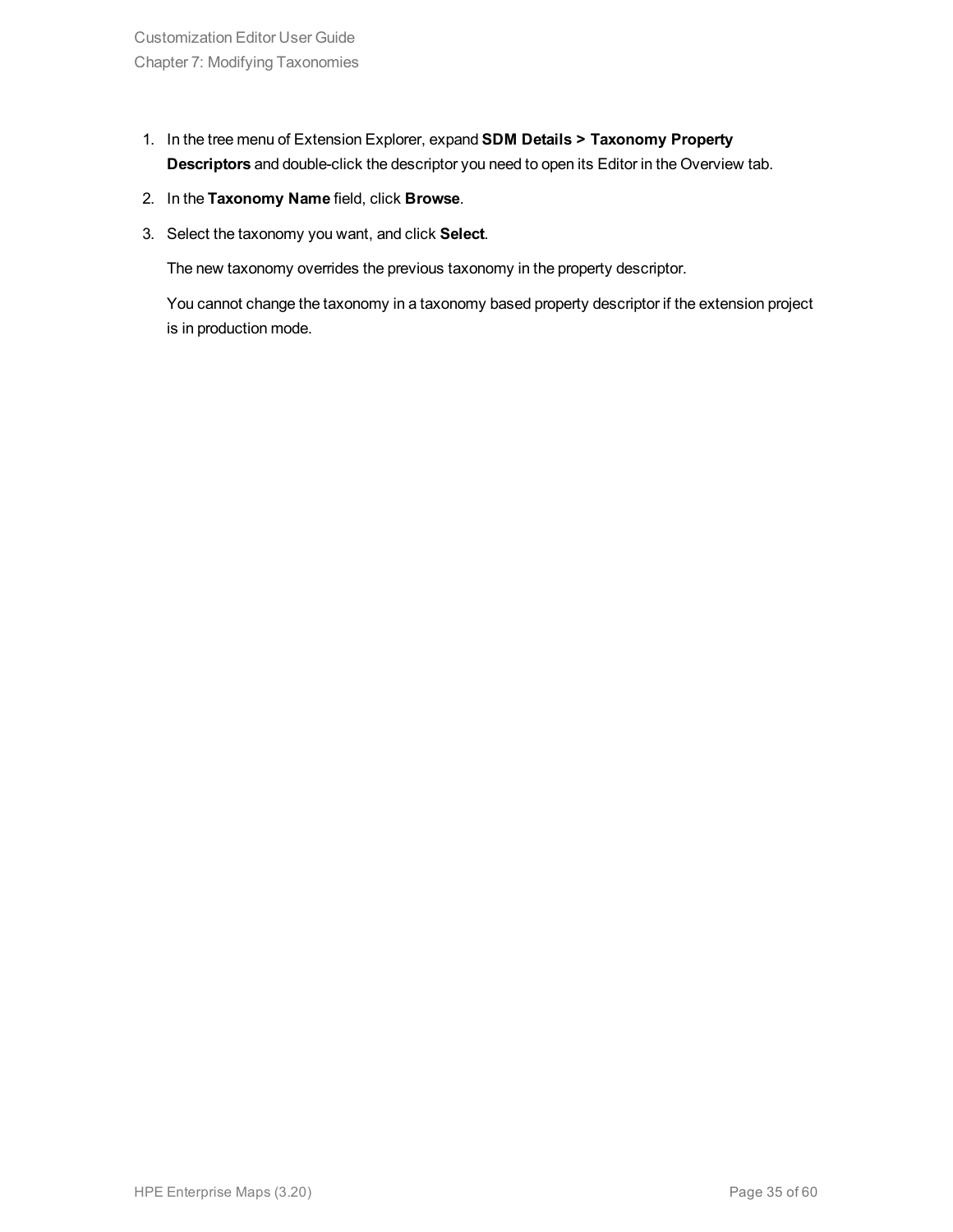1. In the tree menu of Extension Explorer, expand **SDM Details > Taxonomy Property Descriptors** and double-click the descriptor you need to open its Editor in the Overview tab.
2. In the **Taxonomy Name** field, click **Browse**.
3. Select the taxonomy you want, and click **Select**.

   The new taxonomy overrides the previous taxonomy in the property descriptor.

   You cannot change the taxonomy in a taxonomy based property descriptor if the extension project is in production mode.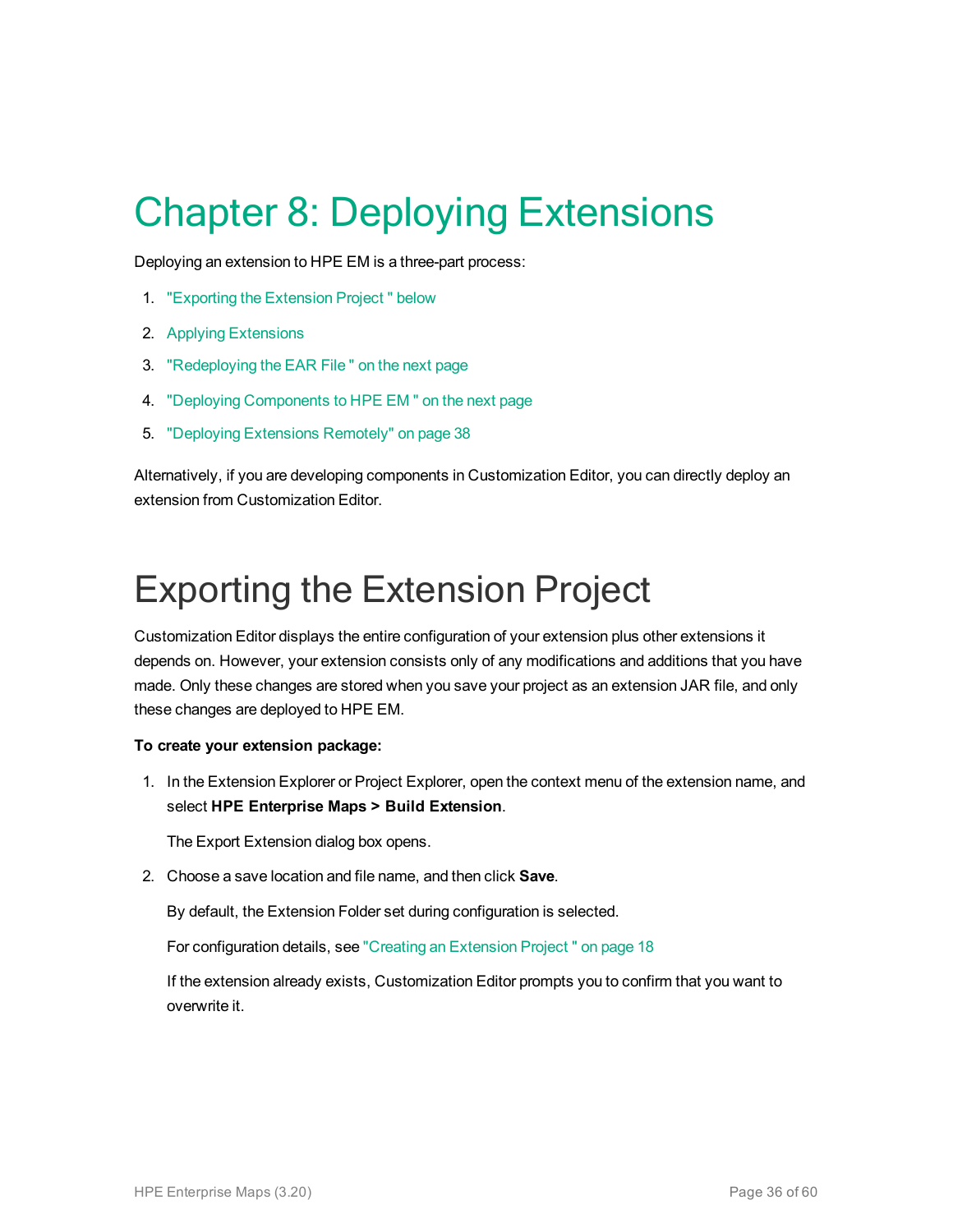# Chapter 8: Deploying Extensions

Deploying an extension to HPE EM is a three-part process:

1. "Exporting the Extension Project " below
2. Applying Extensions
3. "Redeploying the EAR File " on the next page
4. "Deploying Components to HPE EM " on the next page
5. "Deploying Extensions Remotely" on page 38

Alternatively, if you are developing components in Customization Editor, you can directly deploy an extension from Customization Editor.

## Exporting the Extension Project

Customization Editor displays the entire configuration of your extension plus other extensions it depends on. However, your extension consists only of any modifications and additions that you have made. Only these changes are stored when you save your project as an extension JAR file, and only these changes are deployed to HPE EM.

**To create your extension package:**

1. In the Extension Explorer or Project Explorer, open the context menu of the extension name, and select **HPE Enterprise Maps > Build Extension**.

   The Export Extension dialog box opens.

2. Choose a save location and file name, and then click **Save**.

   By default, the Extension Folder set during configuration is selected.

   For configuration details, see "Creating an Extension Project " on page 18

   If the extension already exists, Customization Editor prompts you to confirm that you want to overwrite it.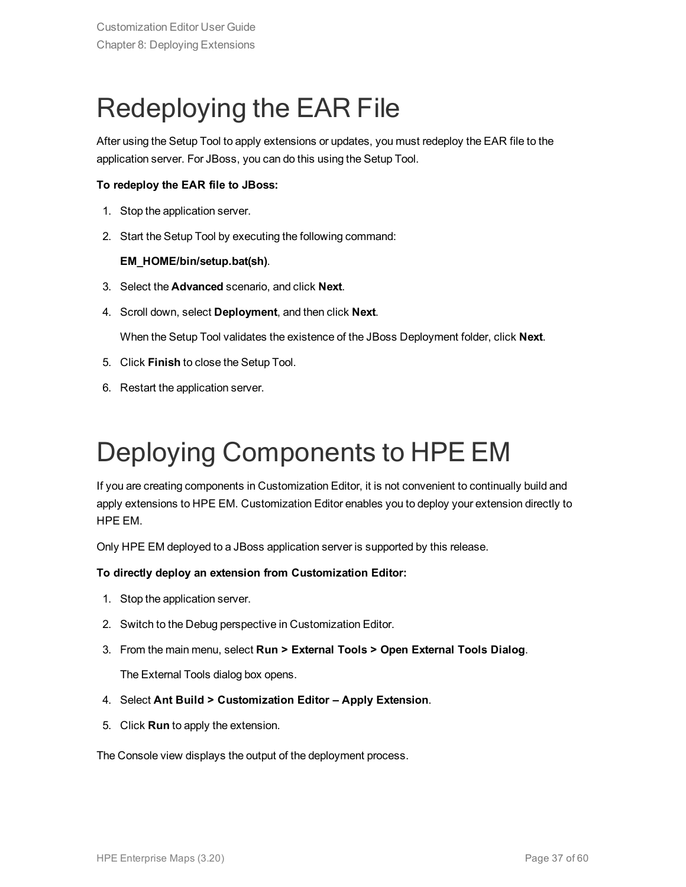# Redeploying the EAR File

After using the Setup Tool to apply extensions or updates, you must redeploy the EAR file to the application server. For JBoss, you can do this using the Setup Tool.

**To redeploy the EAR file to JBoss:**

1. Stop the application server.
2. Start the Setup Tool by executing the following command:

   **EM_HOME/bin/setup.bat(sh)**.
3. Select the **Advanced** scenario, and click **Next**.
4. Scroll down, select **Deployment**, and then click **Next**.

   When the Setup Tool validates the existence of the JBoss Deployment folder, click **Next**.
5. Click **Finish** to close the Setup Tool.
6. Restart the application server.

# Deploying Components to HPE EM

If you are creating components in Customization Editor, it is not convenient to continually build and apply extensions to HPE EM. Customization Editor enables you to deploy your extension directly to HPE EM.

Only HPE EM deployed to a JBoss application server is supported by this release.

**To directly deploy an extension from Customization Editor:**

1. Stop the application server.
2. Switch to the Debug perspective in Customization Editor.
3. From the main menu, select **Run > External Tools > Open External Tools Dialog**.

   The External Tools dialog box opens.
4. Select **Ant Build > Customization Editor – Apply Extension**.
5. Click **Run** to apply the extension.

The Console view displays the output of the deployment process.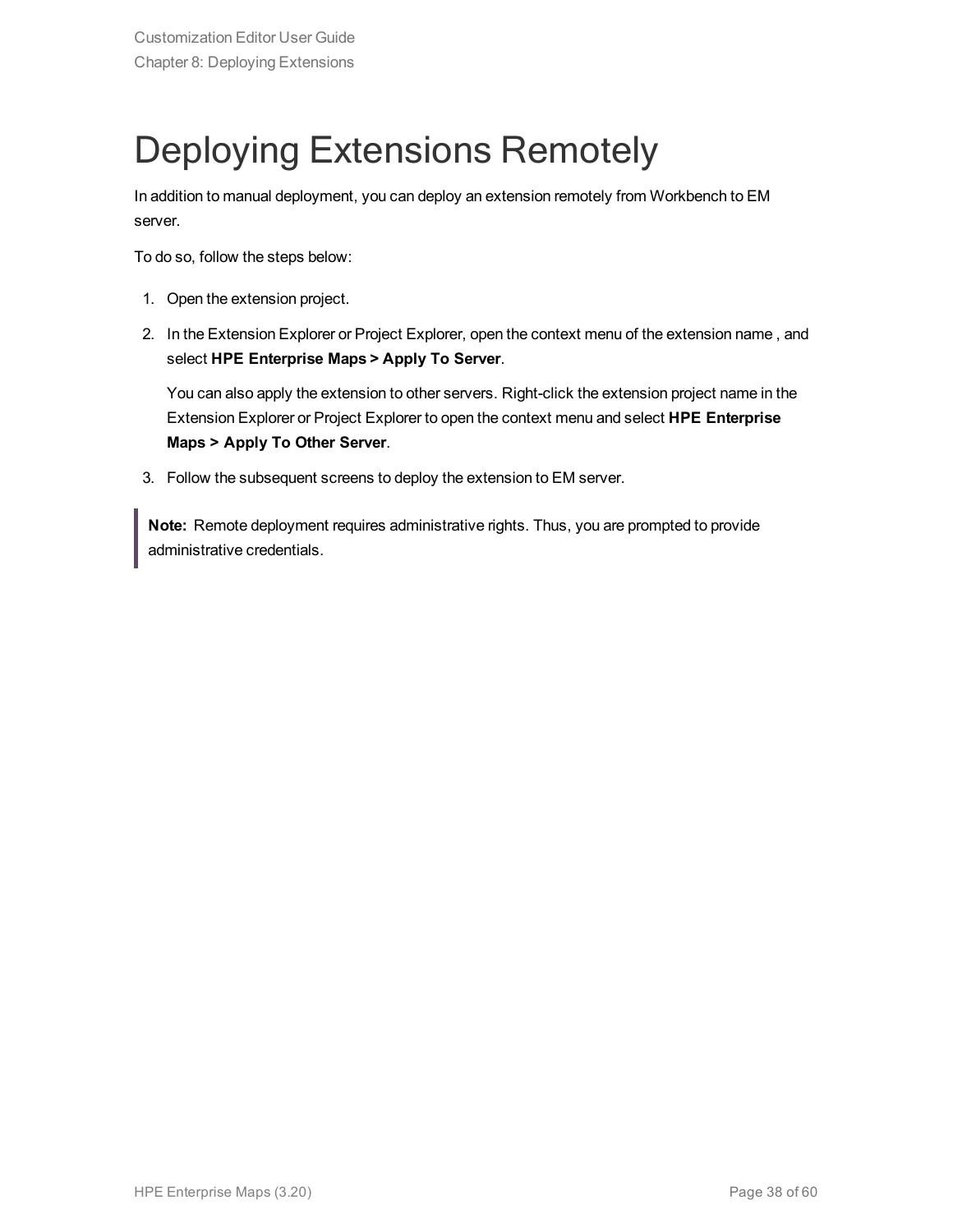# Deploying Extensions Remotely

In addition to manual deployment, you can deploy an extension remotely from Workbench to EM server.

To do so, follow the steps below:

1. Open the extension project.
2. In the Extension Explorer or Project Explorer, open the context menu of the extension name , and select **HPE Enterprise Maps > Apply To Server**.

   You can also apply the extension to other servers. Right-click the extension project name in the Extension Explorer or Project Explorer to open the context menu and select **HPE Enterprise Maps > Apply To Other Server**.
3. Follow the subsequent screens to deploy the extension to EM server.

> **Note:** Remote deployment requires administrative rights. Thus, you are prompted to provide administrative credentials.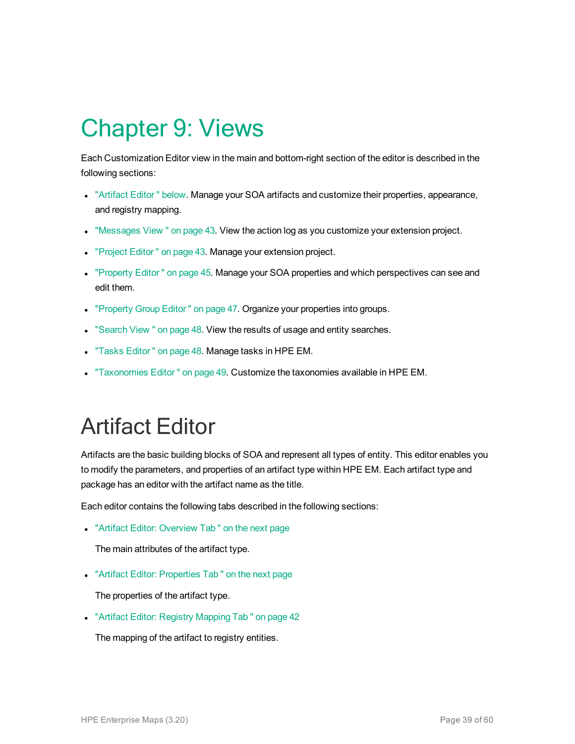# Chapter 9: Views

Each Customization Editor view in the main and bottom-right section of the editor is described in the following sections:

- "Artifact Editor " below. Manage your SOA artifacts and customize their properties, appearance, and registry mapping.
- "Messages View " on page 43. View the action log as you customize your extension project.
- "Project Editor " on page 43. Manage your extension project.
- "Property Editor " on page 45. Manage your SOA properties and which perspectives can see and edit them.
- "Property Group Editor " on page 47. Organize your properties into groups.
- "Search View " on page 48. View the results of usage and entity searches.
- "Tasks Editor " on page 48. Manage tasks in HPE EM.
- "Taxonomies Editor " on page 49. Customize the taxonomies available in HPE EM.

# Artifact Editor

Artifacts are the basic building blocks of SOA and represent all types of entity. This editor enables you to modify the parameters, and properties of an artifact type within HPE EM. Each artifact type and package has an editor with the artifact name as the title.

Each editor contains the following tabs described in the following sections:

- "Artifact Editor: Overview Tab " on the next page

  The main attributes of the artifact type.

- "Artifact Editor: Properties Tab " on the next page

  The properties of the artifact type.

- "Artifact Editor: Registry Mapping Tab " on page 42

  The mapping of the artifact to registry entities.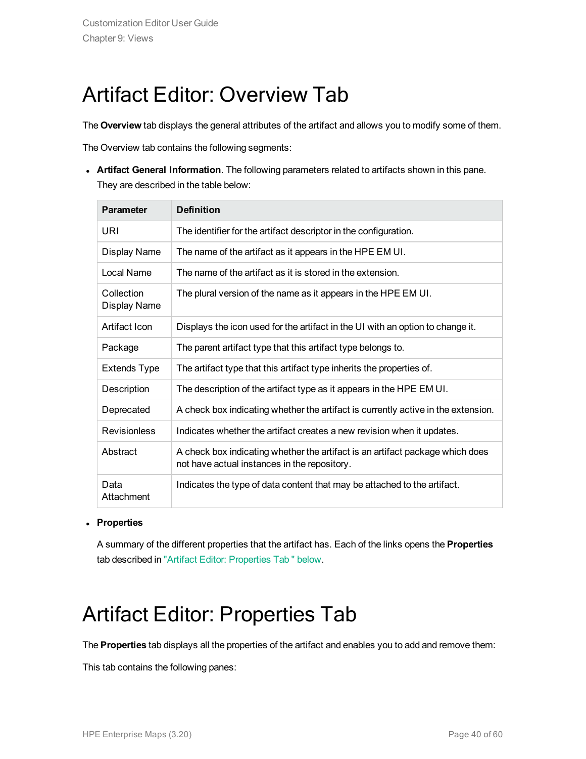# Artifact Editor: Overview Tab

The **Overview** tab displays the general attributes of the artifact and allows you to modify some of them.

The Overview tab contains the following segments:

- **Artifact General Information**. The following parameters related to artifacts shown in this pane. They are described in the table below:

| Parameter | Definition |
|---|---|
| URI | The identifier for the artifact descriptor in the configuration. |
| Display Name | The name of the artifact as it appears in the HPE EM UI. |
| Local Name | The name of the artifact as it is stored in the extension. |
| Collection Display Name | The plural version of the name as it appears in the HPE EM UI. |
| Artifact Icon | Displays the icon used for the artifact in the UI with an option to change it. |
| Package | The parent artifact type that this artifact type belongs to. |
| Extends Type | The artifact type that this artifact type inherits the properties of. |
| Description | The description of the artifact type as it appears in the HPE EM UI. |
| Deprecated | A check box indicating whether the artifact is currently active in the extension. |
| Revisionless | Indicates whether the artifact creates a new revision when it updates. |
| Abstract | A check box indicating whether the artifact is an artifact package which does not have actual instances in the repository. |
| Data Attachment | Indicates the type of data content that may be attached to the artifact. |

- **Properties**

  A summary of the different properties that the artifact has. Each of the links opens the **Properties** tab described in "Artifact Editor: Properties Tab " below.

# Artifact Editor: Properties Tab

The **Properties** tab displays all the properties of the artifact and enables you to add and remove them:

This tab contains the following panes: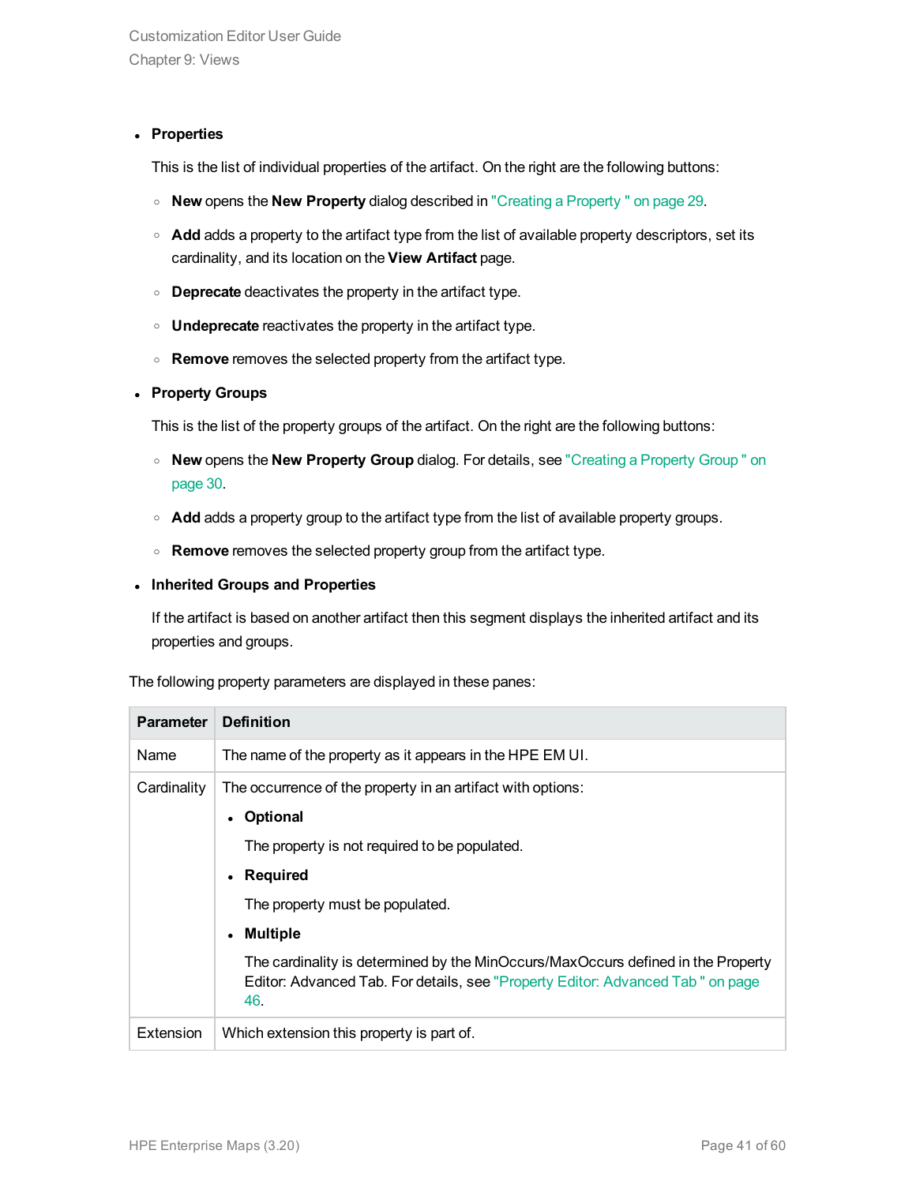- **Properties**

  This is the list of individual properties of the artifact. On the right are the following buttons:

  - **New** opens the **New Property** dialog described in "Creating a Property " on page 29.
  - **Add** adds a property to the artifact type from the list of available property descriptors, set its cardinality, and its location on the **View Artifact** page.
  - **Deprecate** deactivates the property in the artifact type.
  - **Undeprecate** reactivates the property in the artifact type.
  - **Remove** removes the selected property from the artifact type.

- **Property Groups**

  This is the list of the property groups of the artifact. On the right are the following buttons:

  - **New** opens the **New Property Group** dialog. For details, see "Creating a Property Group " on page 30.
  - **Add** adds a property group to the artifact type from the list of available property groups.
  - **Remove** removes the selected property group from the artifact type.

- **Inherited Groups and Properties**

  If the artifact is based on another artifact then this segment displays the inherited artifact and its properties and groups.

The following property parameters are displayed in these panes:

| Parameter | Definition |
|---|---|
| Name | The name of the property as it appears in the HPE EM UI. |
| Cardinality | The occurrence of the property in an artifact with options:<br>• **Optional**<br>The property is not required to be populated.<br>• **Required**<br>The property must be populated.<br>• **Multiple**<br>The cardinality is determined by the MinOccurs/MaxOccurs defined in the Property Editor: Advanced Tab. For details, see "Property Editor: Advanced Tab " on page 46. |
| Extension | Which extension this property is part of. |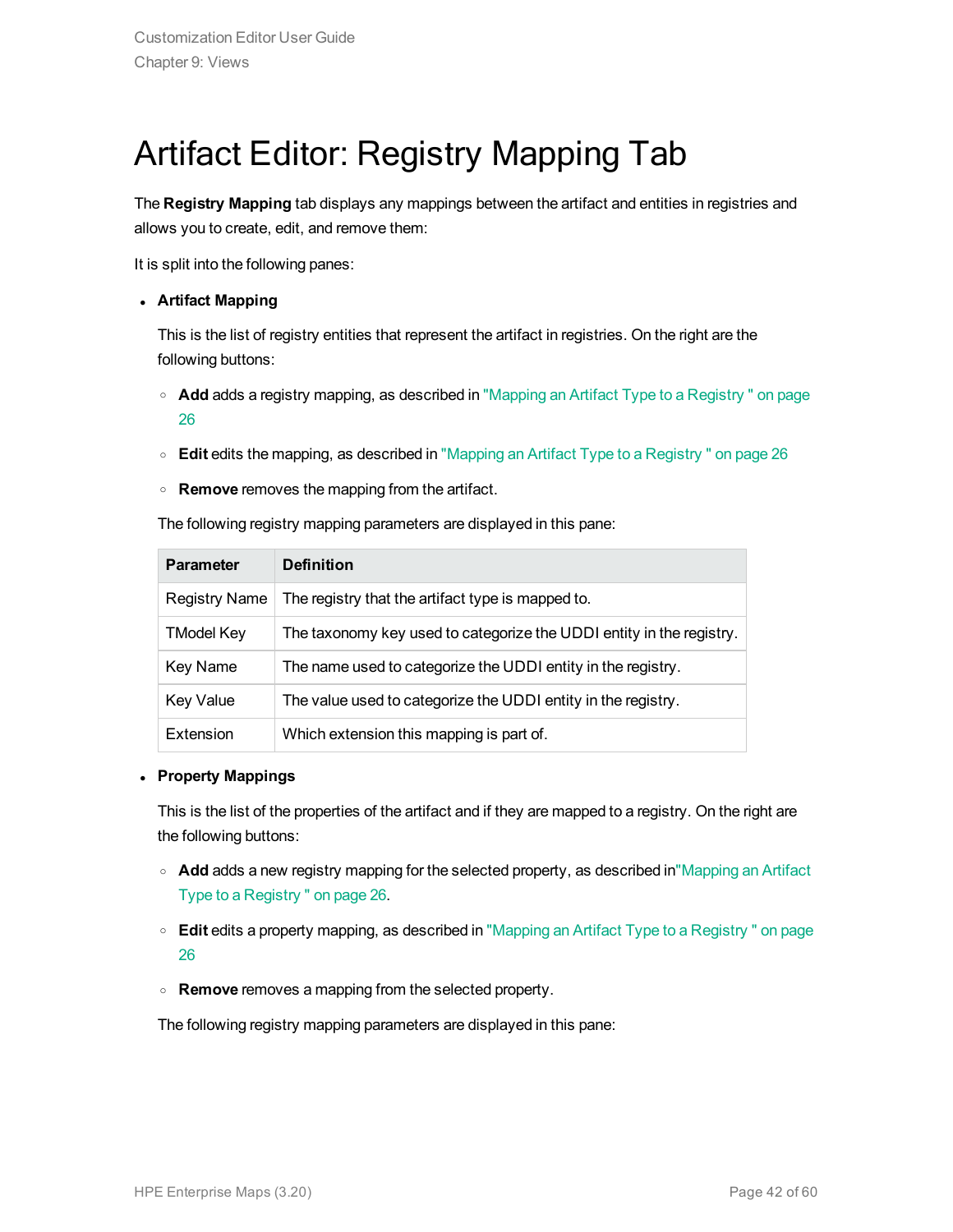# Artifact Editor: Registry Mapping Tab

The **Registry Mapping** tab displays any mappings between the artifact and entities in registries and allows you to create, edit, and remove them:

It is split into the following panes:

- **Artifact Mapping**

  This is the list of registry entities that represent the artifact in registries. On the right are the following buttons:

  - **Add** adds a registry mapping, as described in "Mapping an Artifact Type to a Registry " on page 26
  - **Edit** edits the mapping, as described in "Mapping an Artifact Type to a Registry " on page 26
  - **Remove** removes the mapping from the artifact.

  The following registry mapping parameters are displayed in this pane:

  | Parameter | Definition |
  |---|---|
  | Registry Name | The registry that the artifact type is mapped to. |
  | TModel Key | The taxonomy key used to categorize the UDDI entity in the registry. |
  | Key Name | The name used to categorize the UDDI entity in the registry. |
  | Key Value | The value used to categorize the UDDI entity in the registry. |
  | Extension | Which extension this mapping is part of. |

- **Property Mappings**

  This is the list of the properties of the artifact and if they are mapped to a registry. On the right are the following buttons:

  - **Add** adds a new registry mapping for the selected property, as described in"Mapping an Artifact Type to a Registry " on page 26.
  - **Edit** edits a property mapping, as described in "Mapping an Artifact Type to a Registry " on page 26
  - **Remove** removes a mapping from the selected property.

  The following registry mapping parameters are displayed in this pane: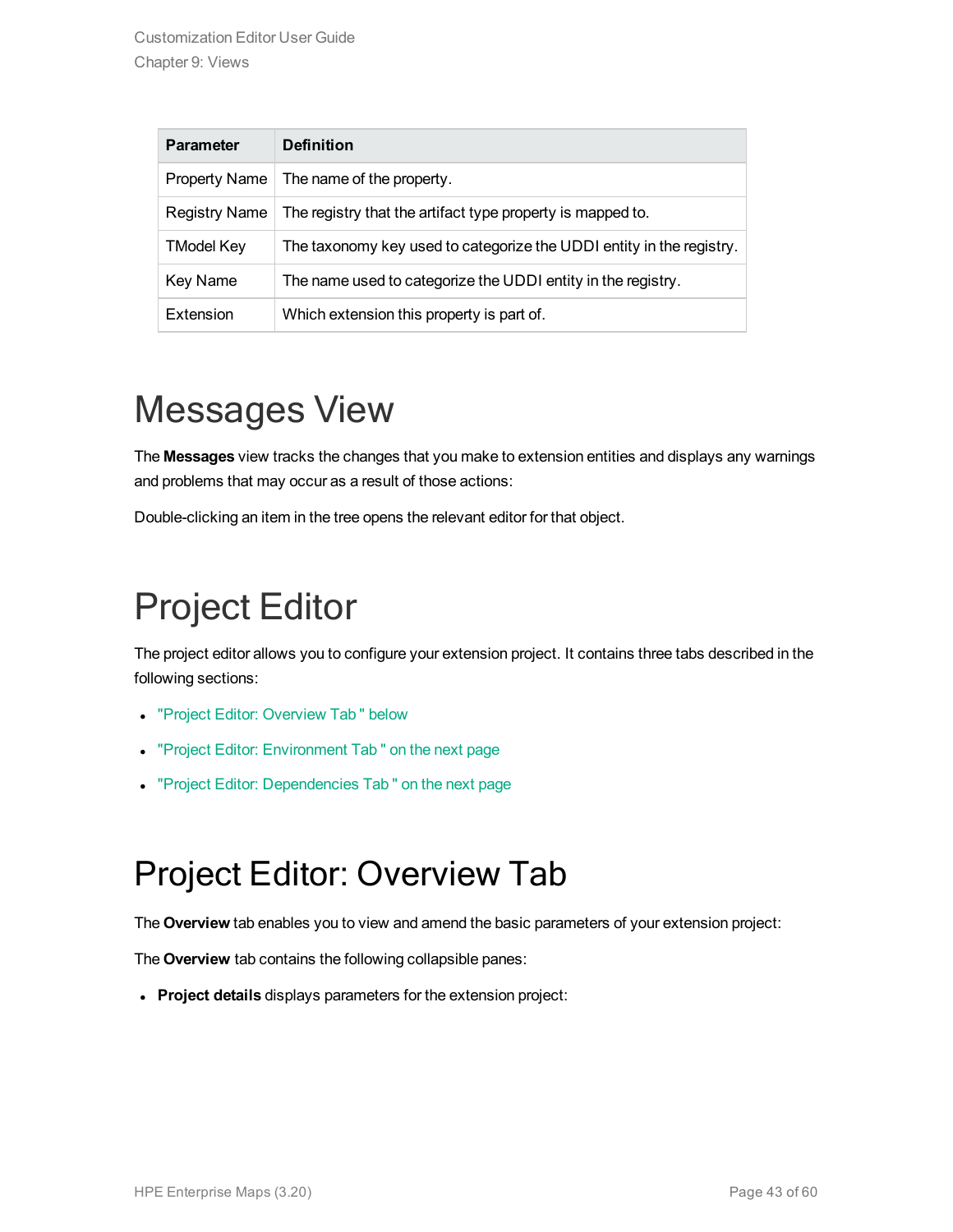| Parameter | Definition |
|---|---|
| Property Name | The name of the property. |
| Registry Name | The registry that the artifact type property is mapped to. |
| TModel Key | The taxonomy key used to categorize the UDDI entity in the registry. |
| Key Name | The name used to categorize the UDDI entity in the registry. |
| Extension | Which extension this property is part of. |

# Messages View

The **Messages** view tracks the changes that you make to extension entities and displays any warnings and problems that may occur as a result of those actions:

Double-clicking an item in the tree opens the relevant editor for that object.

# Project Editor

The project editor allows you to configure your extension project. It contains three tabs described in the following sections:

- "Project Editor: Overview Tab " below
- "Project Editor: Environment Tab " on the next page
- "Project Editor: Dependencies Tab " on the next page

# Project Editor: Overview Tab

The **Overview** tab enables you to view and amend the basic parameters of your extension project:

The **Overview** tab contains the following collapsible panes:

- **Project details** displays parameters for the extension project: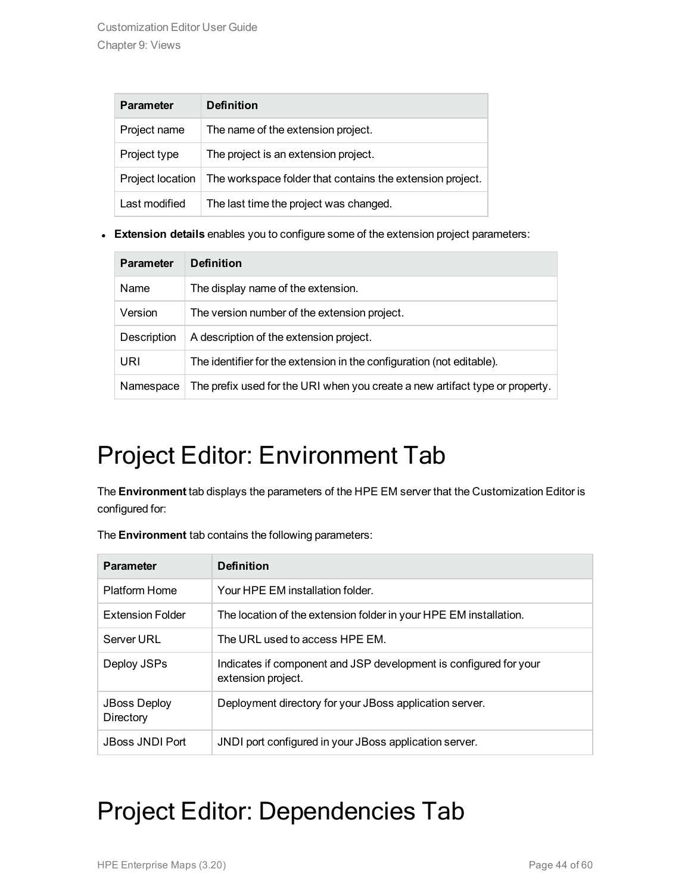| Parameter | Definition |
| --- | --- |
| Project name | The name of the extension project. |
| Project type | The project is an extension project. |
| Project location | The workspace folder that contains the extension project. |
| Last modified | The last time the project was changed. |

- **Extension details** enables you to configure some of the extension project parameters:

| Parameter | Definition |
| --- | --- |
| Name | The display name of the extension. |
| Version | The version number of the extension project. |
| Description | A description of the extension project. |
| URI | The identifier for the extension in the configuration (not editable). |
| Namespace | The prefix used for the URI when you create a new artifact type or property. |

# Project Editor: Environment Tab

The **Environment** tab displays the parameters of the HPE EM server that the Customization Editor is configured for:

The **Environment** tab contains the following parameters:

| Parameter | Definition |
| --- | --- |
| Platform Home | Your HPE EM installation folder. |
| Extension Folder | The location of the extension folder in your HPE EM installation. |
| Server URL | The URL used to access HPE EM. |
| Deploy JSPs | Indicates if component and JSP development is configured for your extension project. |
| JBoss Deploy Directory | Deployment directory for your JBoss application server. |
| JBoss JNDI Port | JNDI port configured in your JBoss application server. |

# Project Editor: Dependencies Tab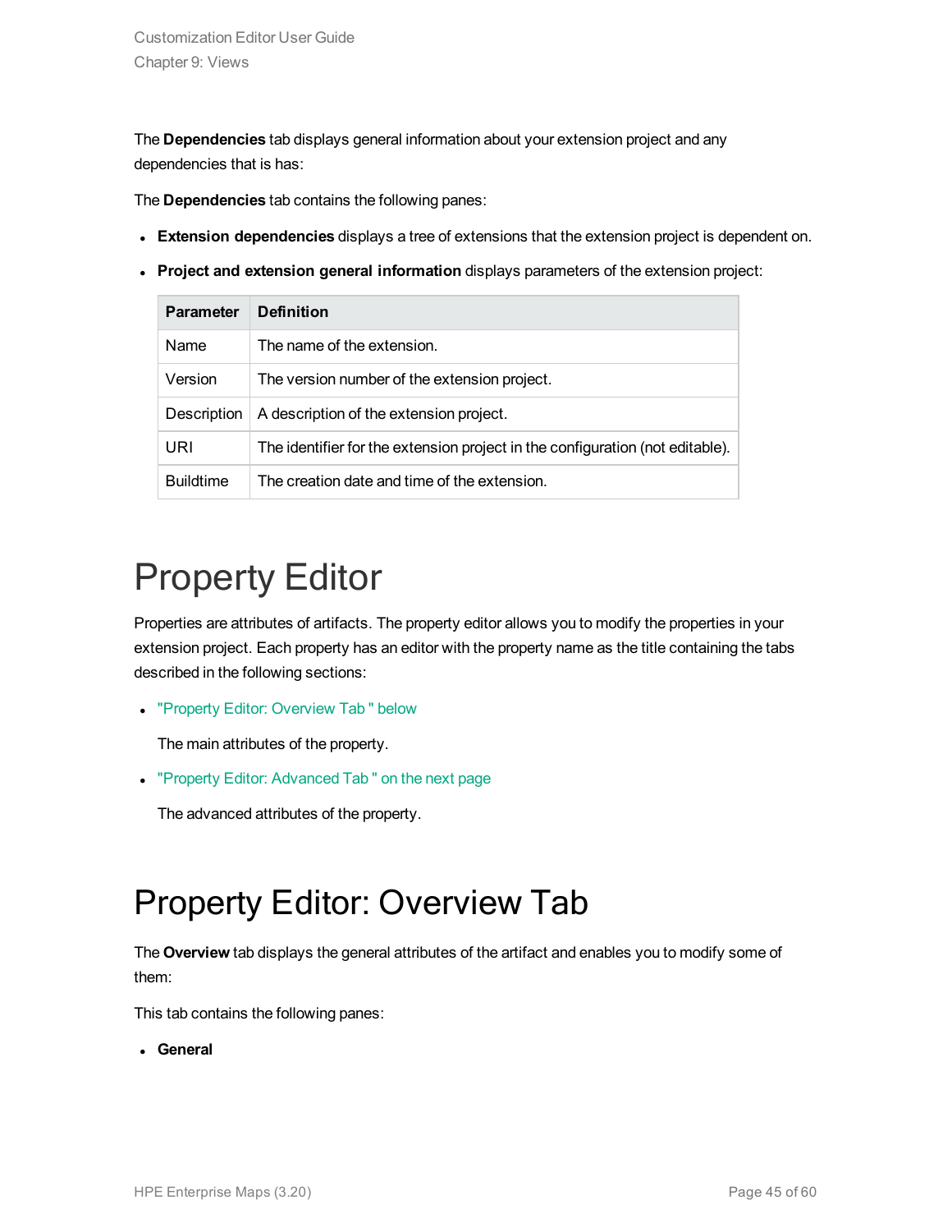The **Dependencies** tab displays general information about your extension project and any dependencies that is has:

The **Dependencies** tab contains the following panes:

- **Extension dependencies** displays a tree of extensions that the extension project is dependent on.
- **Project and extension general information** displays parameters of the extension project:

| Parameter | Definition |
| --- | --- |
| Name | The name of the extension. |
| Version | The version number of the extension project. |
| Description | A description of the extension project. |
| URI | The identifier for the extension project in the configuration (not editable). |
| Buildtime | The creation date and time of the extension. |

# Property Editor

Properties are attributes of artifacts. The property editor allows you to modify the properties in your extension project. Each property has an editor with the property name as the title containing the tabs described in the following sections:

- "Property Editor: Overview Tab " below

  The main attributes of the property.

- "Property Editor: Advanced Tab " on the next page

  The advanced attributes of the property.

# Property Editor: Overview Tab

The **Overview** tab displays the general attributes of the artifact and enables you to modify some of them:

This tab contains the following panes:

- **General**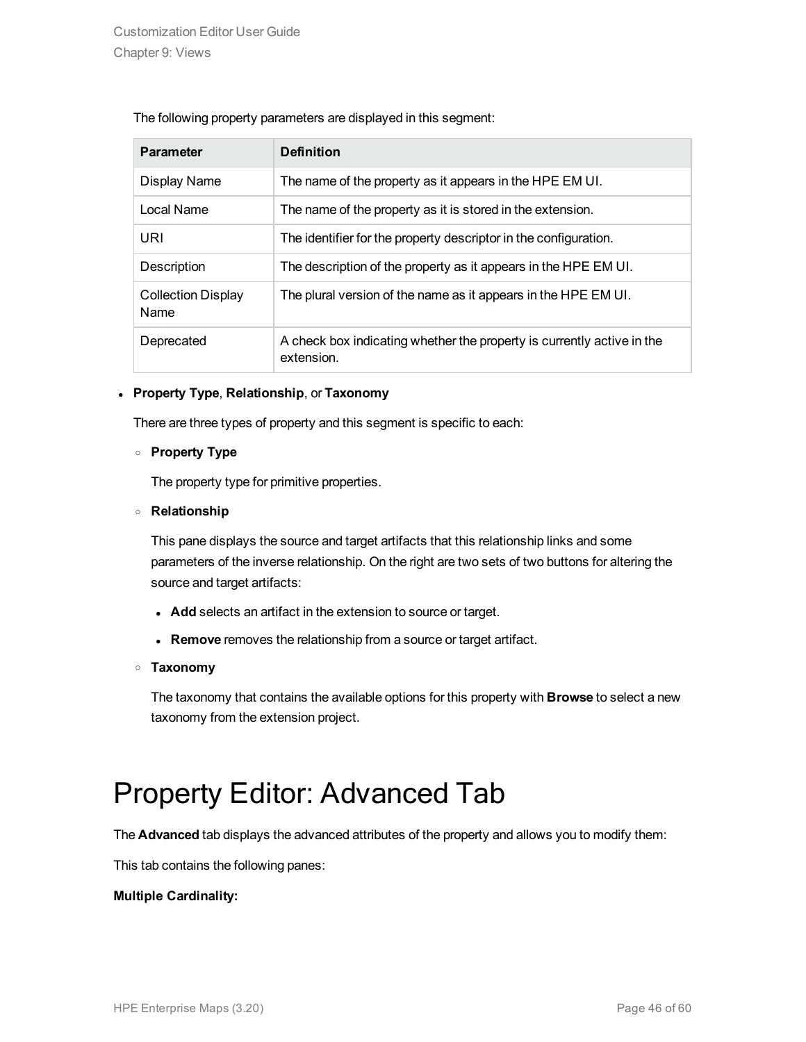The following property parameters are displayed in this segment:

| Parameter | Definition |
|---|---|
| Display Name | The name of the property as it appears in the HPE EM UI. |
| Local Name | The name of the property as it is stored in the extension. |
| URI | The identifier for the property descriptor in the configuration. |
| Description | The description of the property as it appears in the HPE EM UI. |
| Collection Display Name | The plural version of the name as it appears in the HPE EM UI. |
| Deprecated | A check box indicating whether the property is currently active in the extension. |

- **Property Type**, **Relationship**, or **Taxonomy**

  There are three types of property and this segment is specific to each:

  - **Property Type**

    The property type for primitive properties.

  - **Relationship**

    This pane displays the source and target artifacts that this relationship links and some parameters of the inverse relationship. On the right are two sets of two buttons for altering the source and target artifacts:

    - **Add** selects an artifact in the extension to source or target.
    - **Remove** removes the relationship from a source or target artifact.

  - **Taxonomy**

    The taxonomy that contains the available options for this property with **Browse** to select a new taxonomy from the extension project.

# Property Editor: Advanced Tab

The **Advanced** tab displays the advanced attributes of the property and allows you to modify them:

This tab contains the following panes:

**Multiple Cardinality:**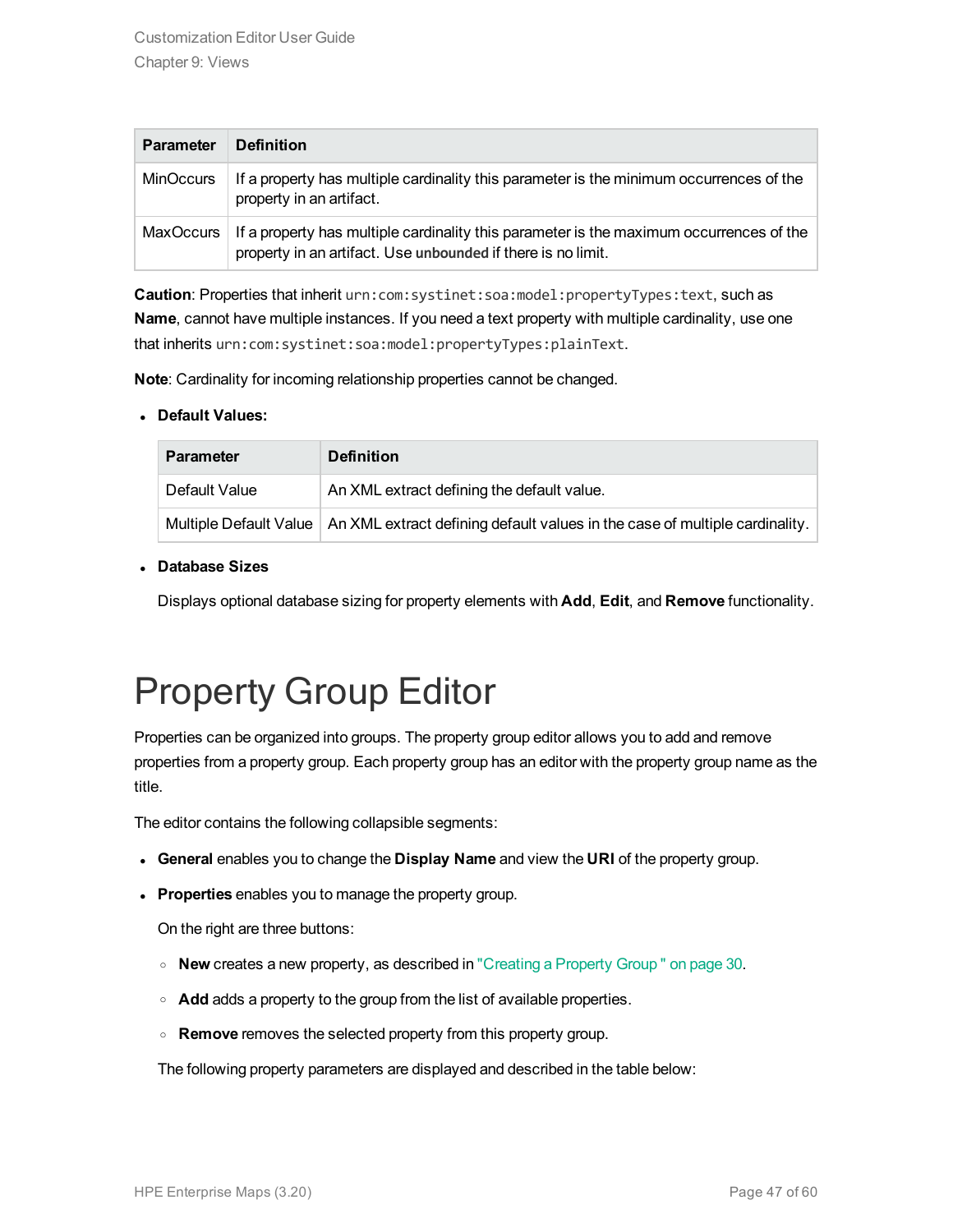| Parameter | Definition |
|---|---|
| MinOccurs | If a property has multiple cardinality this parameter is the minimum occurrences of the property in an artifact. |
| MaxOccurs | If a property has multiple cardinality this parameter is the maximum occurrences of the property in an artifact. Use **unbounded** if there is no limit. |

**Caution**: Properties that inherit `urn:com:systinet:soa:model:propertyTypes:text`, such as **Name**, cannot have multiple instances. If you need a text property with multiple cardinality, use one that inherits `urn:com:systinet:soa:model:propertyTypes:plainText`.

**Note**: Cardinality for incoming relationship properties cannot be changed.

- **Default Values:**

  | Parameter | Definition |
  |---|---|
  | Default Value | An XML extract defining the default value. |
  | Multiple Default Value | An XML extract defining default values in the case of multiple cardinality. |

- **Database Sizes**

  Displays optional database sizing for property elements with **Add**, **Edit**, and **Remove** functionality.

# Property Group Editor

Properties can be organized into groups. The property group editor allows you to add and remove properties from a property group. Each property group has an editor with the property group name as the title.

The editor contains the following collapsible segments:

- **General** enables you to change the **Display Name** and view the **URI** of the property group.
- **Properties** enables you to manage the property group.

  On the right are three buttons:

  - **New** creates a new property, as described in "Creating a Property Group " on page 30.
  - **Add** adds a property to the group from the list of available properties.
  - **Remove** removes the selected property from this property group.

  The following property parameters are displayed and described in the table below: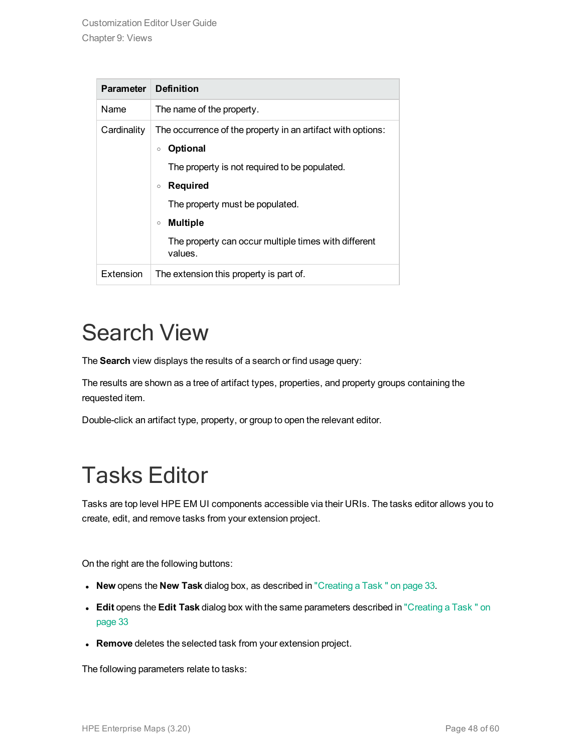| Parameter | Definition |
|---|---|
| Name | The name of the property. |
| Cardinality | The occurrence of the property in an artifact with options:<br>◦ **Optional**<br>The property is not required to be populated.<br>◦ **Required**<br>The property must be populated.<br>◦ **Multiple**<br>The property can occur multiple times with different values. |
| Extension | The extension this property is part of. |

# Search View

The **Search** view displays the results of a search or find usage query:

The results are shown as a tree of artifact types, properties, and property groups containing the requested item.

Double-click an artifact type, property, or group to open the relevant editor.

# Tasks Editor

Tasks are top level HPE EM UI components accessible via their URIs. The tasks editor allows you to create, edit, and remove tasks from your extension project.

On the right are the following buttons:

- **New** opens the **New Task** dialog box, as described in "Creating a Task " on page 33.
- **Edit** opens the **Edit Task** dialog box with the same parameters described in "Creating a Task " on page 33
- **Remove** deletes the selected task from your extension project.

The following parameters relate to tasks: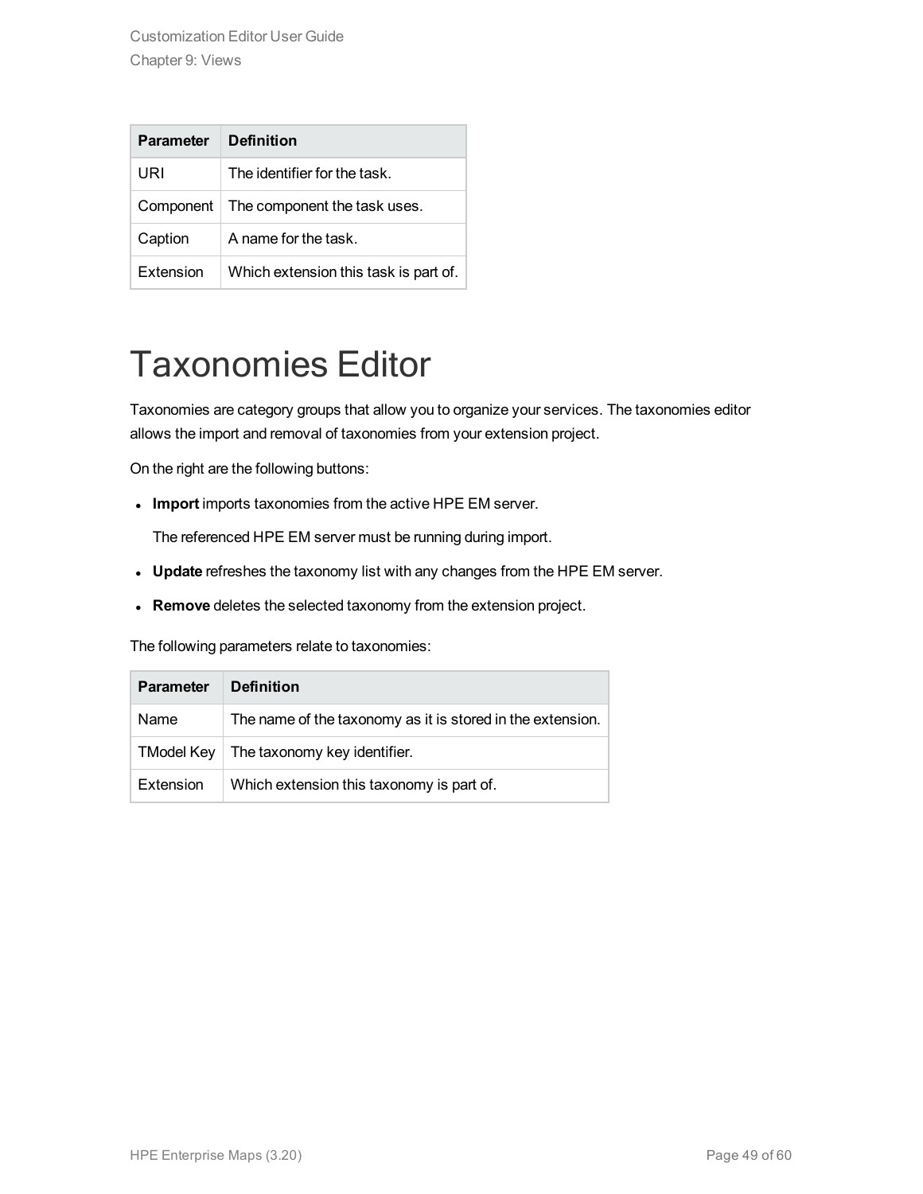| Parameter | Definition |
| --- | --- |
| URI | The identifier for the task. |
| Component | The component the task uses. |
| Caption | A name for the task. |
| Extension | Which extension this task is part of. |

# Taxonomies Editor

Taxonomies are category groups that allow you to organize your services. The taxonomies editor allows the import and removal of taxonomies from your extension project.

On the right are the following buttons:

- **Import** imports taxonomies from the active HPE EM server.

  The referenced HPE EM server must be running during import.

- **Update** refreshes the taxonomy list with any changes from the HPE EM server.
- **Remove** deletes the selected taxonomy from the extension project.

The following parameters relate to taxonomies:

| Parameter | Definition |
| --- | --- |
| Name | The name of the taxonomy as it is stored in the extension. |
| TModel Key | The taxonomy key identifier. |
| Extension | Which extension this taxonomy is part of. |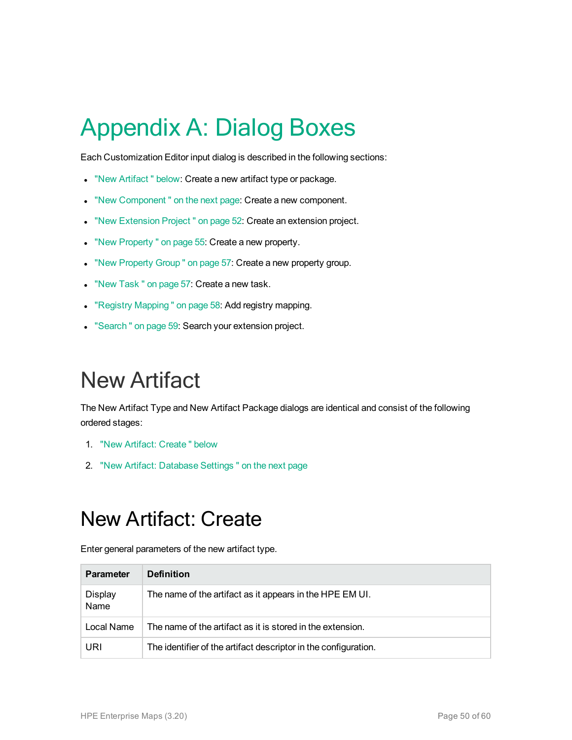# Appendix A: Dialog Boxes

Each Customization Editor input dialog is described in the following sections:

- "New Artifact " below: Create a new artifact type or package.
- "New Component " on the next page: Create a new component.
- "New Extension Project " on page 52: Create an extension project.
- "New Property " on page 55: Create a new property.
- "New Property Group " on page 57: Create a new property group.
- "New Task " on page 57: Create a new task.
- "Registry Mapping " on page 58: Add registry mapping.
- "Search " on page 59: Search your extension project.

## New Artifact

The New Artifact Type and New Artifact Package dialogs are identical and consist of the following ordered stages:

1. "New Artifact: Create " below
2. "New Artifact: Database Settings " on the next page

## New Artifact: Create

Enter general parameters of the new artifact type.

| Parameter | Definition |
| --- | --- |
| Display Name | The name of the artifact as it appears in the HPE EM UI. |
| Local Name | The name of the artifact as it is stored in the extension. |
| URI | The identifier of the artifact descriptor in the configuration. |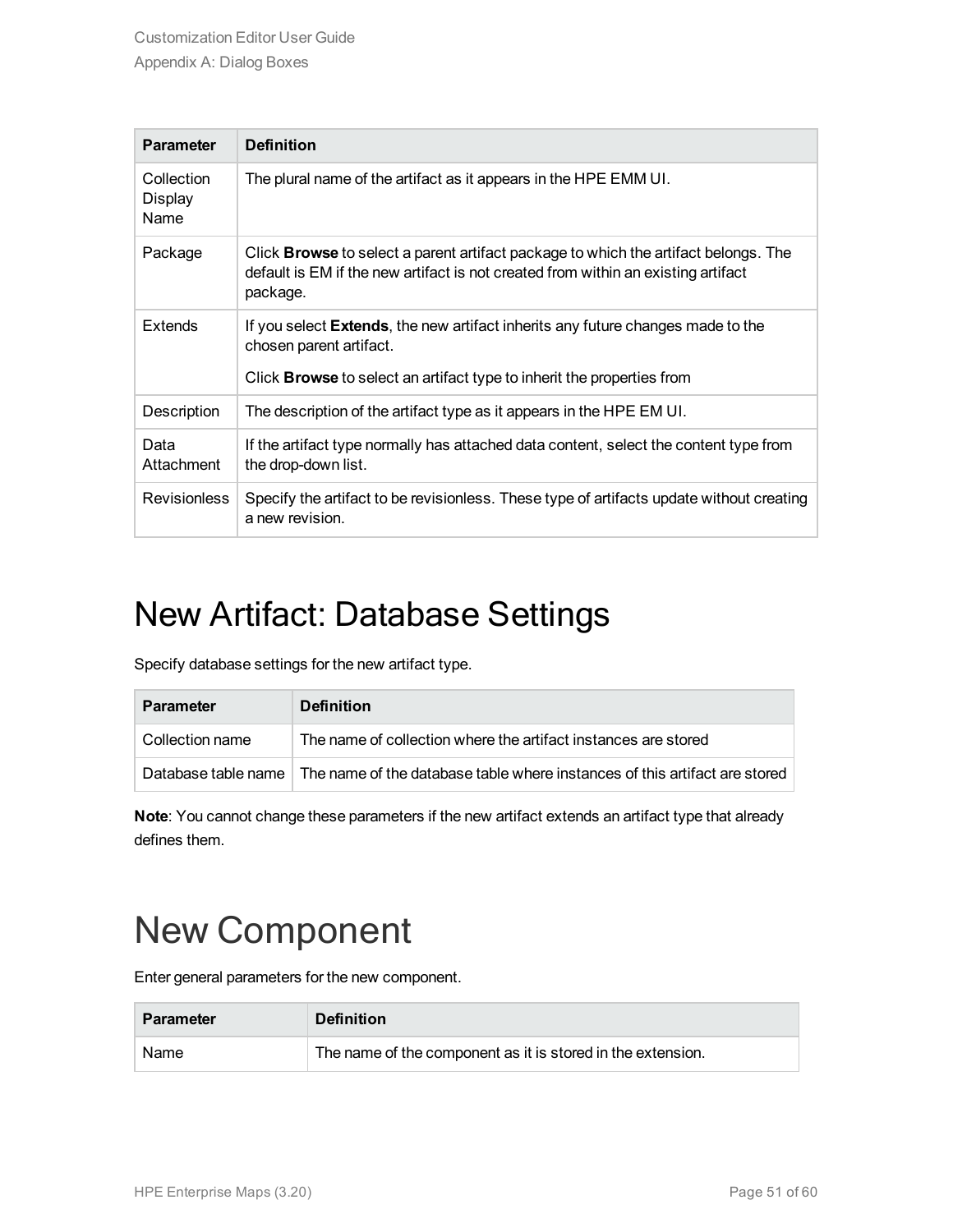| Parameter | Definition |
| --- | --- |
| Collection Display Name | The plural name of the artifact as it appears in the HPE EMM UI. |
| Package | Click **Browse** to select a parent artifact package to which the artifact belongs. The default is EM if the new artifact is not created from within an existing artifact package. |
| Extends | If you select **Extends**, the new artifact inherits any future changes made to the chosen parent artifact.<br><br>Click **Browse** to select an artifact type to inherit the properties from |
| Description | The description of the artifact type as it appears in the HPE EM UI. |
| Data Attachment | If the artifact type normally has attached data content, select the content type from the drop-down list. |
| Revisionless | Specify the artifact to be revisionless. These type of artifacts update without creating a new revision. |

# New Artifact: Database Settings

Specify database settings for the new artifact type.

| Parameter | Definition |
| --- | --- |
| Collection name | The name of collection where the artifact instances are stored |
| Database table name | The name of the database table where instances of this artifact are stored |

**Note**: You cannot change these parameters if the new artifact extends an artifact type that already defines them.

# New Component

Enter general parameters for the new component.

| Parameter | Definition |
| --- | --- |
| Name | The name of the component as it is stored in the extension. |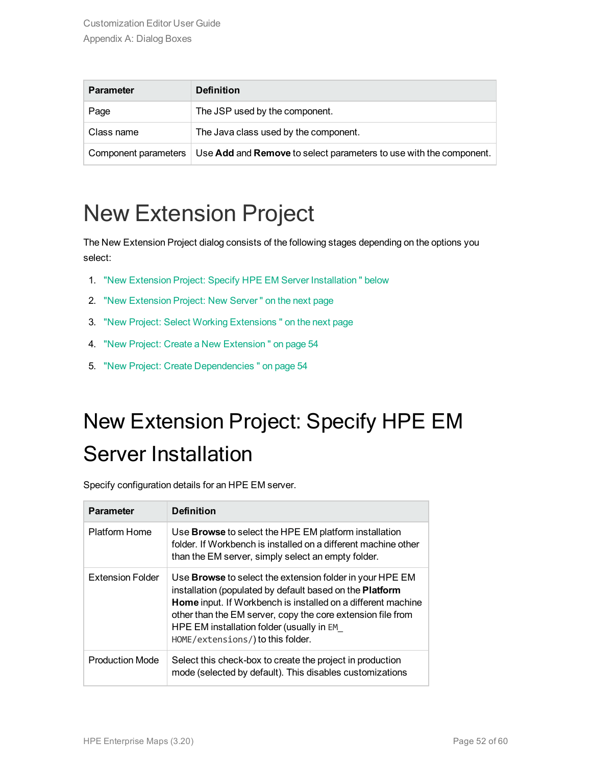| Parameter | Definition |
| --- | --- |
| Page | The JSP used by the component. |
| Class name | The Java class used by the component. |
| Component parameters | Use **Add** and **Remove** to select parameters to use with the component. |

# New Extension Project

The New Extension Project dialog consists of the following stages depending on the options you select:

1. "New Extension Project: Specify HPE EM Server Installation " below
2. "New Extension Project: New Server " on the next page
3. "New Project: Select Working Extensions " on the next page
4. "New Project: Create a New Extension " on page 54
5. "New Project: Create Dependencies " on page 54

# New Extension Project: Specify HPE EM Server Installation

Specify configuration details for an HPE EM server.

| Parameter | Definition |
| --- | --- |
| Platform Home | Use **Browse** to select the HPE EM platform installation folder. If Workbench is installed on a different machine other than the EM server, simply select an empty folder. |
| Extension Folder | Use **Browse** to select the extension folder in your HPE EM installation (populated by default based on the **Platform Home** input. If Workbench is installed on a different machine other than the EM server, copy the core extension file from HPE EM installation folder (usually in `EM_HOME/extensions/`) to this folder. |
| Production Mode | Select this check-box to create the project in production mode (selected by default). This disables customizations |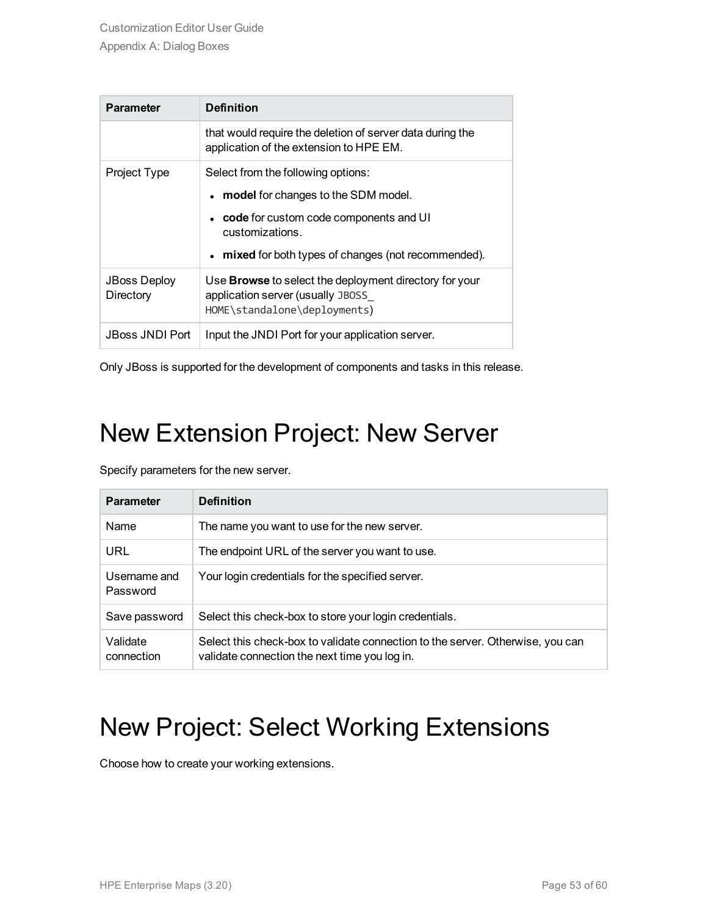| Parameter | Definition |
| --- | --- |
| | that would require the deletion of server data during the application of the extension to HPE EM. |
| Project Type | Select from the following options:<br>• **model** for changes to the SDM model.<br>• **code** for custom code components and UI customizations.<br>• **mixed** for both types of changes (not recommended). |
| JBoss Deploy Directory | Use **Browse** to select the deployment directory for your application server (usually `JBOSS_HOME\standalone\deployments`) |
| JBoss JNDI Port | Input the JNDI Port for your application server. |

Only JBoss is supported for the development of components and tasks in this release.

# New Extension Project: New Server

Specify parameters for the new server.

| Parameter | Definition |
| --- | --- |
| Name | The name you want to use for the new server. |
| URL | The endpoint URL of the server you want to use. |
| Username and Password | Your login credentials for the specified server. |
| Save password | Select this check-box to store your login credentials. |
| Validate connection | Select this check-box to validate connection to the server. Otherwise, you can validate connection the next time you log in. |

# New Project: Select Working Extensions

Choose how to create your working extensions.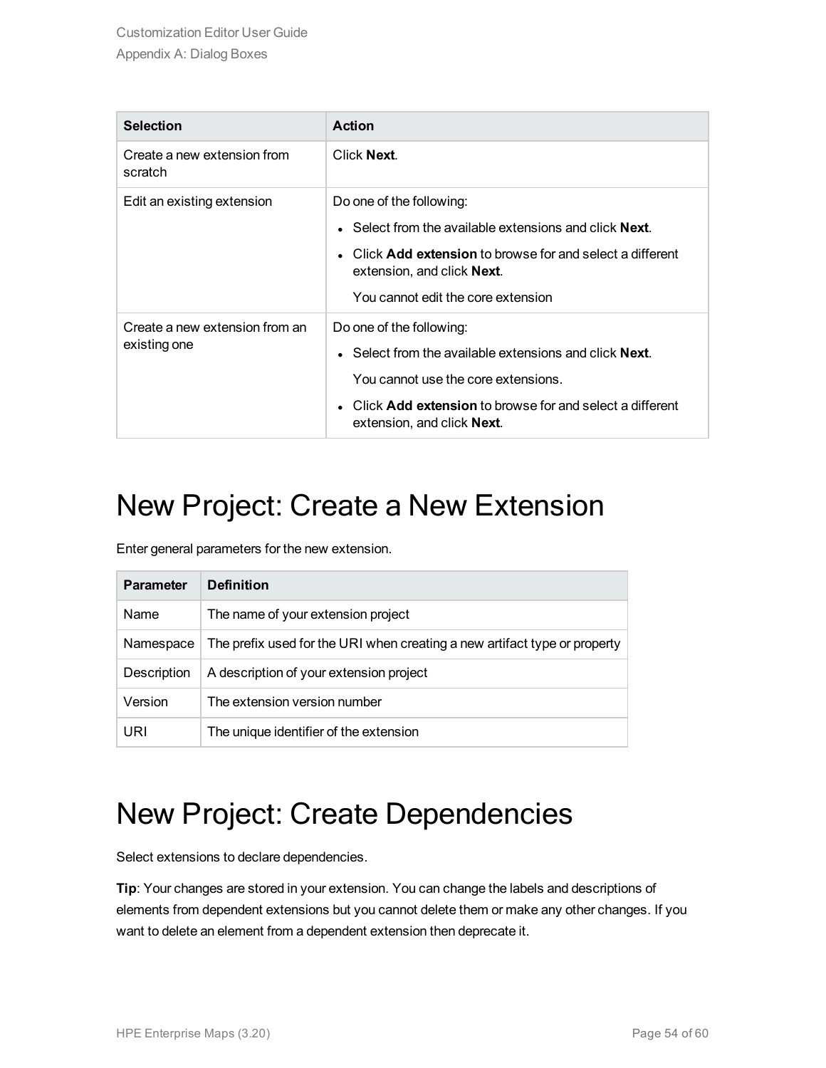| Selection | Action |
| --- | --- |
| Create a new extension from scratch | Click **Next**. |
| Edit an existing extension | Do one of the following:<br>• Select from the available extensions and click **Next**.<br>• Click **Add extension** to browse for and select a different extension, and click **Next**.<br>You cannot edit the core extension |
| Create a new extension from an existing one | Do one of the following:<br>• Select from the available extensions and click **Next**.<br>You cannot use the core extensions.<br>• Click **Add extension** to browse for and select a different extension, and click **Next**. |

# New Project: Create a New Extension

Enter general parameters for the new extension.

| Parameter | Definition |
| --- | --- |
| Name | The name of your extension project |
| Namespace | The prefix used for the URI when creating a new artifact type or property |
| Description | A description of your extension project |
| Version | The extension version number |
| URI | The unique identifier of the extension |

# New Project: Create Dependencies

Select extensions to declare dependencies.

**Tip**: Your changes are stored in your extension. You can change the labels and descriptions of elements from dependent extensions but you cannot delete them or make any other changes. If you want to delete an element from a dependent extension then deprecate it.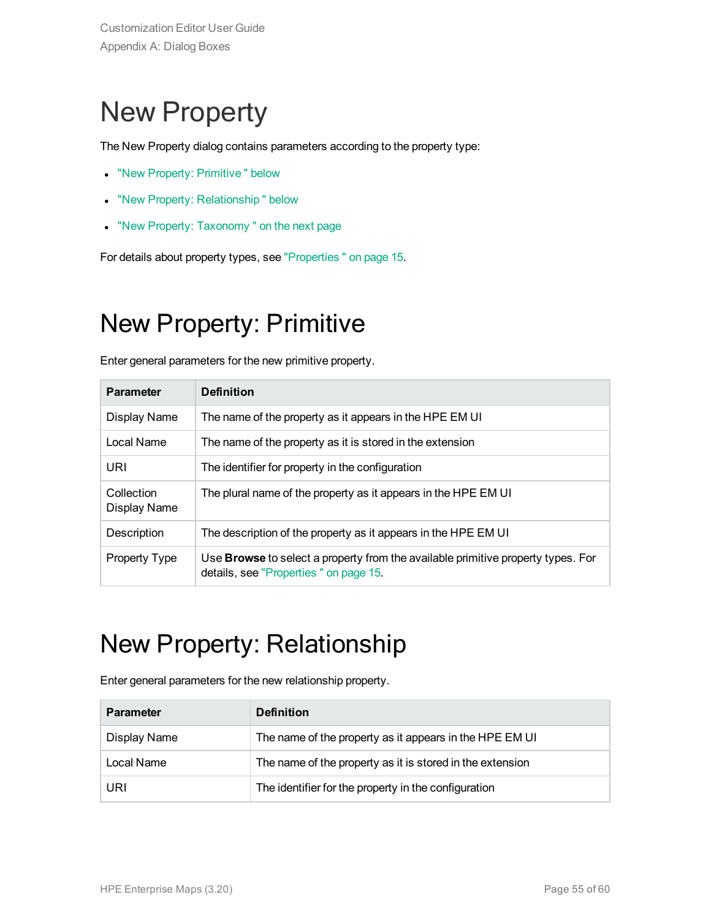# New Property

The New Property dialog contains parameters according to the property type:

- "New Property: Primitive " below
- "New Property: Relationship " below
- "New Property: Taxonomy " on the next page

For details about property types, see "Properties " on page 15.

# New Property: Primitive

Enter general parameters for the new primitive property.

| Parameter | Definition |
|---|---|
| Display Name | The name of the property as it appears in the HPE EM UI |
| Local Name | The name of the property as it is stored in the extension |
| URI | The identifier for property in the configuration |
| Collection Display Name | The plural name of the property as it appears in the HPE EM UI |
| Description | The description of the property as it appears in the HPE EM UI |
| Property Type | Use **Browse** to select a property from the available primitive property types. For details, see "Properties " on page 15. |

# New Property: Relationship

Enter general parameters for the new relationship property.

| Parameter | Definition |
|---|---|
| Display Name | The name of the property as it appears in the HPE EM UI |
| Local Name | The name of the property as it is stored in the extension |
| URI | The identifier for the property in the configuration |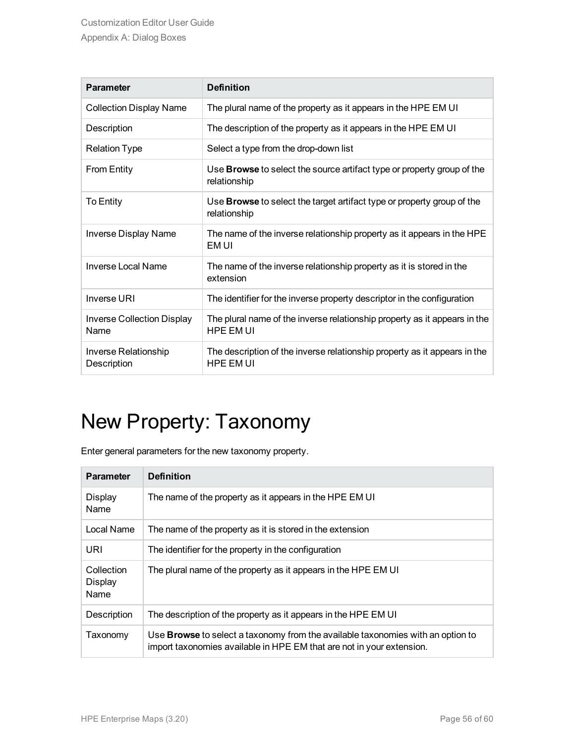| Parameter | Definition |
| --- | --- |
| Collection Display Name | The plural name of the property as it appears in the HPE EM UI |
| Description | The description of the property as it appears in the HPE EM UI |
| Relation Type | Select a type from the drop-down list |
| From Entity | Use **Browse** to select the source artifact type or property group of the relationship |
| To Entity | Use **Browse** to select the target artifact type or property group of the relationship |
| Inverse Display Name | The name of the inverse relationship property as it appears in the HPE EM UI |
| Inverse Local Name | The name of the inverse relationship property as it is stored in the extension |
| Inverse URI | The identifier for the inverse property descriptor in the configuration |
| Inverse Collection Display Name | The plural name of the inverse relationship property as it appears in the HPE EM UI |
| Inverse Relationship Description | The description of the inverse relationship property as it appears in the HPE EM UI |

# New Property: Taxonomy

Enter general parameters for the new taxonomy property.

| Parameter | Definition |
| --- | --- |
| Display Name | The name of the property as it appears in the HPE EM UI |
| Local Name | The name of the property as it is stored in the extension |
| URI | The identifier for the property in the configuration |
| Collection Display Name | The plural name of the property as it appears in the HPE EM UI |
| Description | The description of the property as it appears in the HPE EM UI |
| Taxonomy | Use **Browse** to select a taxonomy from the available taxonomies with an option to import taxonomies available in HPE EM that are not in your extension. |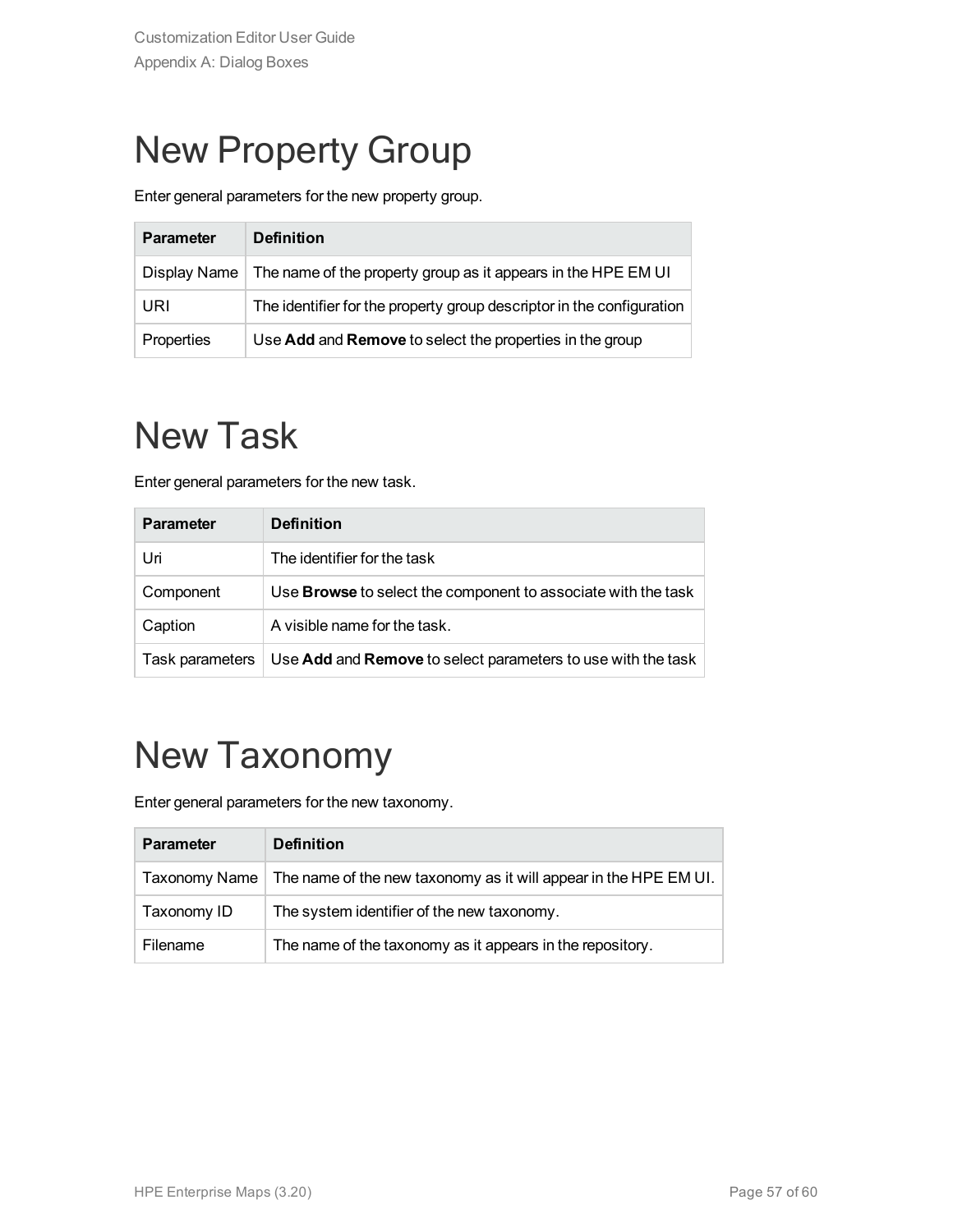# New Property Group

Enter general parameters for the new property group.

| Parameter | Definition |
| --- | --- |
| Display Name | The name of the property group as it appears in the HPE EM UI |
| URI | The identifier for the property group descriptor in the configuration |
| Properties | Use **Add** and **Remove** to select the properties in the group |

# New Task

Enter general parameters for the new task.

| Parameter | Definition |
| --- | --- |
| Uri | The identifier for the task |
| Component | Use **Browse** to select the component to associate with the task |
| Caption | A visible name for the task. |
| Task parameters | Use **Add** and **Remove** to select parameters to use with the task |

# New Taxonomy

Enter general parameters for the new taxonomy.

| Parameter | Definition |
| --- | --- |
| Taxonomy Name | The name of the new taxonomy as it will appear in the HPE EM UI. |
| Taxonomy ID | The system identifier of the new taxonomy. |
| Filename | The name of the taxonomy as it appears in the repository. |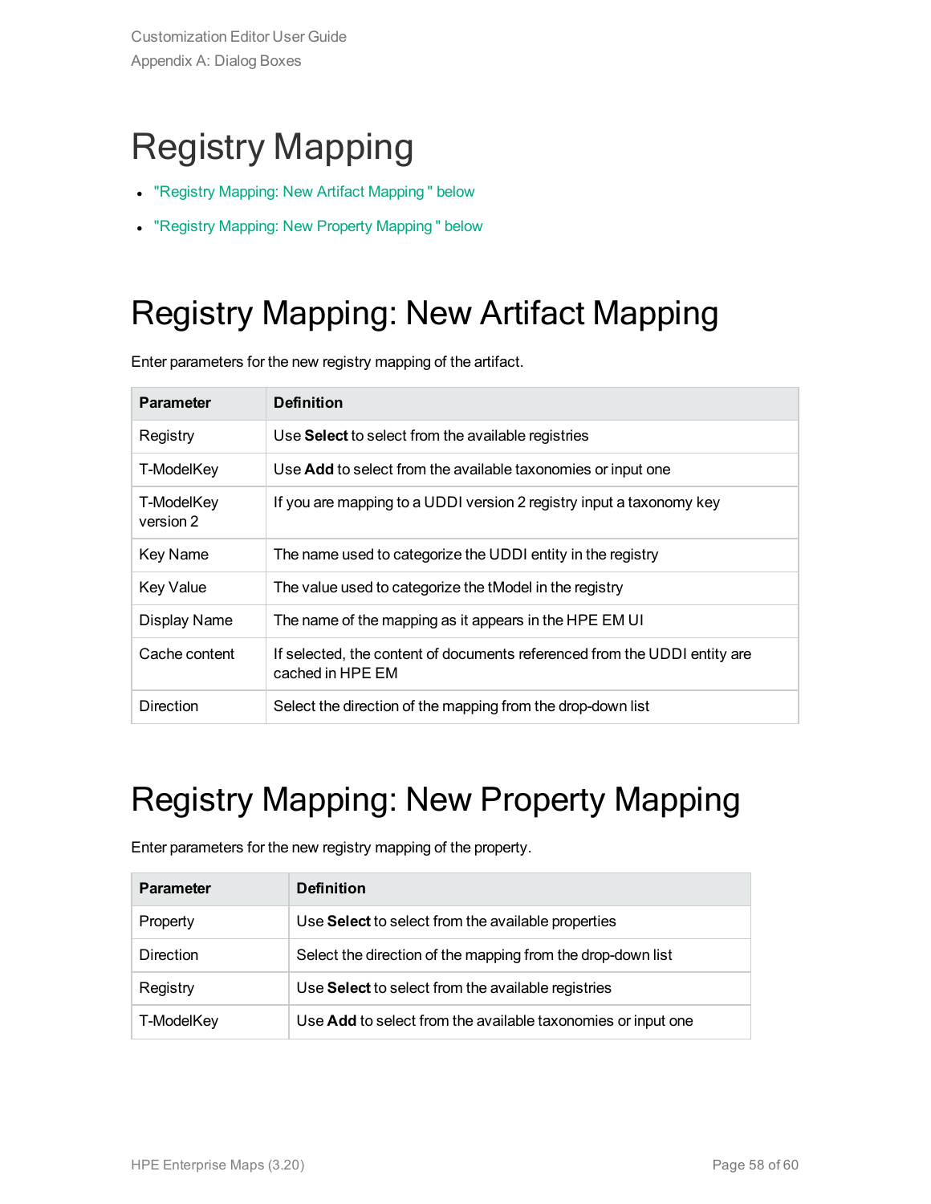# Registry Mapping

- "Registry Mapping: New Artifact Mapping " below
- "Registry Mapping: New Property Mapping " below

## Registry Mapping: New Artifact Mapping

Enter parameters for the new registry mapping of the artifact.

| Parameter | Definition |
|---|---|
| Registry | Use **Select** to select from the available registries |
| T-ModelKey | Use **Add** to select from the available taxonomies or input one |
| T-ModelKey version 2 | If you are mapping to a UDDI version 2 registry input a taxonomy key |
| Key Name | The name used to categorize the UDDI entity in the registry |
| Key Value | The value used to categorize the tModel in the registry |
| Display Name | The name of the mapping as it appears in the HPE EM UI |
| Cache content | If selected, the content of documents referenced from the UDDI entity are cached in HPE EM |
| Direction | Select the direction of the mapping from the drop-down list |

## Registry Mapping: New Property Mapping

Enter parameters for the new registry mapping of the property.

| Parameter | Definition |
|---|---|
| Property | Use **Select** to select from the available properties |
| Direction | Select the direction of the mapping from the drop-down list |
| Registry | Use **Select** to select from the available registries |
| T-ModelKey | Use **Add** to select from the available taxonomies or input one |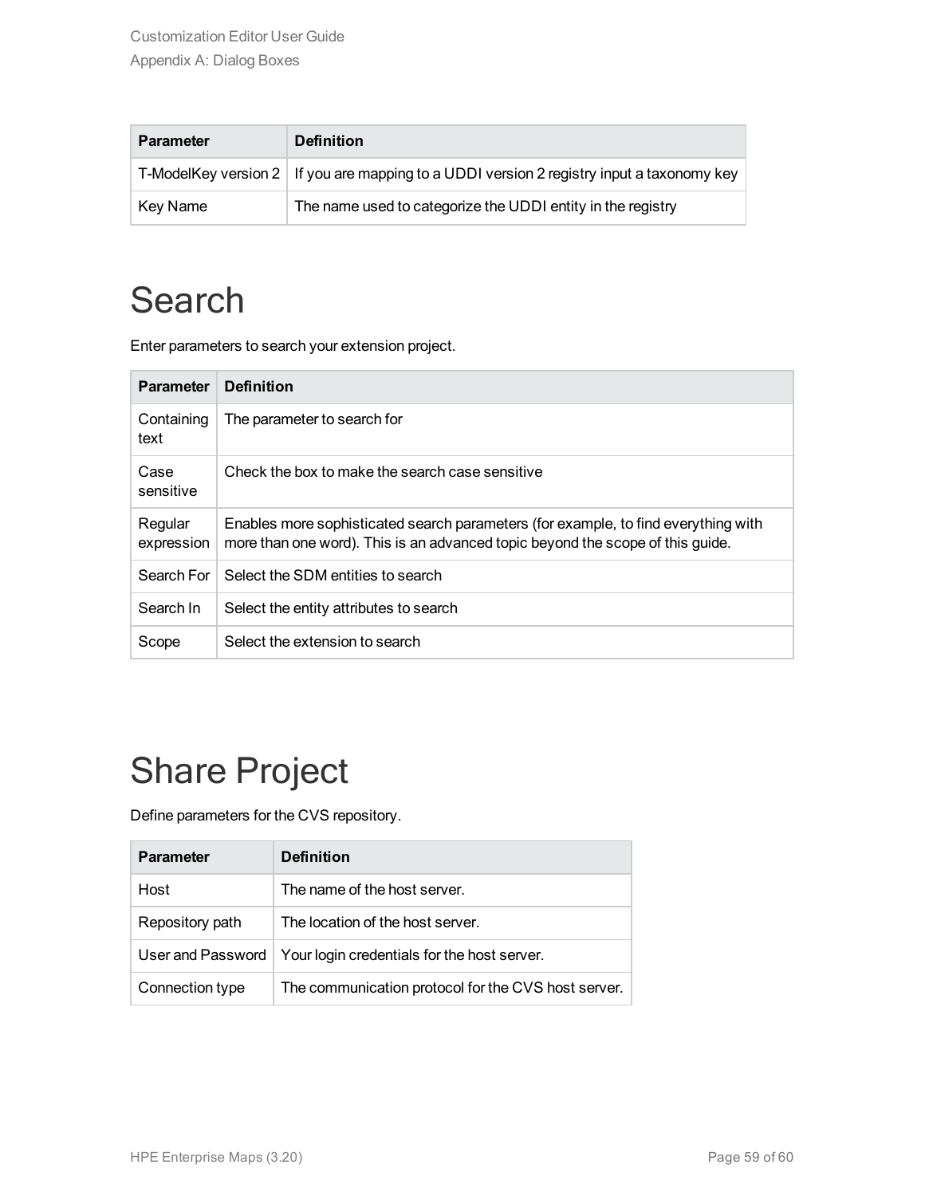| Parameter | Definition |
| --- | --- |
| T-ModelKey version 2 | If you are mapping to a UDDI version 2 registry input a taxonomy key |
| Key Name | The name used to categorize the UDDI entity in the registry |

# Search

Enter parameters to search your extension project.

| Parameter | Definition |
| --- | --- |
| Containing text | The parameter to search for |
| Case sensitive | Check the box to make the search case sensitive |
| Regular expression | Enables more sophisticated search parameters (for example, to find everything with more than one word). This is an advanced topic beyond the scope of this guide. |
| Search For | Select the SDM entities to search |
| Search In | Select the entity attributes to search |
| Scope | Select the extension to search |

# Share Project

Define parameters for the CVS repository.

| Parameter | Definition |
| --- | --- |
| Host | The name of the host server. |
| Repository path | The location of the host server. |
| User and Password | Your login credentials for the host server. |
| Connection type | The communication protocol for the CVS host server. |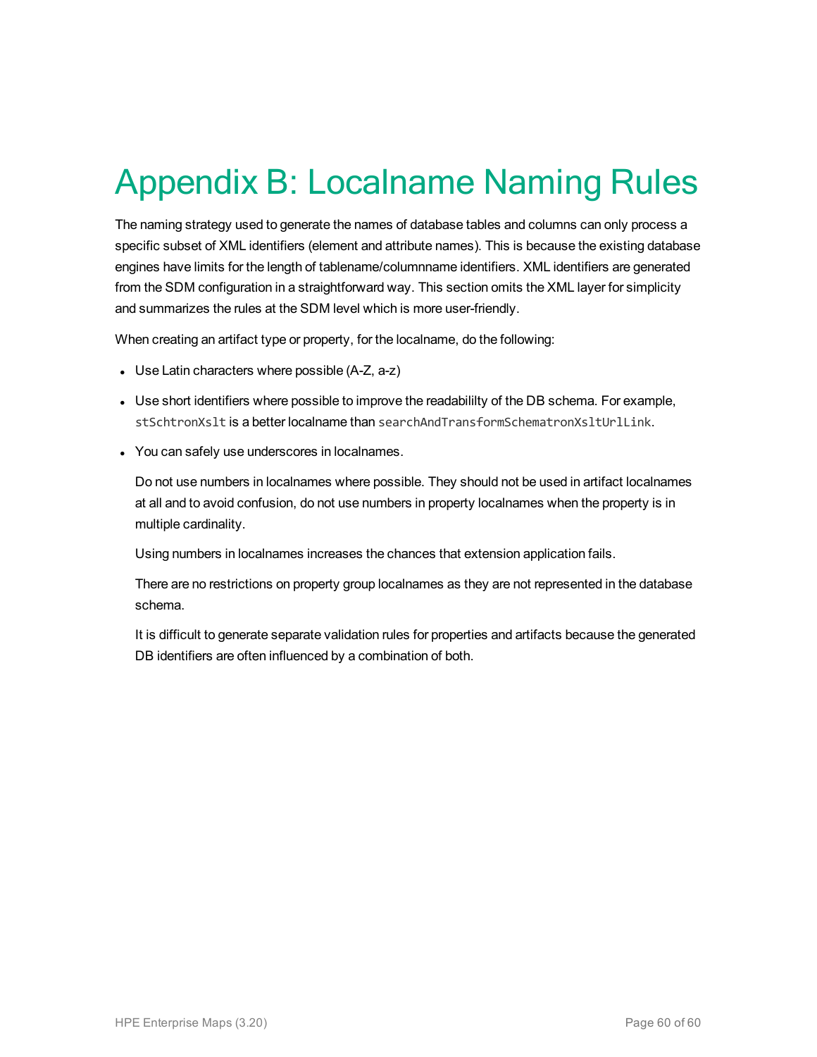# Appendix B: Localname Naming Rules

The naming strategy used to generate the names of database tables and columns can only process a specific subset of XML identifiers (element and attribute names). This is because the existing database engines have limits for the length of tablename/columnname identifiers. XML identifiers are generated from the SDM configuration in a straightforward way. This section omits the XML layer for simplicity and summarizes the rules at the SDM level which is more user-friendly.

When creating an artifact type or property, for the localname, do the following:

- Use Latin characters where possible (A-Z, a-z)
- Use short identifiers where possible to improve the readabililty of the DB schema. For example, `stSchtronXslt` is a better localname than `searchAndTransformSchematronXsltUrlLink`.
- You can safely use underscores in localnames.

  Do not use numbers in localnames where possible. They should not be used in artifact localnames at all and to avoid confusion, do not use numbers in property localnames when the property is in multiple cardinality.

  Using numbers in localnames increases the chances that extension application fails.

  There are no restrictions on property group localnames as they are not represented in the database schema.

  It is difficult to generate separate validation rules for properties and artifacts because the generated DB identifiers are often influenced by a combination of both.